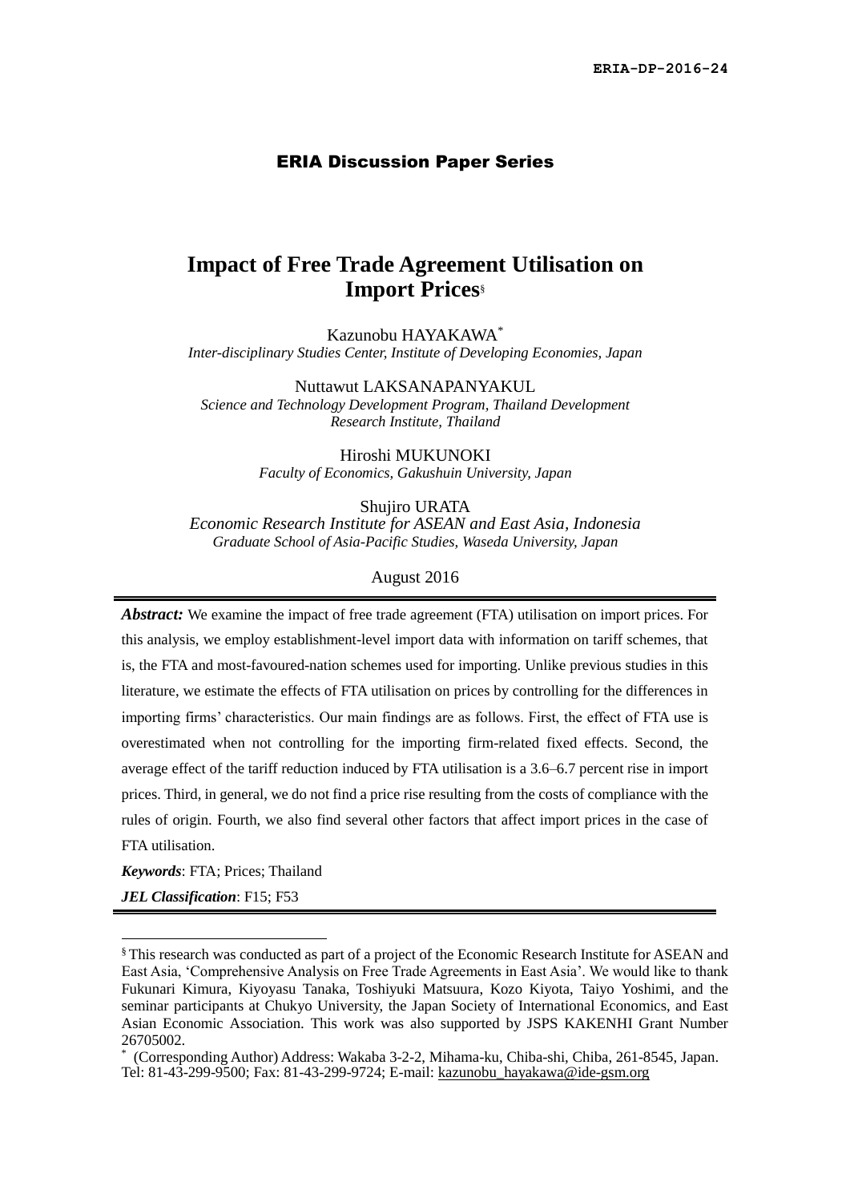ERIA-DP-2016-24

**ERIA Discussion Paper Series**

# Impact of Free Trade Agreement Utilisation on Import Prices[§]

Kazunobu HAYAKAWA[*]
*Inter-disciplinary Studies Center, Institute of Developing Economies, Japan*

Nuttawut LAKSANAPANYAKUL
*Science and Technology Development Program, Thailand Development Research Institute, Thailand*

Hiroshi MUKUNOKI
*Faculty of Economics, Gakushuin University, Japan*

Shujiro URATA
*Economic Research Institute for ASEAN and East Asia, Indonesia*
*Graduate School of Asia-Pacific Studies, Waseda University, Japan*

August 2016

***Abstract:*** We examine the impact of free trade agreement (FTA) utilisation on import prices. For this analysis, we employ establishment-level import data with information on tariff schemes, that is, the FTA and most-favoured-nation schemes used for importing. Unlike previous studies in this literature, we estimate the effects of FTA utilisation on prices by controlling for the differences in importing firms' characteristics. Our main findings are as follows. First, the effect of FTA use is overestimated when not controlling for the importing firm-related fixed effects. Second, the average effect of the tariff reduction induced by FTA utilisation is a 3.6–6.7 percent rise in import prices. Third, in general, we do not find a price rise resulting from the costs of compliance with the rules of origin. Fourth, we also find several other factors that affect import prices in the case of FTA utilisation.

***Keywords***: FTA; Prices; Thailand

***JEL Classification***: F15; F53

---

[§] This research was conducted as part of a project of the Economic Research Institute for ASEAN and East Asia, 'Comprehensive Analysis on Free Trade Agreements in East Asia'. We would like to thank Fukunari Kimura, Kiyoyasu Tanaka, Toshiyuki Matsuura, Kozo Kiyota, Taiyo Yoshimi, and the seminar participants at Chukyo University, the Japan Society of International Economics, and East Asian Economic Association. This work was also supported by JSPS KAKENHI Grant Number 26705002.

[*] (Corresponding Author) Address: Wakaba 3-2-2, Mihama-ku, Chiba-shi, Chiba, 261-8545, Japan. Tel: 81-43-299-9500; Fax: 81-43-299-9724; E-mail: kazunobu_hayakawa@ide-gsm.org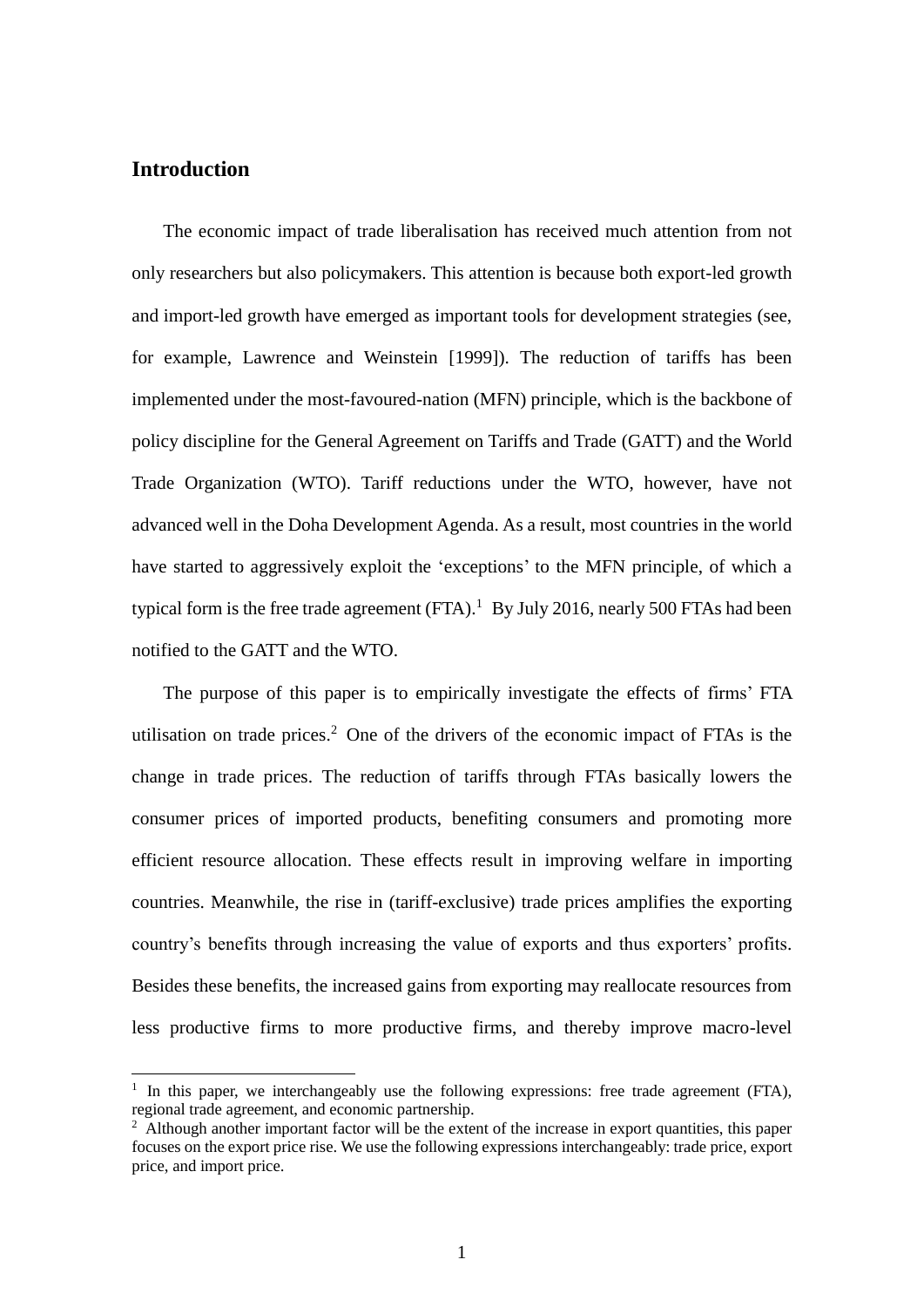## Introduction

The economic impact of trade liberalisation has received much attention from not only researchers but also policymakers. This attention is because both export-led growth and import-led growth have emerged as important tools for development strategies (see, for example, Lawrence and Weinstein [1999]). The reduction of tariffs has been implemented under the most-favoured-nation (MFN) principle, which is the backbone of policy discipline for the General Agreement on Tariffs and Trade (GATT) and the World Trade Organization (WTO). Tariff reductions under the WTO, however, have not advanced well in the Doha Development Agenda. As a result, most countries in the world have started to aggressively exploit the 'exceptions' to the MFN principle, of which a typical form is the free trade agreement (FTA).[1] By July 2016, nearly 500 FTAs had been notified to the GATT and the WTO.

The purpose of this paper is to empirically investigate the effects of firms' FTA utilisation on trade prices.[2] One of the drivers of the economic impact of FTAs is the change in trade prices. The reduction of tariffs through FTAs basically lowers the consumer prices of imported products, benefiting consumers and promoting more efficient resource allocation. These effects result in improving welfare in importing countries. Meanwhile, the rise in (tariff-exclusive) trade prices amplifies the exporting country's benefits through increasing the value of exports and thus exporters' profits. Besides these benefits, the increased gains from exporting may reallocate resources from less productive firms to more productive firms, and thereby improve macro-level

---

[1] In this paper, we interchangeably use the following expressions: free trade agreement (FTA), regional trade agreement, and economic partnership.

[2] Although another important factor will be the extent of the increase in export quantities, this paper focuses on the export price rise. We use the following expressions interchangeably: trade price, export price, and import price.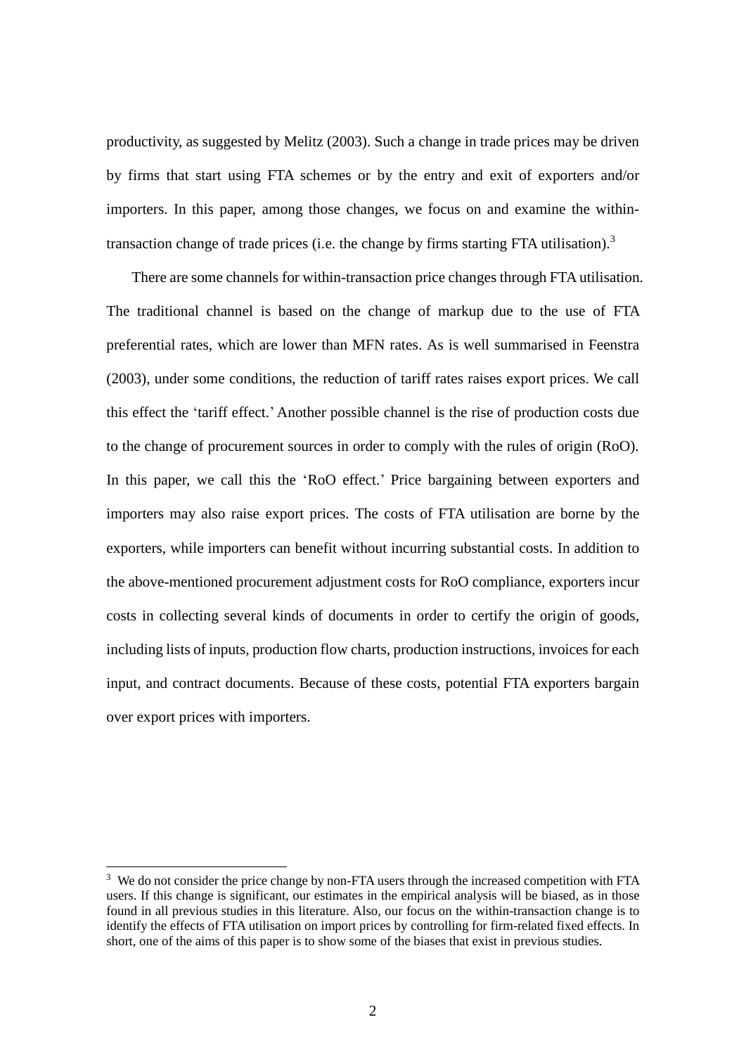productivity, as suggested by Melitz (2003). Such a change in trade prices may be driven by firms that start using FTA schemes or by the entry and exit of exporters and/or importers. In this paper, among those changes, we focus on and examine the within-transaction change of trade prices (i.e. the change by firms starting FTA utilisation).[3]

There are some channels for within-transaction price changes through FTA utilisation. The traditional channel is based on the change of markup due to the use of FTA preferential rates, which are lower than MFN rates. As is well summarised in Feenstra (2003), under some conditions, the reduction of tariff rates raises export prices. We call this effect the 'tariff effect.' Another possible channel is the rise of production costs due to the change of procurement sources in order to comply with the rules of origin (RoO). In this paper, we call this the 'RoO effect.' Price bargaining between exporters and importers may also raise export prices. The costs of FTA utilisation are borne by the exporters, while importers can benefit without incurring substantial costs. In addition to the above-mentioned procurement adjustment costs for RoO compliance, exporters incur costs in collecting several kinds of documents in order to certify the origin of goods, including lists of inputs, production flow charts, production instructions, invoices for each input, and contract documents. Because of these costs, potential FTA exporters bargain over export prices with importers.

[3] We do not consider the price change by non-FTA users through the increased competition with FTA users. If this change is significant, our estimates in the empirical analysis will be biased, as in those found in all previous studies in this literature. Also, our focus on the within-transaction change is to identify the effects of FTA utilisation on import prices by controlling for firm-related fixed effects. In short, one of the aims of this paper is to show some of the biases that exist in previous studies.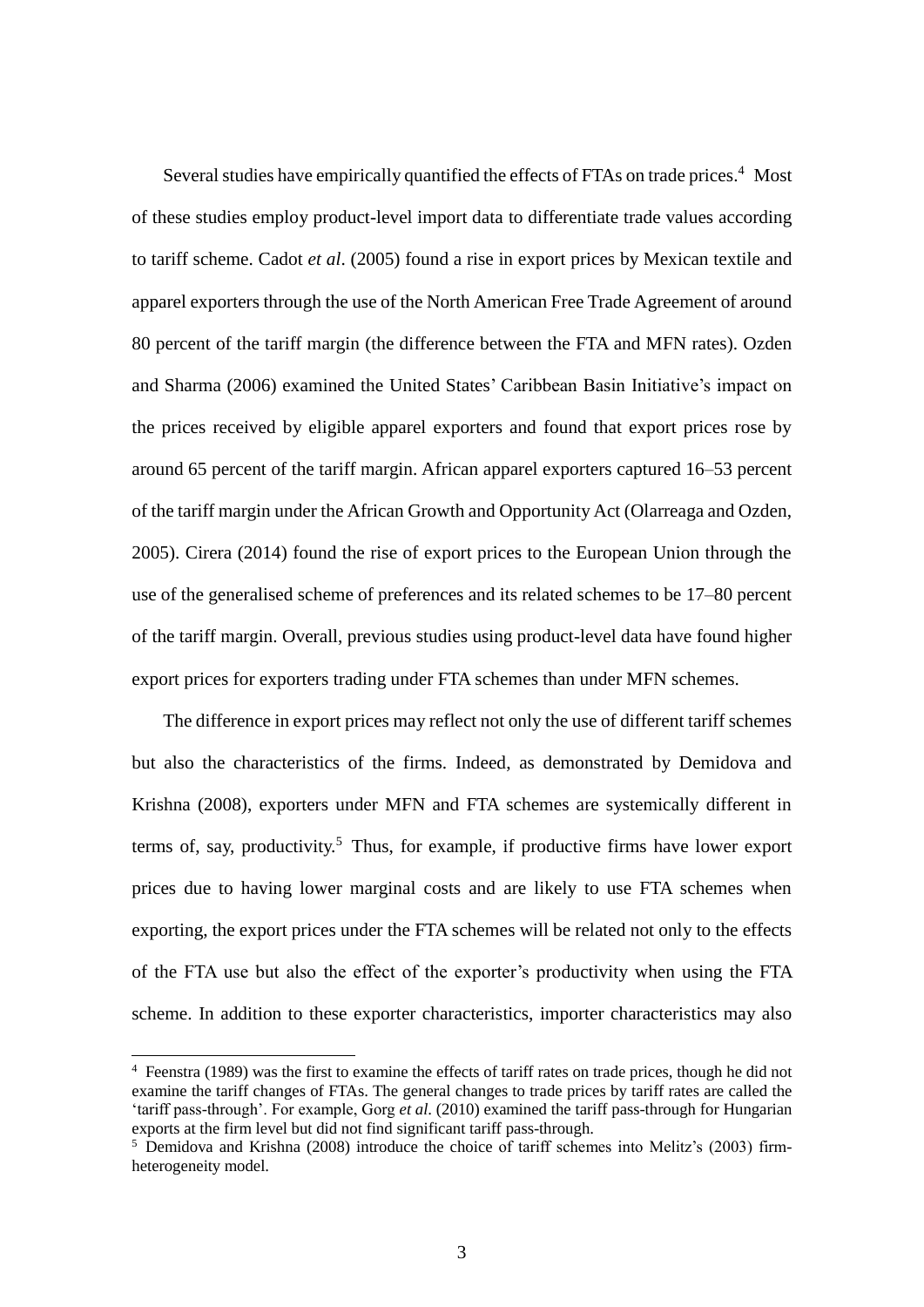Several studies have empirically quantified the effects of FTAs on trade prices.[4] Most of these studies employ product-level import data to differentiate trade values according to tariff scheme. Cadot *et al*. (2005) found a rise in export prices by Mexican textile and apparel exporters through the use of the North American Free Trade Agreement of around 80 percent of the tariff margin (the difference between the FTA and MFN rates). Ozden and Sharma (2006) examined the United States' Caribbean Basin Initiative's impact on the prices received by eligible apparel exporters and found that export prices rose by around 65 percent of the tariff margin. African apparel exporters captured 16–53 percent of the tariff margin under the African Growth and Opportunity Act (Olarreaga and Ozden, 2005). Cirera (2014) found the rise of export prices to the European Union through the use of the generalised scheme of preferences and its related schemes to be 17–80 percent of the tariff margin. Overall, previous studies using product-level data have found higher export prices for exporters trading under FTA schemes than under MFN schemes.

The difference in export prices may reflect not only the use of different tariff schemes but also the characteristics of the firms. Indeed, as demonstrated by Demidova and Krishna (2008), exporters under MFN and FTA schemes are systemically different in terms of, say, productivity.[5] Thus, for example, if productive firms have lower export prices due to having lower marginal costs and are likely to use FTA schemes when exporting, the export prices under the FTA schemes will be related not only to the effects of the FTA use but also the effect of the exporter's productivity when using the FTA scheme. In addition to these exporter characteristics, importer characteristics may also

---

[4] Feenstra (1989) was the first to examine the effects of tariff rates on trade prices, though he did not examine the tariff changes of FTAs. The general changes to trade prices by tariff rates are called the 'tariff pass-through'. For example, Gorg *et al*. (2010) examined the tariff pass-through for Hungarian exports at the firm level but did not find significant tariff pass-through.

[5] Demidova and Krishna (2008) introduce the choice of tariff schemes into Melitz's (2003) firm-heterogeneity model.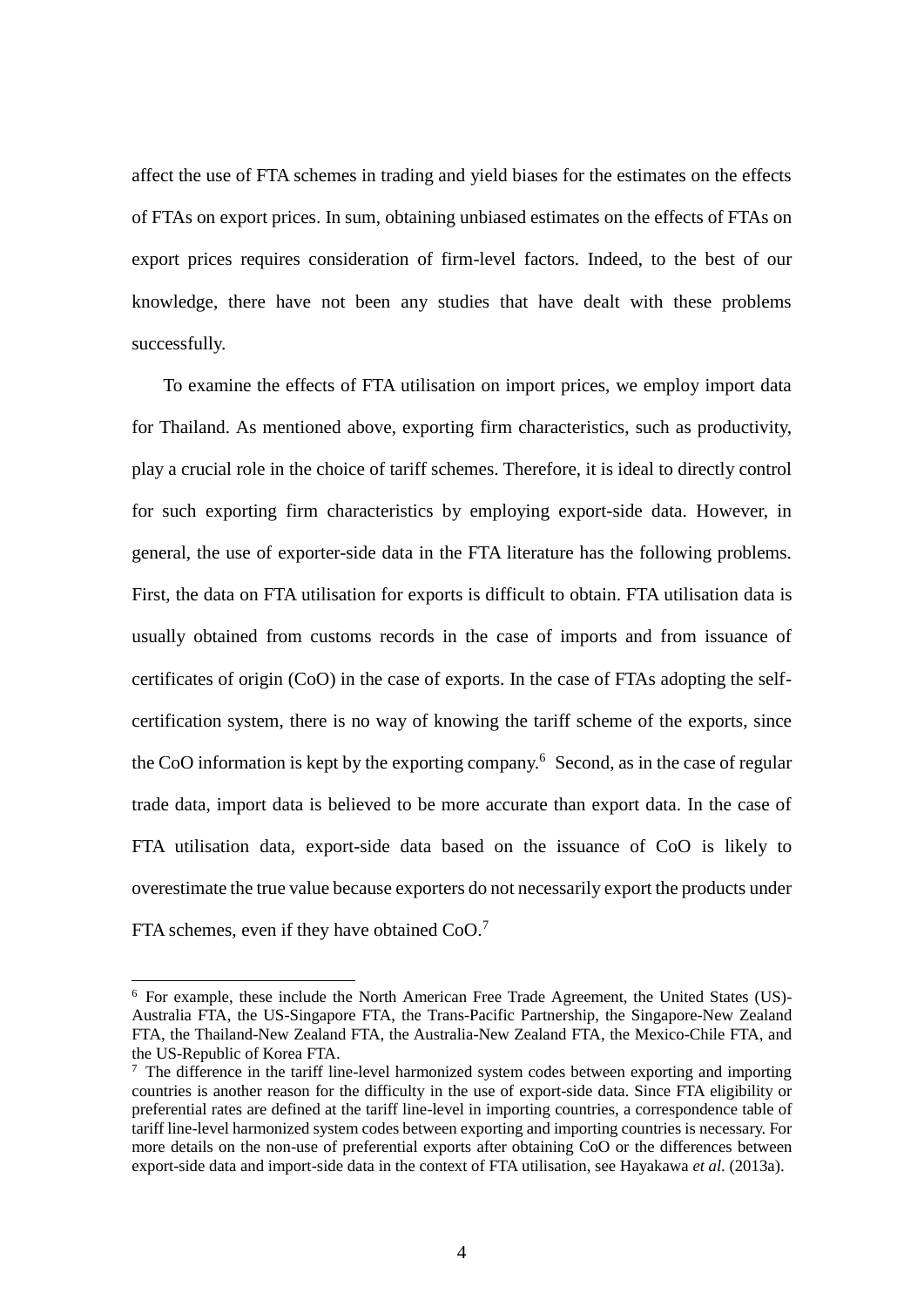affect the use of FTA schemes in trading and yield biases for the estimates on the effects of FTAs on export prices. In sum, obtaining unbiased estimates on the effects of FTAs on export prices requires consideration of firm-level factors. Indeed, to the best of our knowledge, there have not been any studies that have dealt with these problems successfully.

To examine the effects of FTA utilisation on import prices, we employ import data for Thailand. As mentioned above, exporting firm characteristics, such as productivity, play a crucial role in the choice of tariff schemes. Therefore, it is ideal to directly control for such exporting firm characteristics by employing export-side data. However, in general, the use of exporter-side data in the FTA literature has the following problems. First, the data on FTA utilisation for exports is difficult to obtain. FTA utilisation data is usually obtained from customs records in the case of imports and from issuance of certificates of origin (CoO) in the case of exports. In the case of FTAs adopting the self-certification system, there is no way of knowing the tariff scheme of the exports, since the CoO information is kept by the exporting company.[6] Second, as in the case of regular trade data, import data is believed to be more accurate than export data. In the case of FTA utilisation data, export-side data based on the issuance of CoO is likely to overestimate the true value because exporters do not necessarily export the products under FTA schemes, even if they have obtained CoO.[7]

[6] For example, these include the North American Free Trade Agreement, the United States (US)-Australia FTA, the US-Singapore FTA, the Trans-Pacific Partnership, the Singapore-New Zealand FTA, the Thailand-New Zealand FTA, the Australia-New Zealand FTA, the Mexico-Chile FTA, and the US-Republic of Korea FTA.

[7] The difference in the tariff line-level harmonized system codes between exporting and importing countries is another reason for the difficulty in the use of export-side data. Since FTA eligibility or preferential rates are defined at the tariff line-level in importing countries, a correspondence table of tariff line-level harmonized system codes between exporting and importing countries is necessary. For more details on the non-use of preferential exports after obtaining CoO or the differences between export-side data and import-side data in the context of FTA utilisation, see Hayakawa *et al.* (2013a).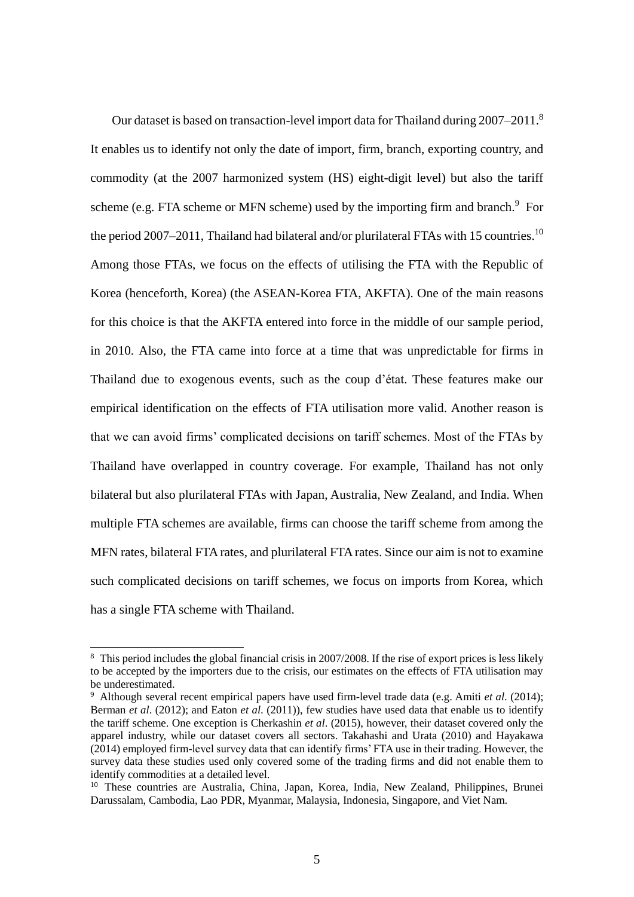Our dataset is based on transaction-level import data for Thailand during 2007–2011.[8] It enables us to identify not only the date of import, firm, branch, exporting country, and commodity (at the 2007 harmonized system (HS) eight-digit level) but also the tariff scheme (e.g. FTA scheme or MFN scheme) used by the importing firm and branch.[9] For the period 2007–2011, Thailand had bilateral and/or plurilateral FTAs with 15 countries.[10] Among those FTAs, we focus on the effects of utilising the FTA with the Republic of Korea (henceforth, Korea) (the ASEAN-Korea FTA, AKFTA). One of the main reasons for this choice is that the AKFTA entered into force in the middle of our sample period, in 2010. Also, the FTA came into force at a time that was unpredictable for firms in Thailand due to exogenous events, such as the coup d'état. These features make our empirical identification on the effects of FTA utilisation more valid. Another reason is that we can avoid firms' complicated decisions on tariff schemes. Most of the FTAs by Thailand have overlapped in country coverage. For example, Thailand has not only bilateral but also plurilateral FTAs with Japan, Australia, New Zealand, and India. When multiple FTA schemes are available, firms can choose the tariff scheme from among the MFN rates, bilateral FTA rates, and plurilateral FTA rates. Since our aim is not to examine such complicated decisions on tariff schemes, we focus on imports from Korea, which has a single FTA scheme with Thailand.

---

[8] This period includes the global financial crisis in 2007/2008. If the rise of export prices is less likely to be accepted by the importers due to the crisis, our estimates on the effects of FTA utilisation may be underestimated.

[9] Although several recent empirical papers have used firm-level trade data (e.g. Amiti *et al.* (2014); Berman *et al*. (2012); and Eaton *et al*. (2011)), few studies have used data that enable us to identify the tariff scheme. One exception is Cherkashin *et al*. (2015), however, their dataset covered only the apparel industry, while our dataset covers all sectors. Takahashi and Urata (2010) and Hayakawa (2014) employed firm-level survey data that can identify firms' FTA use in their trading. However, the survey data these studies used only covered some of the trading firms and did not enable them to identify commodities at a detailed level.

[10] These countries are Australia, China, Japan, Korea, India, New Zealand, Philippines, Brunei Darussalam, Cambodia, Lao PDR, Myanmar, Malaysia, Indonesia, Singapore, and Viet Nam.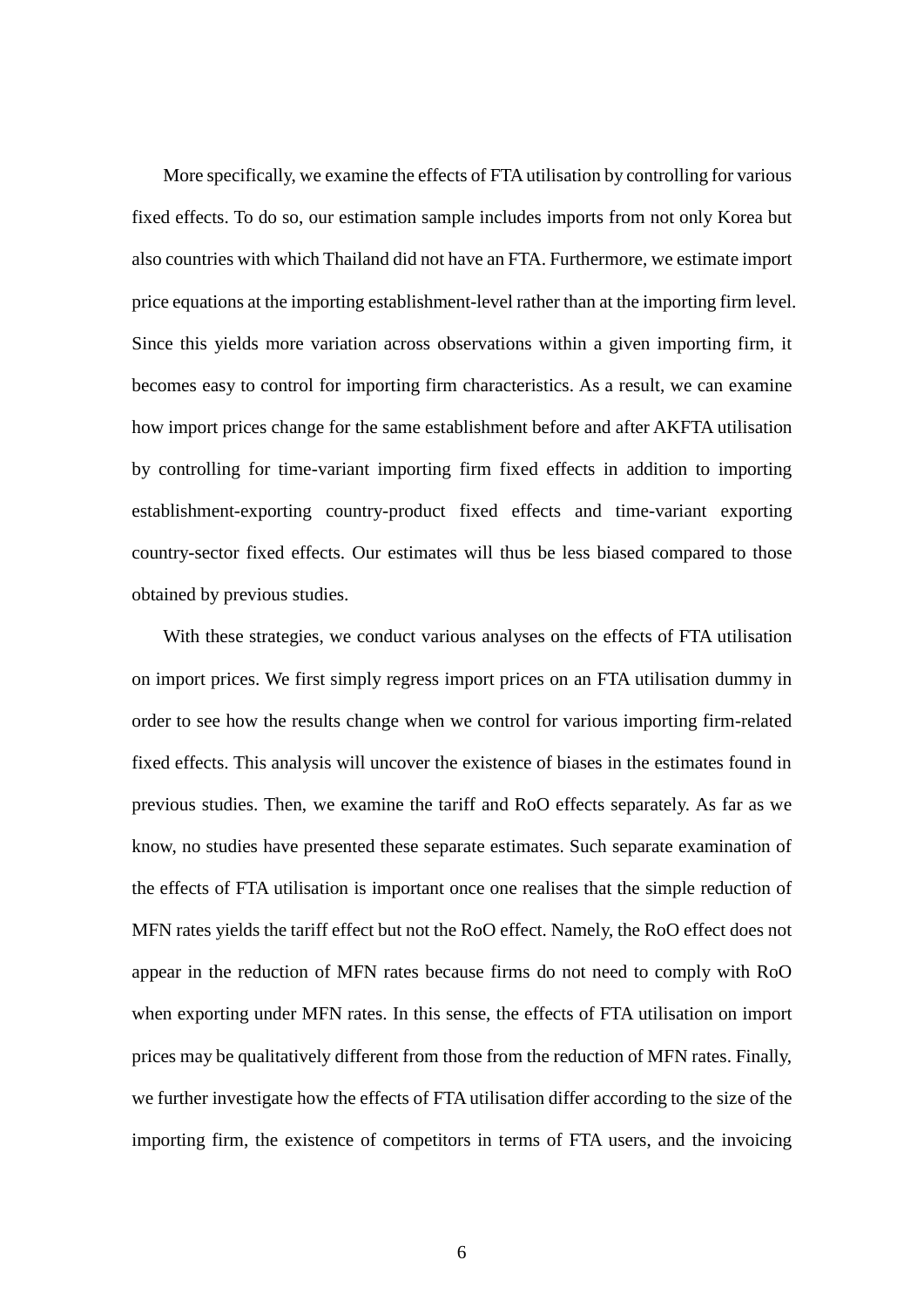More specifically, we examine the effects of FTA utilisation by controlling for various fixed effects. To do so, our estimation sample includes imports from not only Korea but also countries with which Thailand did not have an FTA. Furthermore, we estimate import price equations at the importing establishment-level rather than at the importing firm level. Since this yields more variation across observations within a given importing firm, it becomes easy to control for importing firm characteristics. As a result, we can examine how import prices change for the same establishment before and after AKFTA utilisation by controlling for time-variant importing firm fixed effects in addition to importing establishment-exporting country-product fixed effects and time-variant exporting country-sector fixed effects. Our estimates will thus be less biased compared to those obtained by previous studies.

With these strategies, we conduct various analyses on the effects of FTA utilisation on import prices. We first simply regress import prices on an FTA utilisation dummy in order to see how the results change when we control for various importing firm-related fixed effects. This analysis will uncover the existence of biases in the estimates found in previous studies. Then, we examine the tariff and RoO effects separately. As far as we know, no studies have presented these separate estimates. Such separate examination of the effects of FTA utilisation is important once one realises that the simple reduction of MFN rates yields the tariff effect but not the RoO effect. Namely, the RoO effect does not appear in the reduction of MFN rates because firms do not need to comply with RoO when exporting under MFN rates. In this sense, the effects of FTA utilisation on import prices may be qualitatively different from those from the reduction of MFN rates. Finally, we further investigate how the effects of FTA utilisation differ according to the size of the importing firm, the existence of competitors in terms of FTA users, and the invoicing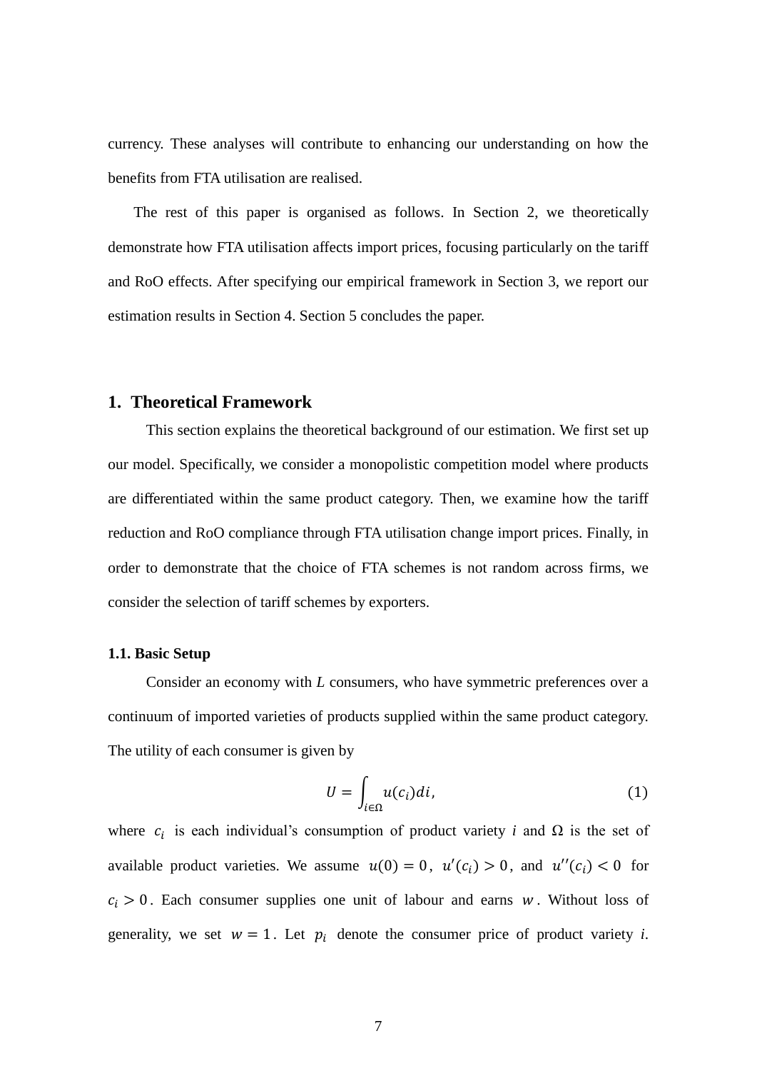currency. These analyses will contribute to enhancing our understanding on how the benefits from FTA utilisation are realised.

The rest of this paper is organised as follows. In Section 2, we theoretically demonstrate how FTA utilisation affects import prices, focusing particularly on the tariff and RoO effects. After specifying our empirical framework in Section 3, we report our estimation results in Section 4. Section 5 concludes the paper.

## 1. Theoretical Framework

This section explains the theoretical background of our estimation. We first set up our model. Specifically, we consider a monopolistic competition model where products are differentiated within the same product category. Then, we examine how the tariff reduction and RoO compliance through FTA utilisation change import prices. Finally, in order to demonstrate that the choice of FTA schemes is not random across firms, we consider the selection of tariff schemes by exporters.

### 1.1. Basic Setup

Consider an economy with $L$ consumers, who have symmetric preferences over a continuum of imported varieties of products supplied within the same product category. The utility of each consumer is given by

$$U = \int_{i \in \Omega} u(c_i) di, \tag{1}$$

where $c_i$ is each individual's consumption of product variety $i$ and $\Omega$ is the set of available product varieties. We assume $u(0) = 0$, $u'(c_i) > 0$, and $u''(c_i) < 0$ for $c_i > 0$. Each consumer supplies one unit of labour and earns $w$. Without loss of generality, we set $w = 1$. Let $p_i$ denote the consumer price of product variety $i$.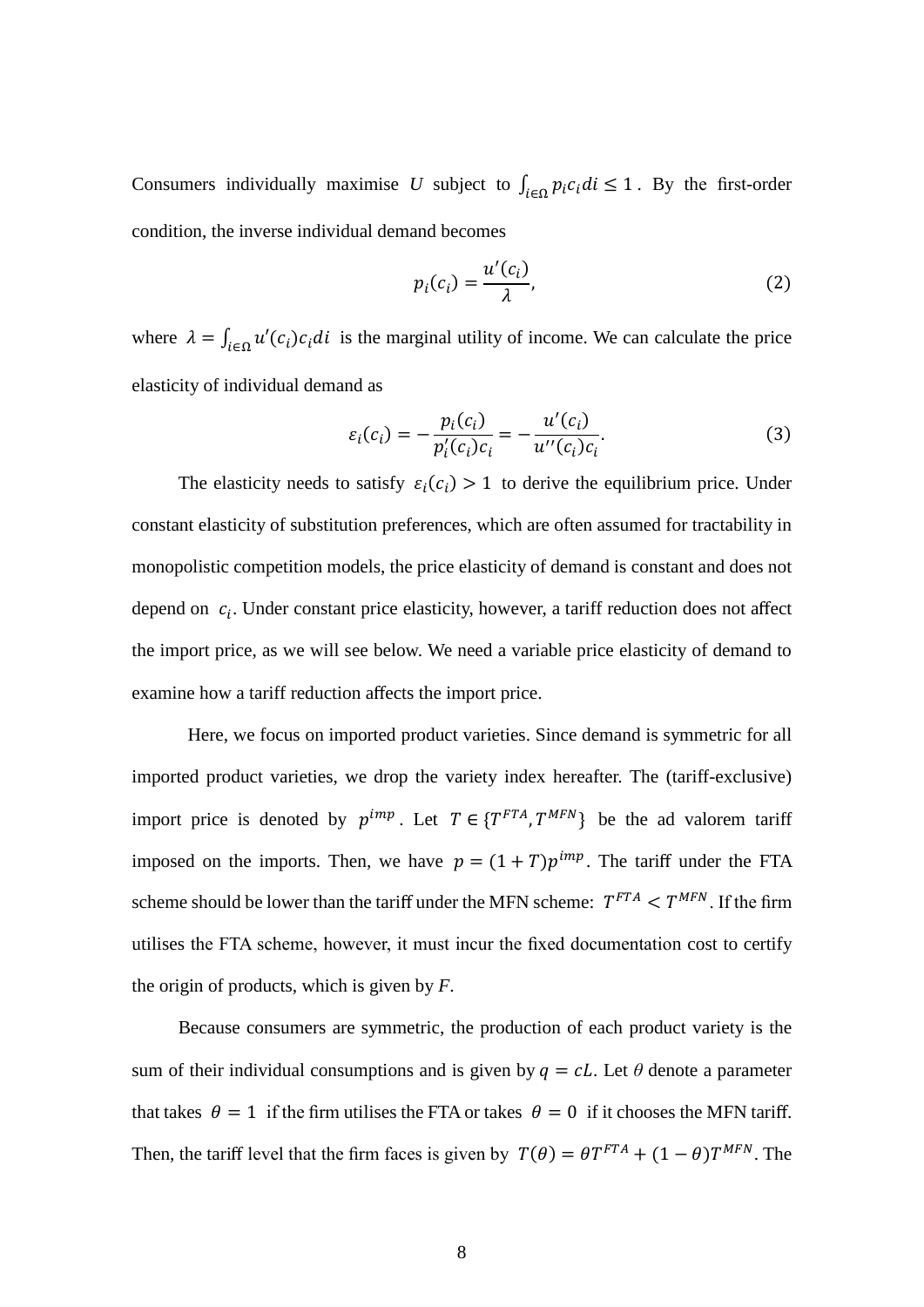Consumers individually maximise $U$ subject to $\int_{i\in\Omega} p_i c_i di \leq 1$. By the first-order condition, the inverse individual demand becomes

$$p_i(c_i) = \frac{u'(c_i)}{\lambda}, \tag{2}$$

where $\lambda = \int_{i\in\Omega} u'(c_i)c_i di$ is the marginal utility of income. We can calculate the price elasticity of individual demand as

$$\varepsilon_i(c_i) = -\frac{p_i(c_i)}{p_i'(c_i)c_i} = -\frac{u'(c_i)}{u''(c_i)c_i}. \tag{3}$$

The elasticity needs to satisfy $\varepsilon_i(c_i) > 1$ to derive the equilibrium price. Under constant elasticity of substitution preferences, which are often assumed for tractability in monopolistic competition models, the price elasticity of demand is constant and does not depend on $c_i$. Under constant price elasticity, however, a tariff reduction does not affect the import price, as we will see below. We need a variable price elasticity of demand to examine how a tariff reduction affects the import price.

Here, we focus on imported product varieties. Since demand is symmetric for all imported product varieties, we drop the variety index hereafter. The (tariff-exclusive) import price is denoted by $p^{imp}$. Let $T \in \{T^{FTA}, T^{MFN}\}$ be the ad valorem tariff imposed on the imports. Then, we have $p = (1 + T)p^{imp}$. The tariff under the FTA scheme should be lower than the tariff under the MFN scheme: $T^{FTA} < T^{MFN}$. If the firm utilises the FTA scheme, however, it must incur the fixed documentation cost to certify the origin of products, which is given by $F$.

Because consumers are symmetric, the production of each product variety is the sum of their individual consumptions and is given by $q = cL$. Let $\theta$ denote a parameter that takes $\theta = 1$ if the firm utilises the FTA or takes $\theta = 0$ if it chooses the MFN tariff. Then, the tariff level that the firm faces is given by $T(\theta) = \theta T^{FTA} + (1 - \theta)T^{MFN}$. The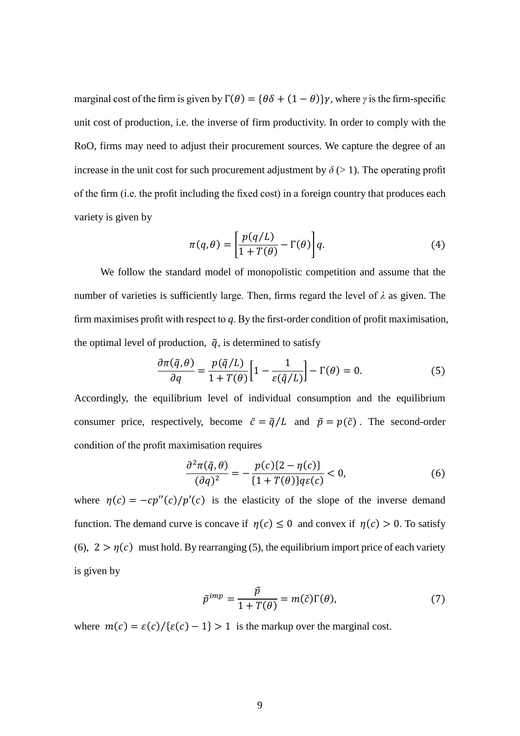marginal cost of the firm is given by $\Gamma(\theta) = \{\theta\delta + (1-\theta)\}\gamma$, where $\gamma$ is the firm-specific unit cost of production, i.e. the inverse of firm productivity. In order to comply with the RoO, firms may need to adjust their procurement sources. We capture the degree of an increase in the unit cost for such procurement adjustment by $\delta$ (> 1). The operating profit of the firm (i.e. the profit including the fixed cost) in a foreign country that produces each variety is given by

$$\pi(q,\theta) = \left[\frac{p(q/L)}{1+T(\theta)} - \Gamma(\theta)\right]q. \tag{4}$$

We follow the standard model of monopolistic competition and assume that the number of varieties is sufficiently large. Then, firms regard the level of $\lambda$ as given. The firm maximises profit with respect to $q$. By the first-order condition of profit maximisation, the optimal level of production, $\tilde{q}$, is determined to satisfy

$$\frac{\partial \pi(\tilde{q},\theta)}{\partial q} = \frac{p(\tilde{q}/L)}{1+T(\theta)}\left[1 - \frac{1}{\varepsilon(\tilde{q}/L)}\right] - \Gamma(\theta) = 0. \tag{5}$$

Accordingly, the equilibrium level of individual consumption and the equilibrium consumer price, respectively, become $\tilde{c} = \tilde{q}/L$ and $\tilde{p} = p(\tilde{c})$. The second-order condition of the profit maximisation requires

$$\frac{\partial^2 \pi(\tilde{q},\theta)}{(\partial q)^2} = -\frac{p(c)\{2-\eta(c)\}}{\{1+T(\theta)\}q\varepsilon(c)} < 0, \tag{6}$$

where $\eta(c) = -cp''(c)/p'(c)$ is the elasticity of the slope of the inverse demand function. The demand curve is concave if $\eta(c) \leq 0$ and convex if $\eta(c) > 0$. To satisfy (6), $2 > \eta(c)$ must hold. By rearranging (5), the equilibrium import price of each variety is given by

$$\tilde{p}^{imp} = \frac{\tilde{p}}{1+T(\theta)} = m(\tilde{c})\Gamma(\theta), \tag{7}$$

where $m(c) = \varepsilon(c)/\{\varepsilon(c)-1\} > 1$ is the markup over the marginal cost.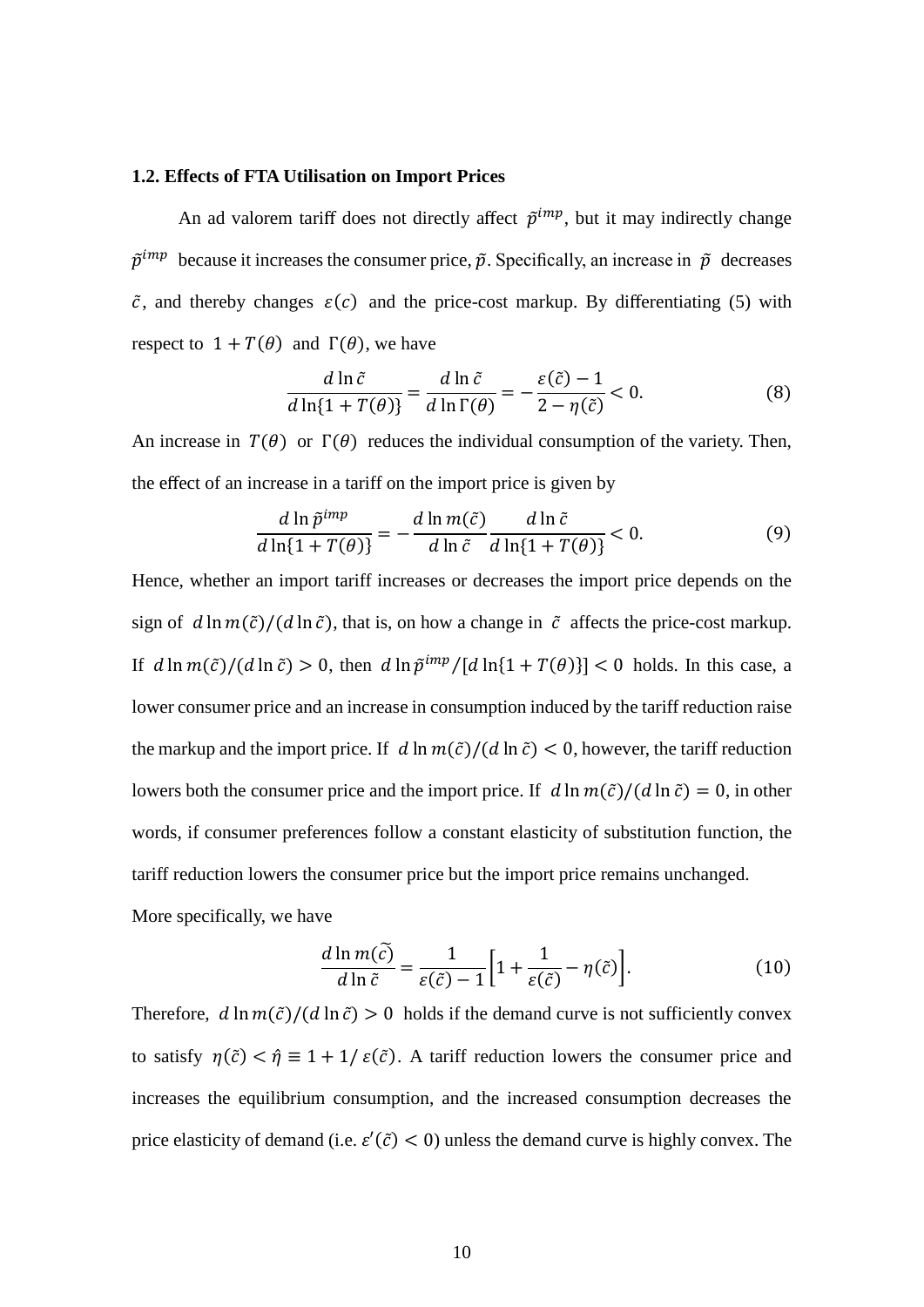### 1.2. Effects of FTA Utilisation on Import Prices

An ad valorem tariff does not directly affect $\tilde{p}^{imp}$, but it may indirectly change $\tilde{p}^{imp}$ because it increases the consumer price, $\tilde{p}$. Specifically, an increase in $\tilde{p}$ decreases $\tilde{c}$, and thereby changes $\varepsilon(c)$ and the price-cost markup. By differentiating (5) with respect to $1 + T(\theta)$ and $\Gamma(\theta)$, we have

$$\frac{d \ln \tilde{c}}{d \ln\{1 + T(\theta)\}} = \frac{d \ln \tilde{c}}{d \ln \Gamma(\theta)} = -\frac{\varepsilon(\tilde{c}) - 1}{2 - \eta(\tilde{c})} < 0. \tag{8}$$

An increase in $T(\theta)$ or $\Gamma(\theta)$ reduces the individual consumption of the variety. Then, the effect of an increase in a tariff on the import price is given by

$$\frac{d \ln \tilde{p}^{imp}}{d \ln\{1 + T(\theta)\}} = -\frac{d \ln m(\tilde{c})}{d \ln \tilde{c}} \frac{d \ln \tilde{c}}{d \ln\{1 + T(\theta)\}} < 0. \tag{9}$$

Hence, whether an import tariff increases or decreases the import price depends on the sign of $d \ln m(\tilde{c})/(d \ln \tilde{c})$, that is, on how a change in $\tilde{c}$ affects the price-cost markup. If $d \ln m(\tilde{c})/(d \ln \tilde{c}) > 0$, then $d \ln \tilde{p}^{imp}/[d \ln\{1 + T(\theta)\}] < 0$ holds. In this case, a lower consumer price and an increase in consumption induced by the tariff reduction raise the markup and the import price. If $d \ln m(\tilde{c})/(d \ln \tilde{c}) < 0$, however, the tariff reduction lowers both the consumer price and the import price. If $d \ln m(\tilde{c})/(d \ln \tilde{c}) = 0$, in other words, if consumer preferences follow a constant elasticity of substitution function, the tariff reduction lowers the consumer price but the import price remains unchanged.

More specifically, we have

$$\frac{d \ln m(\widetilde{c})}{d \ln \tilde{c}} = \frac{1}{\varepsilon(\tilde{c}) - 1}\left[1 + \frac{1}{\varepsilon(\tilde{c})} - \eta(\tilde{c})\right]. \tag{10}$$

Therefore, $d \ln m(\tilde{c})/(d \ln \tilde{c}) > 0$ holds if the demand curve is not sufficiently convex to satisfy $\eta(\tilde{c}) < \hat{\eta} \equiv 1 + 1/\varepsilon(\tilde{c})$. A tariff reduction lowers the consumer price and increases the equilibrium consumption, and the increased consumption decreases the price elasticity of demand (i.e. $\varepsilon'(\tilde{c}) < 0$) unless the demand curve is highly convex. The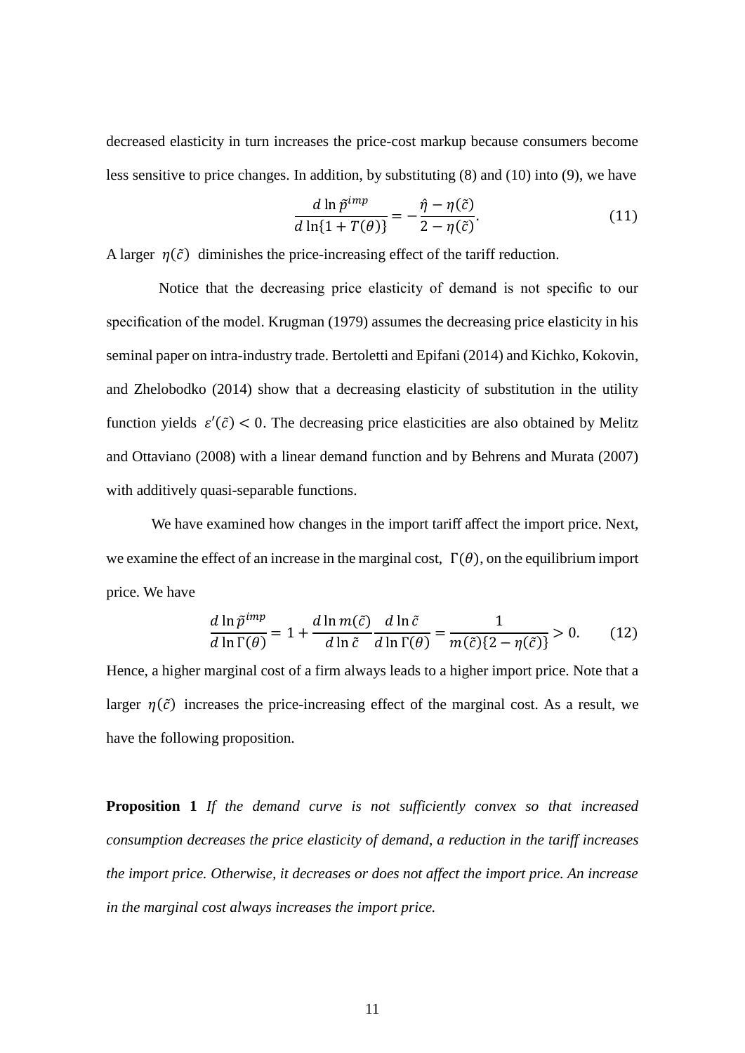decreased elasticity in turn increases the price-cost markup because consumers become less sensitive to price changes. In addition, by substituting (8) and (10) into (9), we have

$$\frac{d \ln \tilde{p}^{imp}}{d \ln\{1 + T(\theta)\}} = -\frac{\hat{\eta} - \eta(\tilde{c})}{2 - \eta(\tilde{c})}. \tag{11}$$

A larger $\eta(\tilde{c})$ diminishes the price-increasing effect of the tariff reduction.

Notice that the decreasing price elasticity of demand is not specific to our specification of the model. Krugman (1979) assumes the decreasing price elasticity in his seminal paper on intra-industry trade. Bertoletti and Epifani (2014) and Kichko, Kokovin, and Zhelobodko (2014) show that a decreasing elasticity of substitution in the utility function yields $\varepsilon'(\tilde{c}) < 0$. The decreasing price elasticities are also obtained by Melitz and Ottaviano (2008) with a linear demand function and by Behrens and Murata (2007) with additively quasi-separable functions.

We have examined how changes in the import tariff affect the import price. Next, we examine the effect of an increase in the marginal cost, $\Gamma(\theta)$, on the equilibrium import price. We have

$$\frac{d \ln \tilde{p}^{imp}}{d \ln \Gamma(\theta)} = 1 + \frac{d \ln m(\tilde{c})}{d \ln \tilde{c}} \frac{d \ln \tilde{c}}{d \ln \Gamma(\theta)} = \frac{1}{m(\tilde{c})\{2 - \eta(\tilde{c})\}} > 0. \tag{12}$$

Hence, a higher marginal cost of a firm always leads to a higher import price. Note that a larger $\eta(\tilde{c})$ increases the price-increasing effect of the marginal cost. As a result, we have the following proposition.

**Proposition 1** *If the demand curve is not sufficiently convex so that increased consumption decreases the price elasticity of demand, a reduction in the tariff increases the import price. Otherwise, it decreases or does not affect the import price. An increase in the marginal cost always increases the import price.*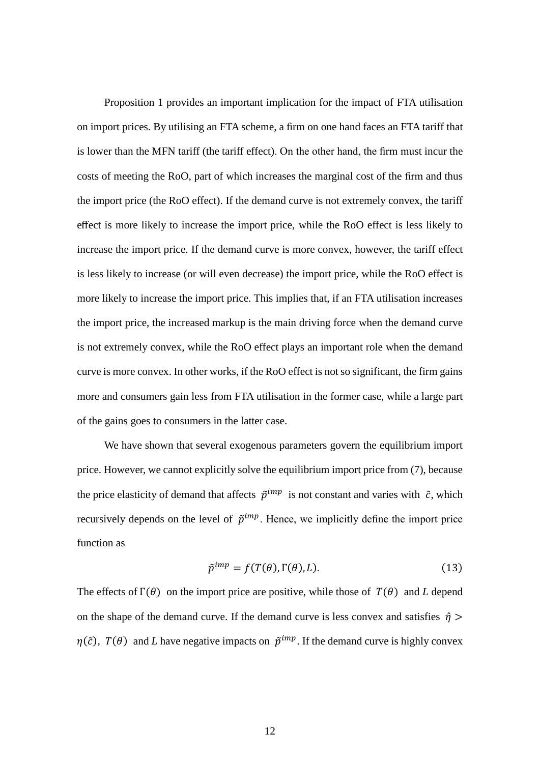Proposition 1 provides an important implication for the impact of FTA utilisation on import prices. By utilising an FTA scheme, a firm on one hand faces an FTA tariff that is lower than the MFN tariff (the tariff effect). On the other hand, the firm must incur the costs of meeting the RoO, part of which increases the marginal cost of the firm and thus the import price (the RoO effect). If the demand curve is not extremely convex, the tariff effect is more likely to increase the import price, while the RoO effect is less likely to increase the import price. If the demand curve is more convex, however, the tariff effect is less likely to increase (or will even decrease) the import price, while the RoO effect is more likely to increase the import price. This implies that, if an FTA utilisation increases the import price, the increased markup is the main driving force when the demand curve is not extremely convex, while the RoO effect plays an important role when the demand curve is more convex. In other works, if the RoO effect is not so significant, the firm gains more and consumers gain less from FTA utilisation in the former case, while a large part of the gains goes to consumers in the latter case.

We have shown that several exogenous parameters govern the equilibrium import price. However, we cannot explicitly solve the equilibrium import price from (7), because the price elasticity of demand that affects $\tilde{p}^{imp}$ is not constant and varies with $\tilde{c}$, which recursively depends on the level of $\tilde{p}^{imp}$. Hence, we implicitly define the import price function as

$$\tilde{p}^{imp} = f(T(\theta), \Gamma(\theta), L). \tag{13}$$

The effects of $\Gamma(\theta)$ on the import price are positive, while those of $T(\theta)$ and $L$ depend on the shape of the demand curve. If the demand curve is less convex and satisfies $\hat{\eta} > \eta(\tilde{c})$, $T(\theta)$ and $L$ have negative impacts on $\tilde{p}^{imp}$. If the demand curve is highly convex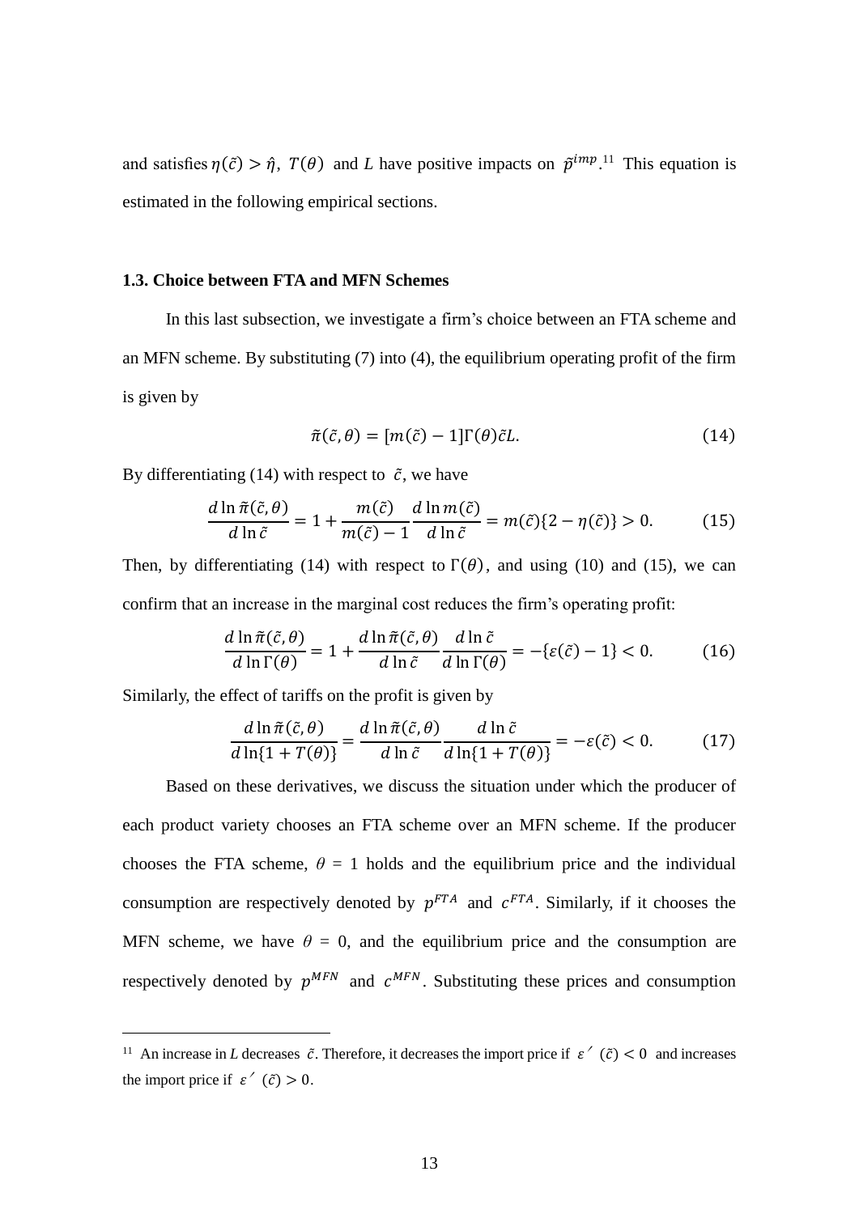and satisfies $\eta(\tilde{c}) > \hat{\eta}$, $T(\theta)$ and $L$ have positive impacts on $\tilde{p}^{imp}$.[11] This equation is estimated in the following empirical sections.

### 1.3. Choice between FTA and MFN Schemes

In this last subsection, we investigate a firm's choice between an FTA scheme and an MFN scheme. By substituting (7) into (4), the equilibrium operating profit of the firm is given by

$$\tilde{\pi}(\tilde{c}, \theta) = [m(\tilde{c}) - 1]\Gamma(\theta)\tilde{c}L. \tag{14}$$

By differentiating (14) with respect to $\tilde{c}$, we have

$$\frac{d \ln \tilde{\pi}(\tilde{c}, \theta)}{d \ln \tilde{c}} = 1 + \frac{m(\tilde{c})}{m(\tilde{c}) - 1} \frac{d \ln m(\tilde{c})}{d \ln \tilde{c}} = m(\tilde{c})\{2 - \eta(\tilde{c})\} > 0. \tag{15}$$

Then, by differentiating (14) with respect to $\Gamma(\theta)$, and using (10) and (15), we can confirm that an increase in the marginal cost reduces the firm's operating profit:

$$\frac{d \ln \tilde{\pi}(\tilde{c}, \theta)}{d \ln \Gamma(\theta)} = 1 + \frac{d \ln \tilde{\pi}(\tilde{c}, \theta)}{d \ln \tilde{c}} \frac{d \ln \tilde{c}}{d \ln \Gamma(\theta)} = -\{\varepsilon(\tilde{c}) - 1\} < 0. \tag{16}$$

Similarly, the effect of tariffs on the profit is given by

$$\frac{d \ln \tilde{\pi}(\tilde{c}, \theta)}{d \ln\{1 + T(\theta)\}} = \frac{d \ln \tilde{\pi}(\tilde{c}, \theta)}{d \ln \tilde{c}} \frac{d \ln \tilde{c}}{d \ln\{1 + T(\theta)\}} = -\varepsilon(\tilde{c}) < 0. \tag{17}$$

Based on these derivatives, we discuss the situation under which the producer of each product variety chooses an FTA scheme over an MFN scheme. If the producer chooses the FTA scheme, $\theta$ = 1 holds and the equilibrium price and the individual consumption are respectively denoted by $p^{FTA}$ and $c^{FTA}$. Similarly, if it chooses the MFN scheme, we have $\theta$ = 0, and the equilibrium price and the consumption are respectively denoted by $p^{MFN}$ and $c^{MFN}$. Substituting these prices and consumption

---

[11] An increase in $L$ decreases $\tilde{c}$. Therefore, it decreases the import price if $\varepsilon'(\tilde{c}) < 0$ and increases the import price if $\varepsilon'(\tilde{c}) > 0$.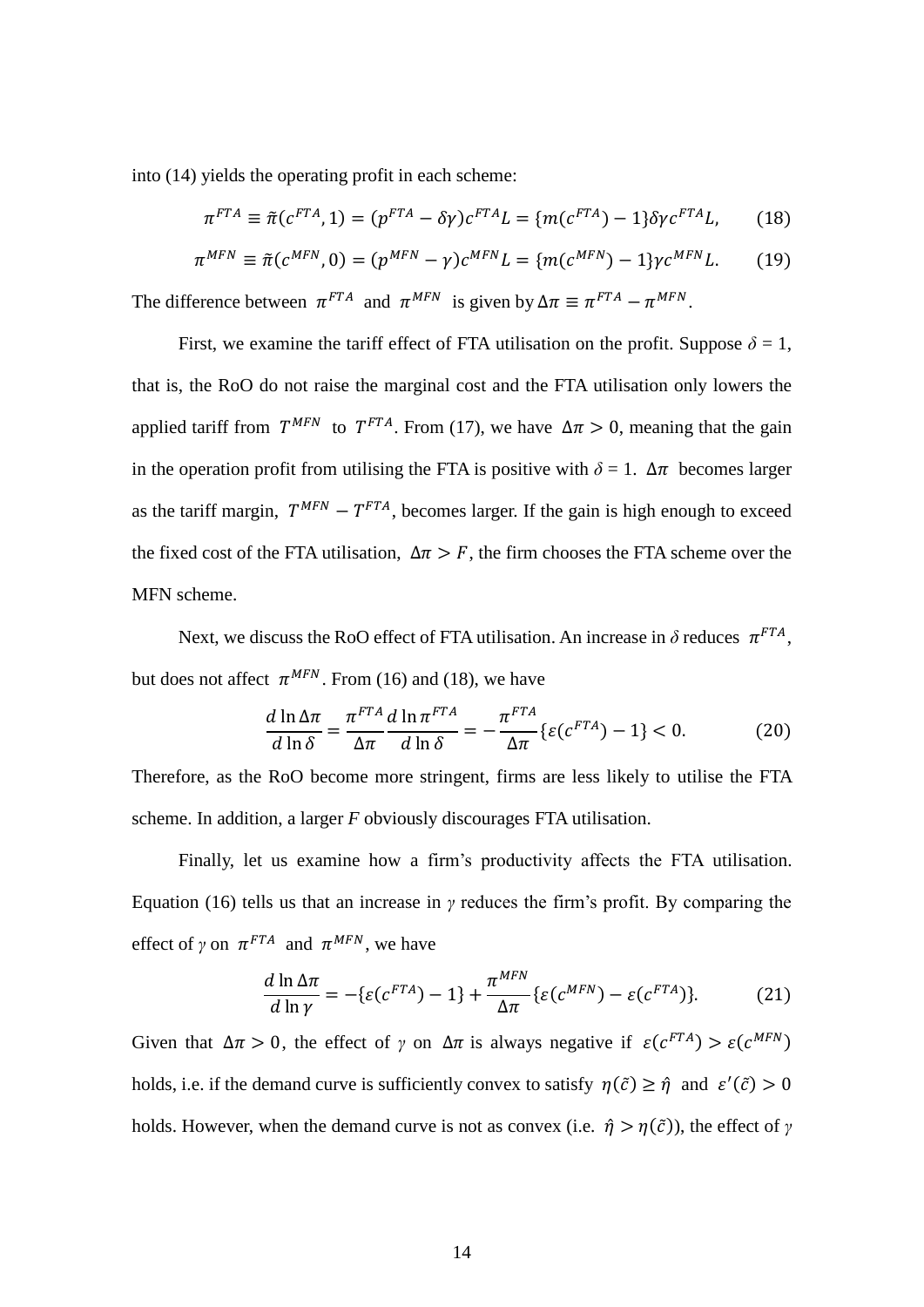into (14) yields the operating profit in each scheme:

$$\pi^{FTA} \equiv \tilde{\pi}(c^{FTA}, 1) = (p^{FTA} - \delta\gamma)c^{FTA}L = \{m(c^{FTA}) - 1\}\delta\gamma c^{FTA}L, \qquad (18)$$

$$\pi^{MFN} \equiv \tilde{\pi}(c^{MFN}, 0) = (p^{MFN} - \gamma)c^{MFN}L = \{m(c^{MFN}) - 1\}\gamma c^{MFN}L. \qquad (19)$$

The difference between $\pi^{FTA}$ and $\pi^{MFN}$ is given by $\Delta\pi \equiv \pi^{FTA} - \pi^{MFN}$.

First, we examine the tariff effect of FTA utilisation on the profit. Suppose $\delta = 1$, that is, the RoO do not raise the marginal cost and the FTA utilisation only lowers the applied tariff from $T^{MFN}$ to $T^{FTA}$. From (17), we have $\Delta\pi > 0$, meaning that the gain in the operation profit from utilising the FTA is positive with $\delta = 1$. $\Delta\pi$ becomes larger as the tariff margin, $T^{MFN} - T^{FTA}$, becomes larger. If the gain is high enough to exceed the fixed cost of the FTA utilisation, $\Delta\pi > F$, the firm chooses the FTA scheme over the MFN scheme.

Next, we discuss the RoO effect of FTA utilisation. An increase in $\delta$ reduces $\pi^{FTA}$, but does not affect $\pi^{MFN}$. From (16) and (18), we have

$$\frac{d\ln\Delta\pi}{d\ln\delta} = \frac{\pi^{FTA}}{\Delta\pi}\frac{d\ln\pi^{FTA}}{d\ln\delta} = -\frac{\pi^{FTA}}{\Delta\pi}\{\varepsilon(c^{FTA}) - 1\} < 0. \qquad (20)$$

Therefore, as the RoO become more stringent, firms are less likely to utilise the FTA scheme. In addition, a larger $F$ obviously discourages FTA utilisation.

Finally, let us examine how a firm's productivity affects the FTA utilisation. Equation (16) tells us that an increase in $\gamma$ reduces the firm's profit. By comparing the effect of $\gamma$ on $\pi^{FTA}$ and $\pi^{MFN}$, we have

$$\frac{d\ln\Delta\pi}{d\ln\gamma} = -\{\varepsilon(c^{FTA}) - 1\} + \frac{\pi^{MFN}}{\Delta\pi}\{\varepsilon(c^{MFN}) - \varepsilon(c^{FTA})\}. \qquad (21)$$

Given that $\Delta\pi > 0$, the effect of $\gamma$ on $\Delta\pi$ is always negative if $\varepsilon(c^{FTA}) > \varepsilon(c^{MFN})$ holds, i.e. if the demand curve is sufficiently convex to satisfy $\eta(\tilde{c}) \geq \hat{\eta}$ and $\varepsilon'(\tilde{c}) > 0$ holds. However, when the demand curve is not as convex (i.e. $\hat{\eta} > \eta(\tilde{c})$), the effect of $\gamma$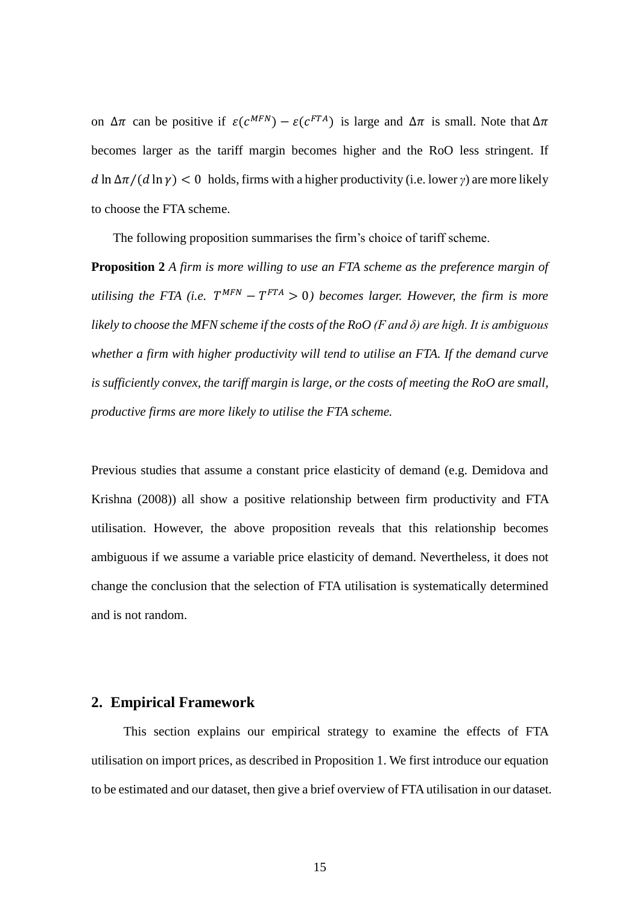on $\Delta\pi$ can be positive if $\varepsilon(c^{MFN}) - \varepsilon(c^{FTA})$ is large and $\Delta\pi$ is small. Note that $\Delta\pi$ becomes larger as the tariff margin becomes higher and the RoO less stringent. If $d \ln \Delta\pi / (d \ln \gamma) < 0$ holds, firms with a higher productivity (i.e. lower $\gamma$) are more likely to choose the FTA scheme.

The following proposition summarises the firm's choice of tariff scheme.

**Proposition 2** *A firm is more willing to use an FTA scheme as the preference margin of utilising the FTA (i.e.* $T^{MFN} - T^{FTA} > 0$*) becomes larger. However, the firm is more likely to choose the MFN scheme if the costs of the RoO (*$F$ *and* $\delta$*) are high. It is ambiguous whether a firm with higher productivity will tend to utilise an FTA. If the demand curve is sufficiently convex, the tariff margin is large, or the costs of meeting the RoO are small, productive firms are more likely to utilise the FTA scheme.*

Previous studies that assume a constant price elasticity of demand (e.g. Demidova and Krishna (2008)) all show a positive relationship between firm productivity and FTA utilisation. However, the above proposition reveals that this relationship becomes ambiguous if we assume a variable price elasticity of demand. Nevertheless, it does not change the conclusion that the selection of FTA utilisation is systematically determined and is not random.

## 2. Empirical Framework

This section explains our empirical strategy to examine the effects of FTA utilisation on import prices, as described in Proposition 1. We first introduce our equation to be estimated and our dataset, then give a brief overview of FTA utilisation in our dataset.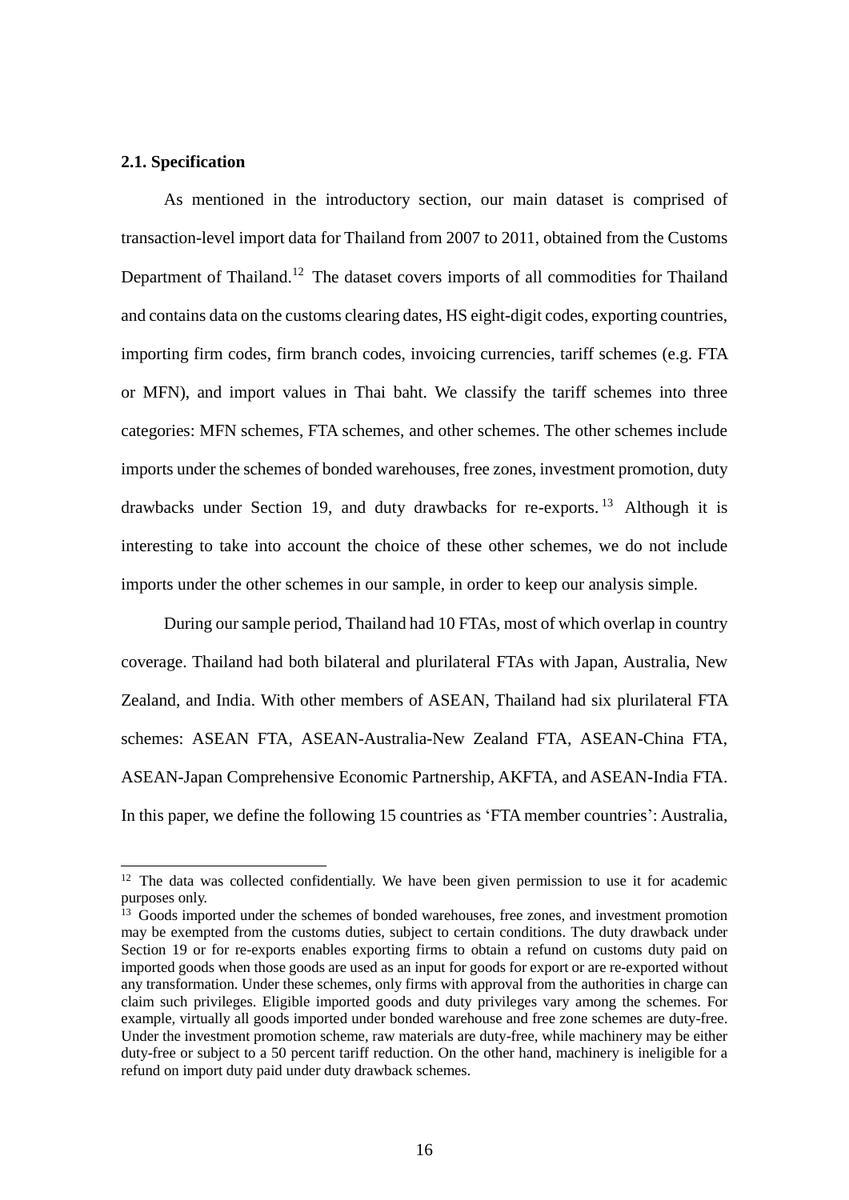### 2.1. Specification

As mentioned in the introductory section, our main dataset is comprised of transaction-level import data for Thailand from 2007 to 2011, obtained from the Customs Department of Thailand.[12] The dataset covers imports of all commodities for Thailand and contains data on the customs clearing dates, HS eight-digit codes, exporting countries, importing firm codes, firm branch codes, invoicing currencies, tariff schemes (e.g. FTA or MFN), and import values in Thai baht. We classify the tariff schemes into three categories: MFN schemes, FTA schemes, and other schemes. The other schemes include imports under the schemes of bonded warehouses, free zones, investment promotion, duty drawbacks under Section 19, and duty drawbacks for re-exports.[13] Although it is interesting to take into account the choice of these other schemes, we do not include imports under the other schemes in our sample, in order to keep our analysis simple.

During our sample period, Thailand had 10 FTAs, most of which overlap in country coverage. Thailand had both bilateral and plurilateral FTAs with Japan, Australia, New Zealand, and India. With other members of ASEAN, Thailand had six plurilateral FTA schemes: ASEAN FTA, ASEAN-Australia-New Zealand FTA, ASEAN-China FTA, ASEAN-Japan Comprehensive Economic Partnership, AKFTA, and ASEAN-India FTA. In this paper, we define the following 15 countries as 'FTA member countries': Australia,

---

[12] The data was collected confidentially. We have been given permission to use it for academic purposes only.

[13] Goods imported under the schemes of bonded warehouses, free zones, and investment promotion may be exempted from the customs duties, subject to certain conditions. The duty drawback under Section 19 or for re-exports enables exporting firms to obtain a refund on customs duty paid on imported goods when those goods are used as an input for goods for export or are re-exported without any transformation. Under these schemes, only firms with approval from the authorities in charge can claim such privileges. Eligible imported goods and duty privileges vary among the schemes. For example, virtually all goods imported under bonded warehouse and free zone schemes are duty-free. Under the investment promotion scheme, raw materials are duty-free, while machinery may be either duty-free or subject to a 50 percent tariff reduction. On the other hand, machinery is ineligible for a refund on import duty paid under duty drawback schemes.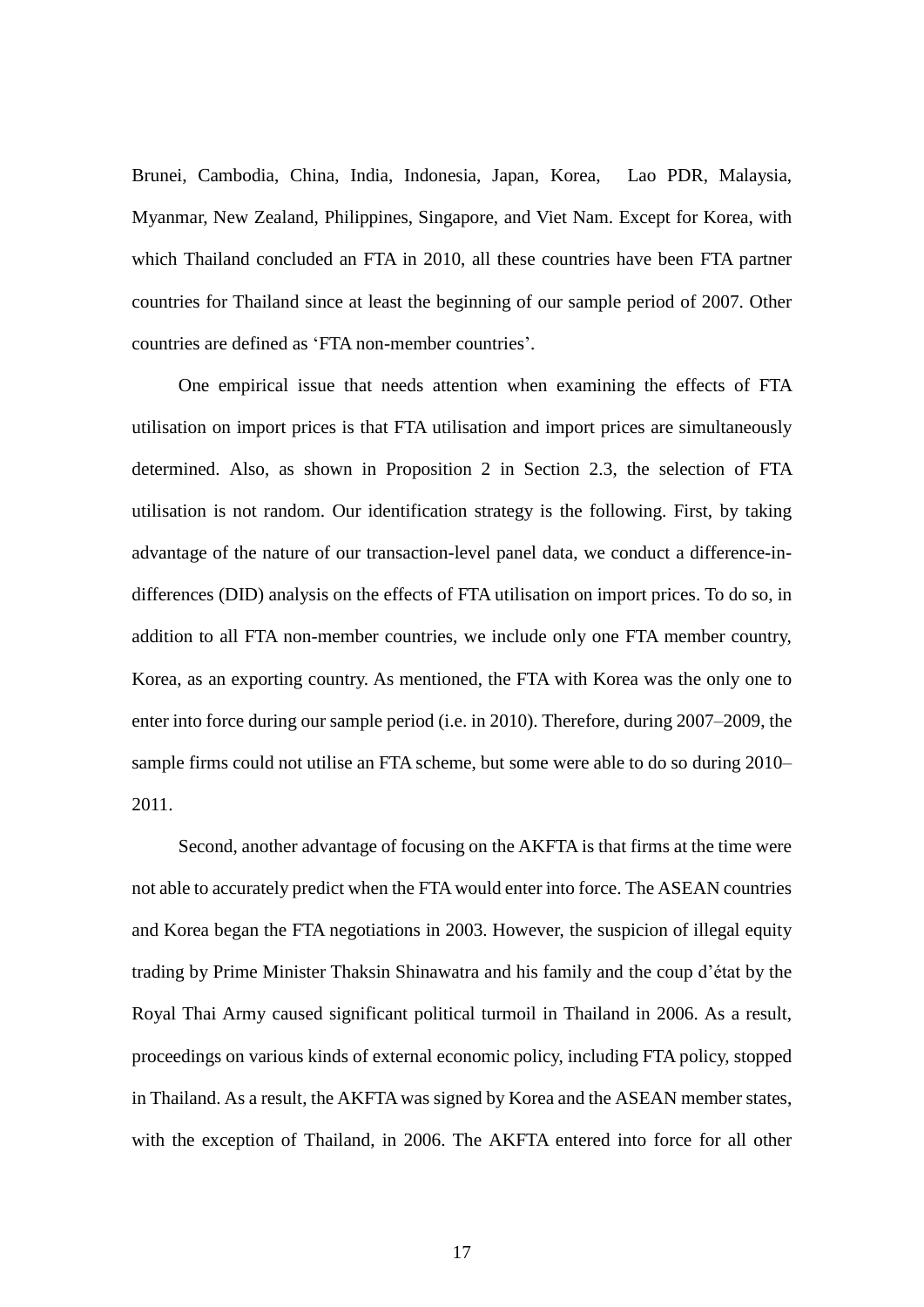Brunei, Cambodia, China, India, Indonesia, Japan, Korea, Lao PDR, Malaysia, Myanmar, New Zealand, Philippines, Singapore, and Viet Nam. Except for Korea, with which Thailand concluded an FTA in 2010, all these countries have been FTA partner countries for Thailand since at least the beginning of our sample period of 2007. Other countries are defined as 'FTA non-member countries'.

One empirical issue that needs attention when examining the effects of FTA utilisation on import prices is that FTA utilisation and import prices are simultaneously determined. Also, as shown in Proposition 2 in Section 2.3, the selection of FTA utilisation is not random. Our identification strategy is the following. First, by taking advantage of the nature of our transaction-level panel data, we conduct a difference-in-differences (DID) analysis on the effects of FTA utilisation on import prices. To do so, in addition to all FTA non-member countries, we include only one FTA member country, Korea, as an exporting country. As mentioned, the FTA with Korea was the only one to enter into force during our sample period (i.e. in 2010). Therefore, during 2007–2009, the sample firms could not utilise an FTA scheme, but some were able to do so during 2010–2011.

Second, another advantage of focusing on the AKFTA is that firms at the time were not able to accurately predict when the FTA would enter into force. The ASEAN countries and Korea began the FTA negotiations in 2003. However, the suspicion of illegal equity trading by Prime Minister Thaksin Shinawatra and his family and the coup d'état by the Royal Thai Army caused significant political turmoil in Thailand in 2006. As a result, proceedings on various kinds of external economic policy, including FTA policy, stopped in Thailand. As a result, the AKFTA was signed by Korea and the ASEAN member states, with the exception of Thailand, in 2006. The AKFTA entered into force for all other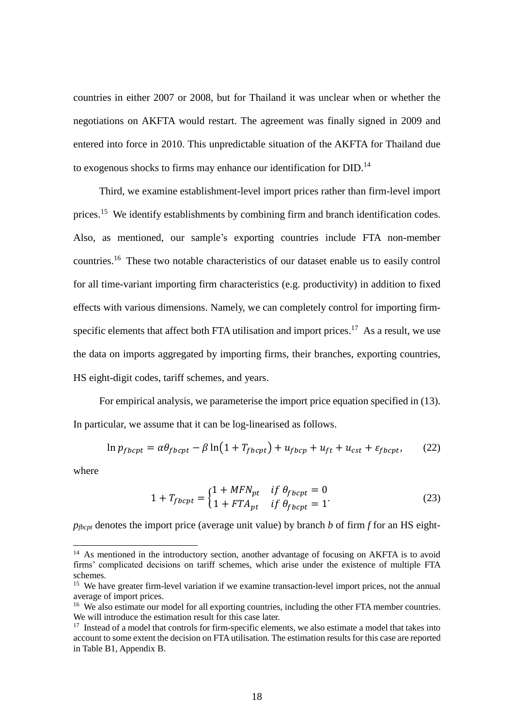countries in either 2007 or 2008, but for Thailand it was unclear when or whether the negotiations on AKFTA would restart. The agreement was finally signed in 2009 and entered into force in 2010. This unpredictable situation of the AKFTA for Thailand due to exogenous shocks to firms may enhance our identification for DID.[14]

Third, we examine establishment-level import prices rather than firm-level import prices.[15] We identify establishments by combining firm and branch identification codes. Also, as mentioned, our sample's exporting countries include FTA non-member countries.[16] These two notable characteristics of our dataset enable us to easily control for all time-variant importing firm characteristics (e.g. productivity) in addition to fixed effects with various dimensions. Namely, we can completely control for importing firm-specific elements that affect both FTA utilisation and import prices.[17] As a result, we use the data on imports aggregated by importing firms, their branches, exporting countries, HS eight-digit codes, tariff schemes, and years.

For empirical analysis, we parameterise the import price equation specified in (13). In particular, we assume that it can be log-linearised as follows.

$$\ln p_{fbcpt} = \alpha\theta_{fbcpt} - \beta \ln\left(1 + T_{fbcpt}\right) + u_{fbcp} + u_{ft} + u_{cst} + \varepsilon_{fbcpt}, \qquad (22)$$

where

$$1 + T_{fbcpt} = \begin{cases} 1 + MFN_{pt} & if\ \theta_{fbcpt} = 0 \\ 1 + FTA_{pt} & if\ \theta_{fbcpt} = 1 \end{cases}. \qquad (23)$$

$p_{fbcpt}$ denotes the import price (average unit value) by branch $b$ of firm $f$ for an HS eight-

---

[14] As mentioned in the introductory section, another advantage of focusing on AKFTA is to avoid firms' complicated decisions on tariff schemes, which arise under the existence of multiple FTA schemes.

[15] We have greater firm-level variation if we examine transaction-level import prices, not the annual average of import prices.

[16] We also estimate our model for all exporting countries, including the other FTA member countries. We will introduce the estimation result for this case later.

[17] Instead of a model that controls for firm-specific elements, we also estimate a model that takes into account to some extent the decision on FTA utilisation. The estimation results for this case are reported in Table B1, Appendix B.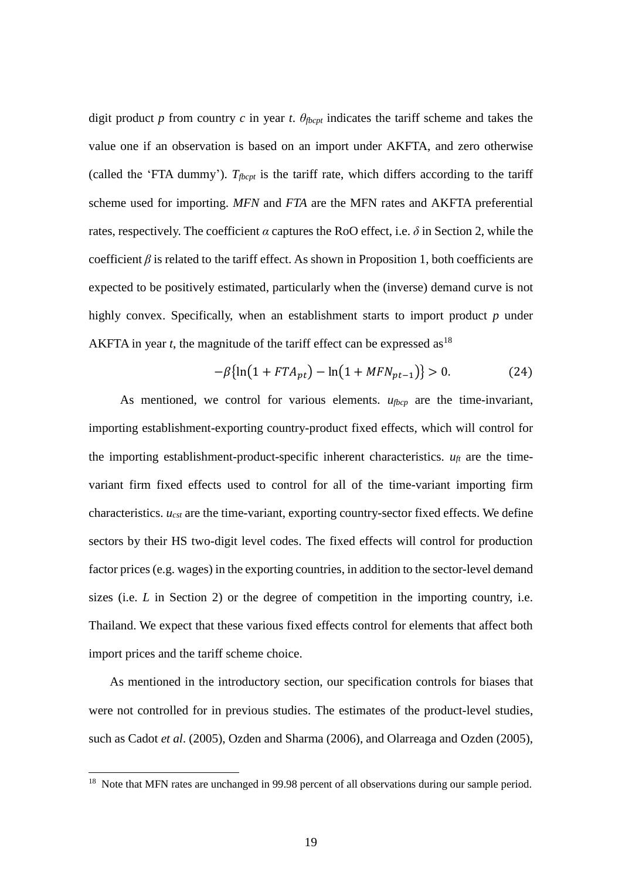digit product $p$ from country $c$ in year $t$. $\theta_{fbcpt}$ indicates the tariff scheme and takes the value one if an observation is based on an import under AKFTA, and zero otherwise (called the 'FTA dummy'). $T_{fbcpt}$ is the tariff rate, which differs according to the tariff scheme used for importing. *MFN* and *FTA* are the MFN rates and AKFTA preferential rates, respectively. The coefficient $\alpha$ captures the RoO effect, i.e. $\delta$ in Section 2, while the coefficient $\beta$ is related to the tariff effect. As shown in Proposition 1, both coefficients are expected to be positively estimated, particularly when the (inverse) demand curve is not highly convex. Specifically, when an establishment starts to import product $p$ under AKFTA in year $t$, the magnitude of the tariff effect can be expressed as[18]

$$-\beta\{\ln(1+FTA_{pt})-\ln(1+MFN_{pt-1})\}>0. \tag{24}$$

As mentioned, we control for various elements. $u_{fbcp}$ are the time-invariant, importing establishment-exporting country-product fixed effects, which will control for the importing establishment-product-specific inherent characteristics. $u_{ft}$ are the time-variant firm fixed effects used to control for all of the time-variant importing firm characteristics. $u_{cst}$ are the time-variant, exporting country-sector fixed effects. We define sectors by their HS two-digit level codes. The fixed effects will control for production factor prices (e.g. wages) in the exporting countries, in addition to the sector-level demand sizes (i.e. $L$ in Section 2) or the degree of competition in the importing country, i.e. Thailand. We expect that these various fixed effects control for elements that affect both import prices and the tariff scheme choice.

As mentioned in the introductory section, our specification controls for biases that were not controlled for in previous studies. The estimates of the product-level studies, such as Cadot *et al*. (2005), Ozden and Sharma (2006), and Olarreaga and Ozden (2005),

[18] Note that MFN rates are unchanged in 99.98 percent of all observations during our sample period.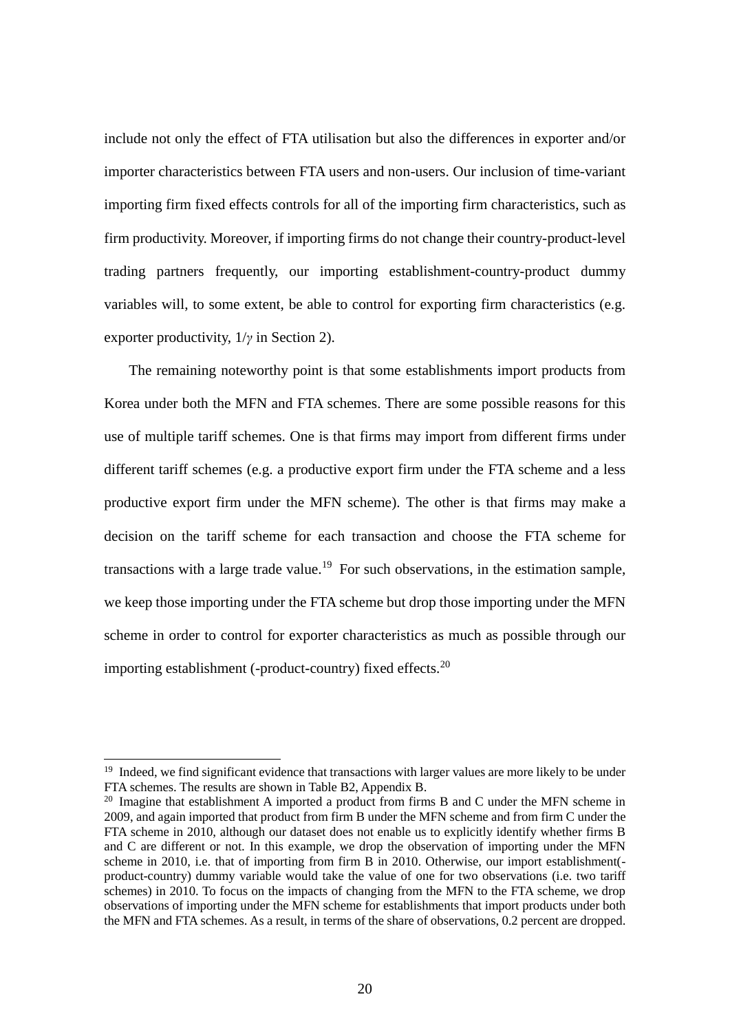include not only the effect of FTA utilisation but also the differences in exporter and/or importer characteristics between FTA users and non-users. Our inclusion of time-variant importing firm fixed effects controls for all of the importing firm characteristics, such as firm productivity. Moreover, if importing firms do not change their country-product-level trading partners frequently, our importing establishment-country-product dummy variables will, to some extent, be able to control for exporting firm characteristics (e.g. exporter productivity, $1/\gamma$ in Section 2).

The remaining noteworthy point is that some establishments import products from Korea under both the MFN and FTA schemes. There are some possible reasons for this use of multiple tariff schemes. One is that firms may import from different firms under different tariff schemes (e.g. a productive export firm under the FTA scheme and a less productive export firm under the MFN scheme). The other is that firms may make a decision on the tariff scheme for each transaction and choose the FTA scheme for transactions with a large trade value.[19] For such observations, in the estimation sample, we keep those importing under the FTA scheme but drop those importing under the MFN scheme in order to control for exporter characteristics as much as possible through our importing establishment (-product-country) fixed effects.[20]

---

[19] Indeed, we find significant evidence that transactions with larger values are more likely to be under FTA schemes. The results are shown in Table B2, Appendix B.

[20] Imagine that establishment A imported a product from firms B and C under the MFN scheme in 2009, and again imported that product from firm B under the MFN scheme and from firm C under the FTA scheme in 2010, although our dataset does not enable us to explicitly identify whether firms B and C are different or not. In this example, we drop the observation of importing under the MFN scheme in 2010, i.e. that of importing from firm B in 2010. Otherwise, our import establishment(-product-country) dummy variable would take the value of one for two observations (i.e. two tariff schemes) in 2010. To focus on the impacts of changing from the MFN to the FTA scheme, we drop observations of importing under the MFN scheme for establishments that import products under both the MFN and FTA schemes. As a result, in terms of the share of observations, 0.2 percent are dropped.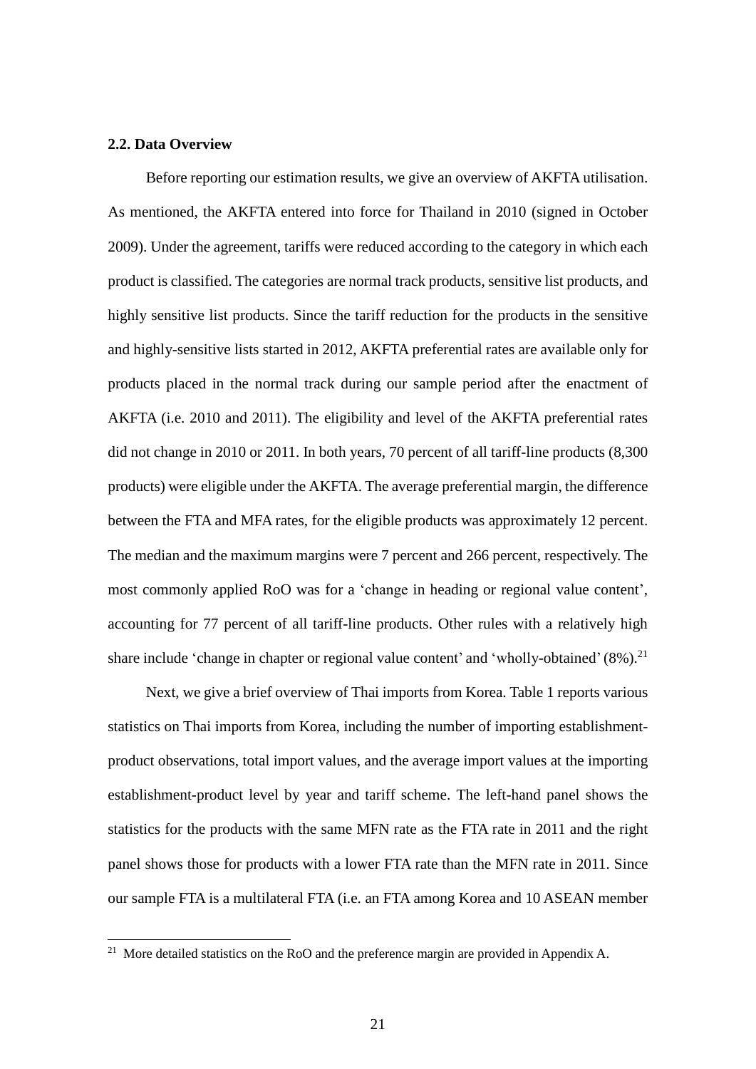### 2.2. Data Overview

Before reporting our estimation results, we give an overview of AKFTA utilisation. As mentioned, the AKFTA entered into force for Thailand in 2010 (signed in October 2009). Under the agreement, tariffs were reduced according to the category in which each product is classified. The categories are normal track products, sensitive list products, and highly sensitive list products. Since the tariff reduction for the products in the sensitive and highly-sensitive lists started in 2012, AKFTA preferential rates are available only for products placed in the normal track during our sample period after the enactment of AKFTA (i.e. 2010 and 2011). The eligibility and level of the AKFTA preferential rates did not change in 2010 or 2011. In both years, 70 percent of all tariff-line products (8,300 products) were eligible under the AKFTA. The average preferential margin, the difference between the FTA and MFA rates, for the eligible products was approximately 12 percent. The median and the maximum margins were 7 percent and 266 percent, respectively. The most commonly applied RoO was for a 'change in heading or regional value content', accounting for 77 percent of all tariff-line products. Other rules with a relatively high share include 'change in chapter or regional value content' and 'wholly-obtained' (8%).[21]

Next, we give a brief overview of Thai imports from Korea. Table 1 reports various statistics on Thai imports from Korea, including the number of importing establishment-product observations, total import values, and the average import values at the importing establishment-product level by year and tariff scheme. The left-hand panel shows the statistics for the products with the same MFN rate as the FTA rate in 2011 and the right panel shows those for products with a lower FTA rate than the MFN rate in 2011. Since our sample FTA is a multilateral FTA (i.e. an FTA among Korea and 10 ASEAN member

---

[21] More detailed statistics on the RoO and the preference margin are provided in Appendix A.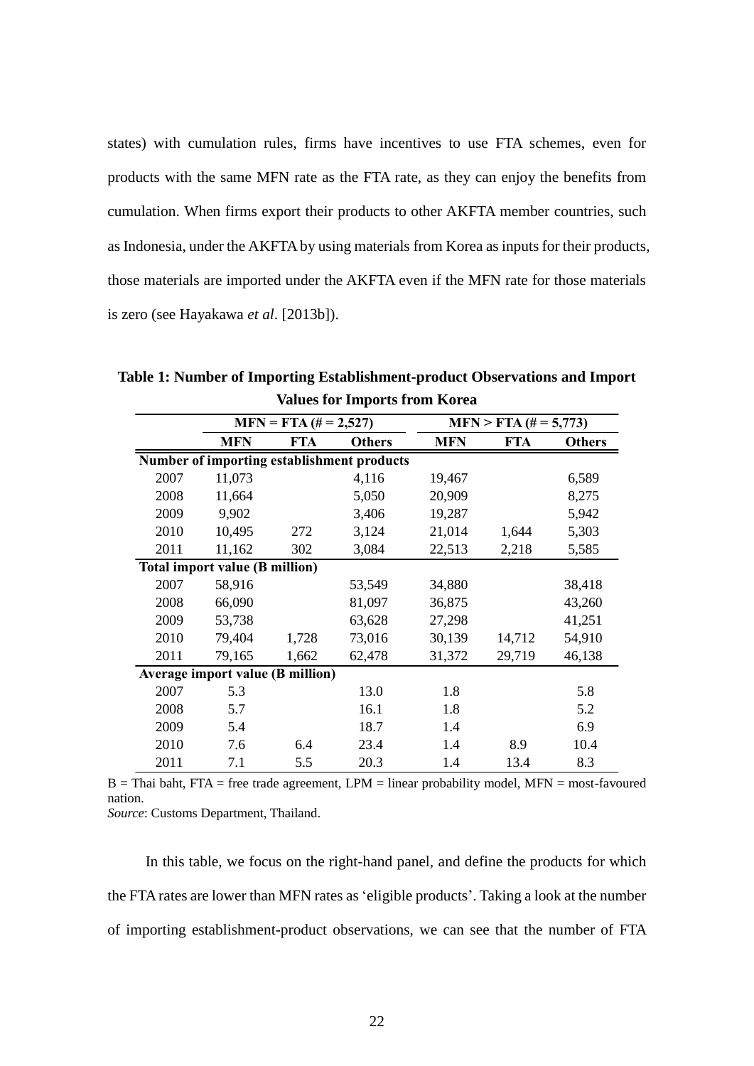states) with cumulation rules, firms have incentives to use FTA schemes, even for products with the same MFN rate as the FTA rate, as they can enjoy the benefits from cumulation. When firms export their products to other AKFTA member countries, such as Indonesia, under the AKFTA by using materials from Korea as inputs for their products, those materials are imported under the AKFTA even if the MFN rate for those materials is zero (see Hayakawa *et al*. [2013b]).

**Table 1: Number of Importing Establishment-product Observations and Import Values for Imports from Korea**

| | MFN = FTA (# = 2,527) | | | MFN > FTA (# = 5,773) | | |
|---|---|---|---|---|---|---|
| | **MFN** | **FTA** | **Others** | **MFN** | **FTA** | **Others** |
| **Number of importing establishment products** | | | | | | |
| 2007 | 11,073 | | 4,116 | 19,467 | | 6,589 |
| 2008 | 11,664 | | 5,050 | 20,909 | | 8,275 |
| 2009 | 9,902 | | 3,406 | 19,287 | | 5,942 |
| 2010 | 10,495 | 272 | 3,124 | 21,014 | 1,644 | 5,303 |
| 2011 | 11,162 | 302 | 3,084 | 22,513 | 2,218 | 5,585 |
| **Total import value (B million)** | | | | | | |
| 2007 | 58,916 | | 53,549 | 34,880 | | 38,418 |
| 2008 | 66,090 | | 81,097 | 36,875 | | 43,260 |
| 2009 | 53,738 | | 63,628 | 27,298 | | 41,251 |
| 2010 | 79,404 | 1,728 | 73,016 | 30,139 | 14,712 | 54,910 |
| 2011 | 79,165 | 1,662 | 62,478 | 31,372 | 29,719 | 46,138 |
| **Average import value (B million)** | | | | | | |
| 2007 | 5.3 | | 13.0 | 1.8 | | 5.8 |
| 2008 | 5.7 | | 16.1 | 1.8 | | 5.2 |
| 2009 | 5.4 | | 18.7 | 1.4 | | 6.9 |
| 2010 | 7.6 | 6.4 | 23.4 | 1.4 | 8.9 | 10.4 |
| 2011 | 7.1 | 5.5 | 20.3 | 1.4 | 13.4 | 8.3 |

B = Thai baht, FTA = free trade agreement, LPM = linear probability model, MFN = most-favoured nation.
*Source*: Customs Department, Thailand.

In this table, we focus on the right-hand panel, and define the products for which the FTA rates are lower than MFN rates as 'eligible products'. Taking a look at the number of importing establishment-product observations, we can see that the number of FTA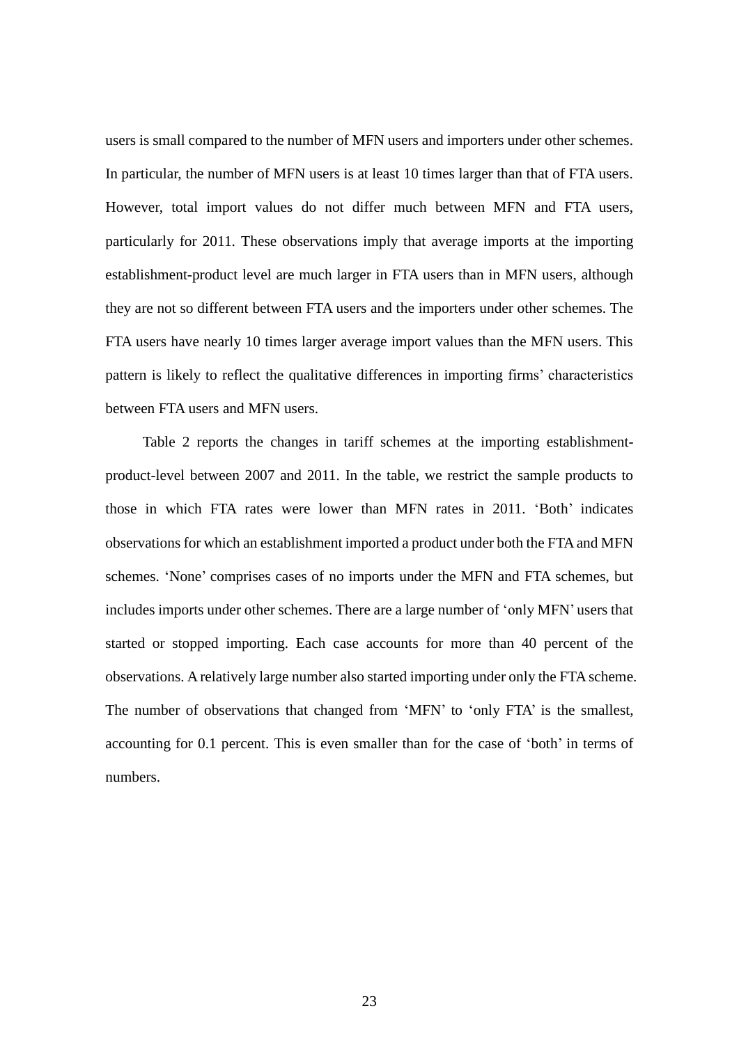users is small compared to the number of MFN users and importers under other schemes. In particular, the number of MFN users is at least 10 times larger than that of FTA users. However, total import values do not differ much between MFN and FTA users, particularly for 2011. These observations imply that average imports at the importing establishment-product level are much larger in FTA users than in MFN users, although they are not so different between FTA users and the importers under other schemes. The FTA users have nearly 10 times larger average import values than the MFN users. This pattern is likely to reflect the qualitative differences in importing firms' characteristics between FTA users and MFN users.

Table 2 reports the changes in tariff schemes at the importing establishment-product-level between 2007 and 2011. In the table, we restrict the sample products to those in which FTA rates were lower than MFN rates in 2011. 'Both' indicates observations for which an establishment imported a product under both the FTA and MFN schemes. 'None' comprises cases of no imports under the MFN and FTA schemes, but includes imports under other schemes. There are a large number of 'only MFN' users that started or stopped importing. Each case accounts for more than 40 percent of the observations. A relatively large number also started importing under only the FTA scheme. The number of observations that changed from 'MFN' to 'only FTA' is the smallest, accounting for 0.1 percent. This is even smaller than for the case of 'both' in terms of numbers.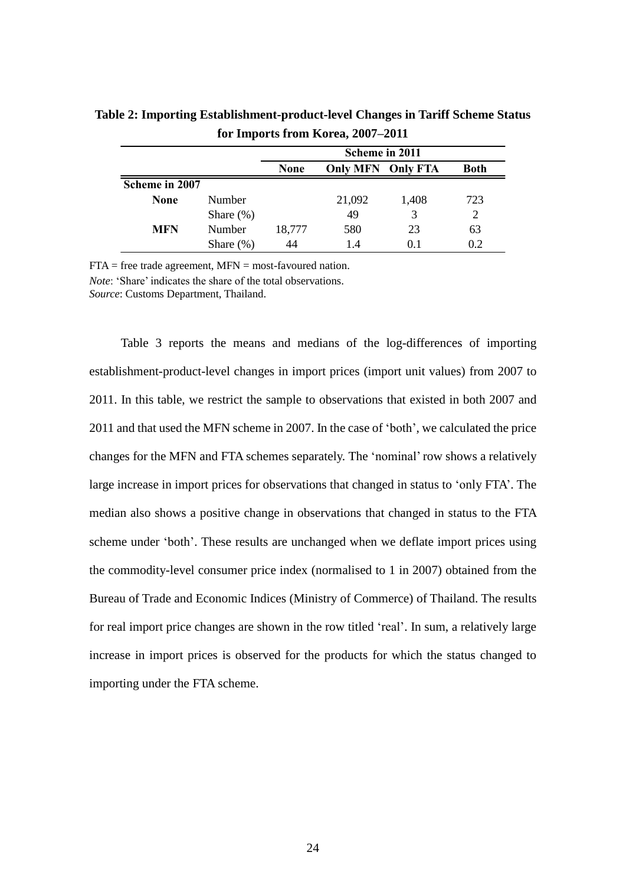**Table 2: Importing Establishment-product-level Changes in Tariff Scheme Status for Imports from Korea, 2007–2011**

| | | Scheme in 2011 | | | |
|---|---|---|---|---|---|
| | | **None** | **Only MFN** | **Only FTA** | **Both** |
| **Scheme in 2007** | | | | | |
| **None** | Number | | 21,092 | 1,408 | 723 |
| | Share (%) | | 49 | 3 | 2 |
| **MFN** | Number | 18,777 | 580 | 23 | 63 |
| | Share (%) | 44 | 1.4 | 0.1 | 0.2 |

FTA = free trade agreement, MFN = most-favoured nation.

*Note*: 'Share' indicates the share of the total observations.

*Source*: Customs Department, Thailand.

Table 3 reports the means and medians of the log-differences of importing establishment-product-level changes in import prices (import unit values) from 2007 to 2011. In this table, we restrict the sample to observations that existed in both 2007 and 2011 and that used the MFN scheme in 2007. In the case of 'both', we calculated the price changes for the MFN and FTA schemes separately. The 'nominal' row shows a relatively large increase in import prices for observations that changed in status to 'only FTA'. The median also shows a positive change in observations that changed in status to the FTA scheme under 'both'. These results are unchanged when we deflate import prices using the commodity-level consumer price index (normalised to 1 in 2007) obtained from the Bureau of Trade and Economic Indices (Ministry of Commerce) of Thailand. The results for real import price changes are shown in the row titled 'real'. In sum, a relatively large increase in import prices is observed for the products for which the status changed to importing under the FTA scheme.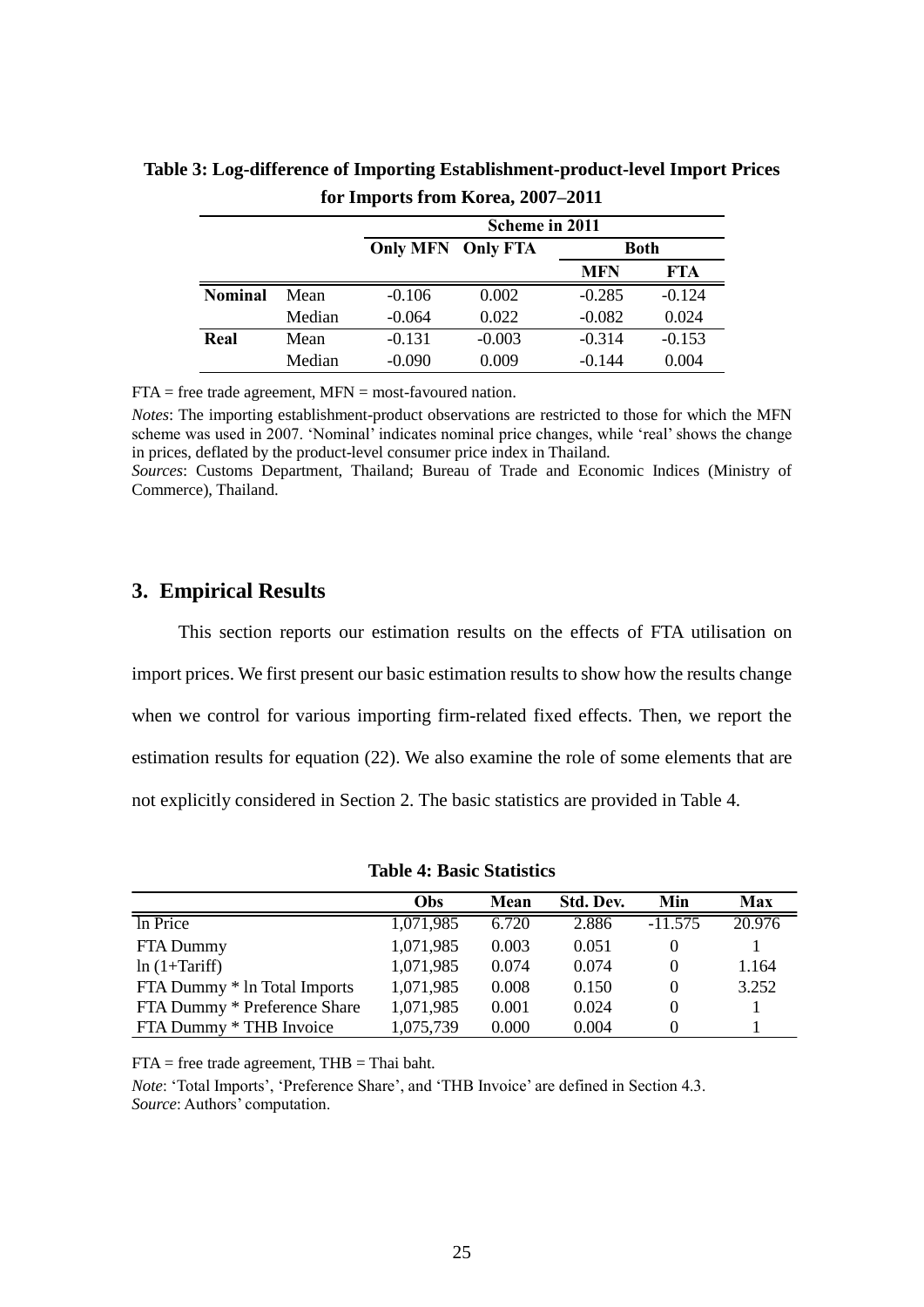**Table 3: Log-difference of Importing Establishment-product-level Import Prices for Imports from Korea, 2007–2011**

| | | Scheme in 2011 | | | |
|---|---|---|---|---|---|
| | | Only MFN | Only FTA | Both | |
| | | | | MFN | FTA |
| **Nominal** | Mean | -0.106 | 0.002 | -0.285 | -0.124 |
| | Median | -0.064 | 0.022 | -0.082 | 0.024 |
| **Real** | Mean | -0.131 | -0.003 | -0.314 | -0.153 |
| | Median | -0.090 | 0.009 | -0.144 | 0.004 |

FTA = free trade agreement, MFN = most-favoured nation.

*Notes*: The importing establishment-product observations are restricted to those for which the MFN scheme was used in 2007. 'Nominal' indicates nominal price changes, while 'real' shows the change in prices, deflated by the product-level consumer price index in Thailand.

*Sources*: Customs Department, Thailand; Bureau of Trade and Economic Indices (Ministry of Commerce), Thailand.

## 3. Empirical Results

This section reports our estimation results on the effects of FTA utilisation on import prices. We first present our basic estimation results to show how the results change when we control for various importing firm-related fixed effects. Then, we report the estimation results for equation (22). We also examine the role of some elements that are not explicitly considered in Section 2. The basic statistics are provided in Table 4.

**Table 4: Basic Statistics**

| | Obs | Mean | Std. Dev. | Min | Max |
|---|---|---|---|---|---|
| ln Price | 1,071,985 | 6.720 | 2.886 | -11.575 | 20.976 |
| FTA Dummy | 1,071,985 | 0.003 | 0.051 | 0 | 1 |
| ln (1+Tariff) | 1,071,985 | 0.074 | 0.074 | 0 | 1.164 |
| FTA Dummy * ln Total Imports | 1,071,985 | 0.008 | 0.150 | 0 | 3.252 |
| FTA Dummy * Preference Share | 1,071,985 | 0.001 | 0.024 | 0 | 1 |
| FTA Dummy * THB Invoice | 1,075,739 | 0.000 | 0.004 | 0 | 1 |

FTA = free trade agreement, THB = Thai baht.

*Note*: 'Total Imports', 'Preference Share', and 'THB Invoice' are defined in Section 4.3.
*Source*: Authors' computation.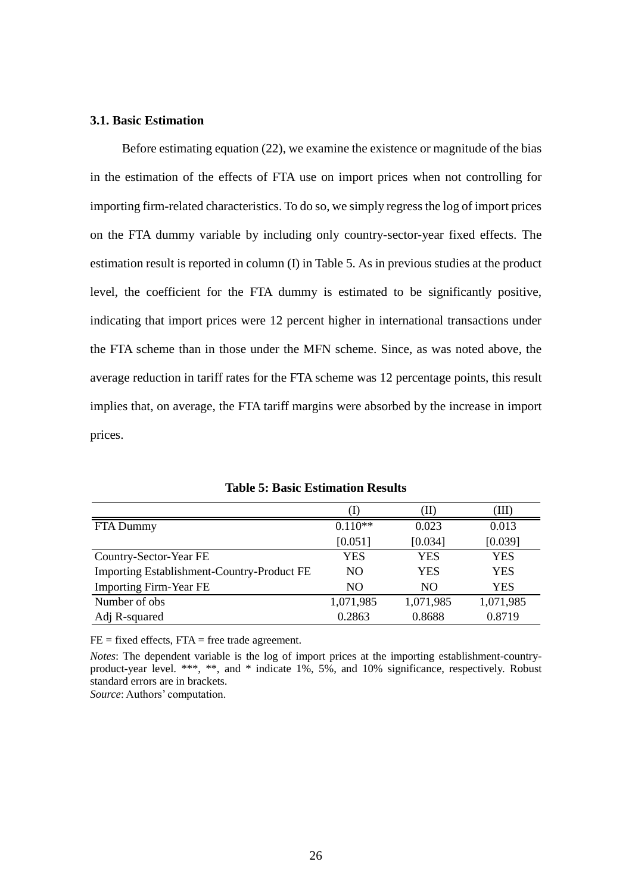### 3.1. Basic Estimation

Before estimating equation (22), we examine the existence or magnitude of the bias in the estimation of the effects of FTA use on import prices when not controlling for importing firm-related characteristics. To do so, we simply regress the log of import prices on the FTA dummy variable by including only country-sector-year fixed effects. The estimation result is reported in column (I) in Table 5. As in previous studies at the product level, the coefficient for the FTA dummy is estimated to be significantly positive, indicating that import prices were 12 percent higher in international transactions under the FTA scheme than in those under the MFN scheme. Since, as was noted above, the average reduction in tariff rates for the FTA scheme was 12 percentage points, this result implies that, on average, the FTA tariff margins were absorbed by the increase in import prices.

**Table 5: Basic Estimation Results**

| | (I) | (II) | (III) |
|---|---|---|---|
| FTA Dummy | 0.110** | 0.023 | 0.013 |
| | [0.051] | [0.034] | [0.039] |
| Country-Sector-Year FE | YES | YES | YES |
| Importing Establishment-Country-Product FE | NO | YES | YES |
| Importing Firm-Year FE | NO | NO | YES |
| Number of obs | 1,071,985 | 1,071,985 | 1,071,985 |
| Adj R-squared | 0.2863 | 0.8688 | 0.8719 |

FE = fixed effects, FTA = free trade agreement.

*Notes*: The dependent variable is the log of import prices at the importing establishment-country-product-year level. ***, **, and * indicate 1%, 5%, and 10% significance, respectively. Robust standard errors are in brackets.

*Source*: Authors' computation.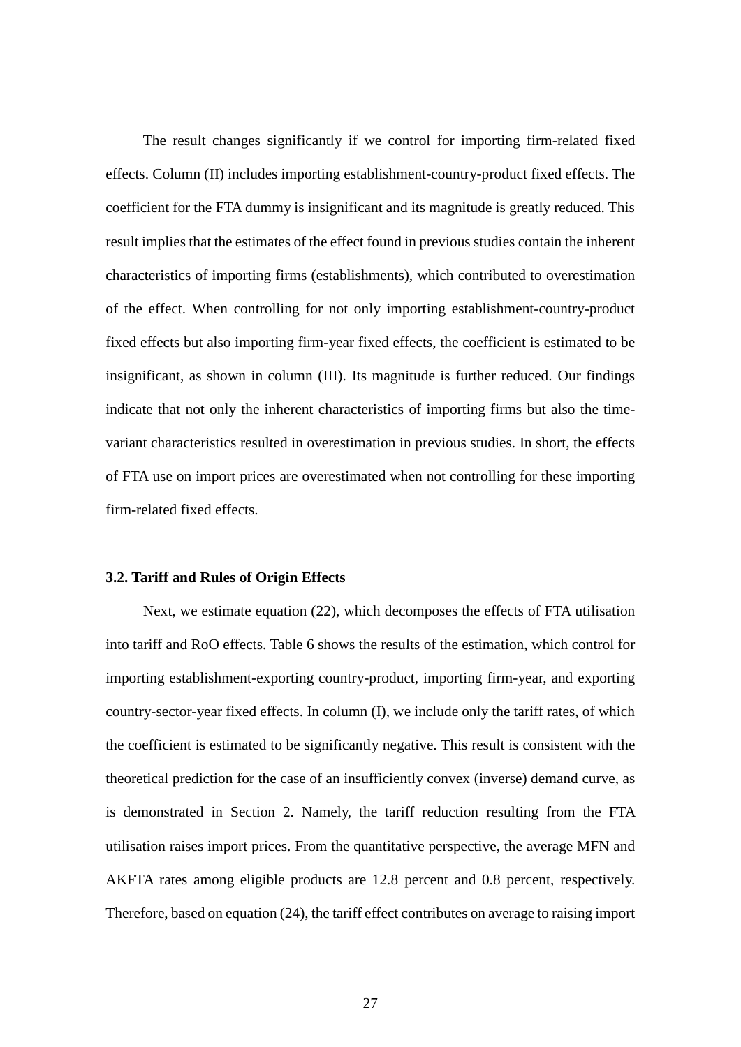The result changes significantly if we control for importing firm-related fixed effects. Column (II) includes importing establishment-country-product fixed effects. The coefficient for the FTA dummy is insignificant and its magnitude is greatly reduced. This result implies that the estimates of the effect found in previous studies contain the inherent characteristics of importing firms (establishments), which contributed to overestimation of the effect. When controlling for not only importing establishment-country-product fixed effects but also importing firm-year fixed effects, the coefficient is estimated to be insignificant, as shown in column (III). Its magnitude is further reduced. Our findings indicate that not only the inherent characteristics of importing firms but also the time-variant characteristics resulted in overestimation in previous studies. In short, the effects of FTA use on import prices are overestimated when not controlling for these importing firm-related fixed effects.

### 3.2. Tariff and Rules of Origin Effects

Next, we estimate equation (22), which decomposes the effects of FTA utilisation into tariff and RoO effects. Table 6 shows the results of the estimation, which control for importing establishment-exporting country-product, importing firm-year, and exporting country-sector-year fixed effects. In column (I), we include only the tariff rates, of which the coefficient is estimated to be significantly negative. This result is consistent with the theoretical prediction for the case of an insufficiently convex (inverse) demand curve, as is demonstrated in Section 2. Namely, the tariff reduction resulting from the FTA utilisation raises import prices. From the quantitative perspective, the average MFN and AKFTA rates among eligible products are 12.8 percent and 0.8 percent, respectively. Therefore, based on equation (24), the tariff effect contributes on average to raising import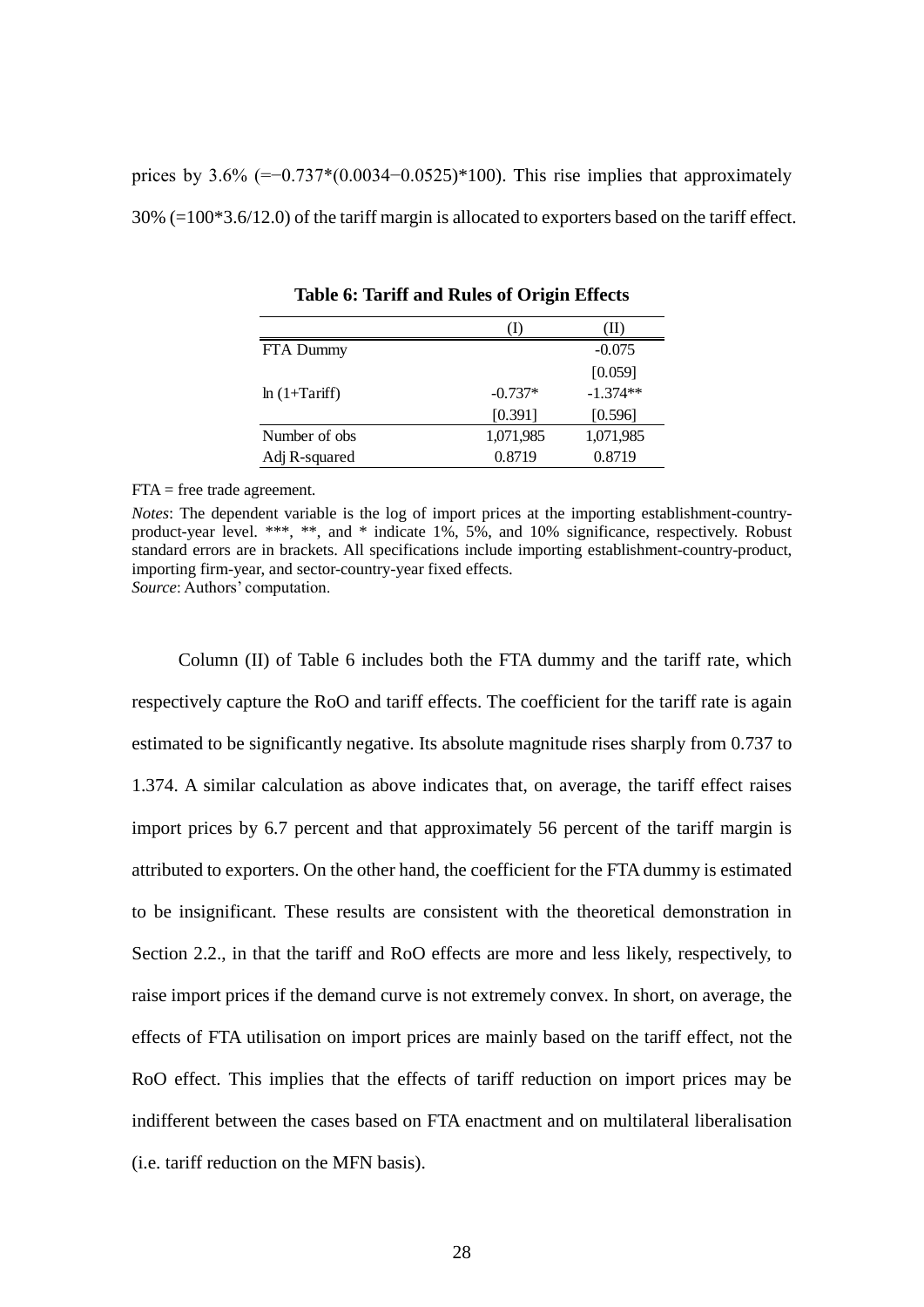prices by 3.6% (=−0.737*(0.0034−0.0525)*100). This rise implies that approximately 30% (=100*3.6/12.0) of the tariff margin is allocated to exporters based on the tariff effect.

**Table 6: Tariff and Rules of Origin Effects**

| | (I) | (II) |
|---|---|---|
| FTA Dummy | | -0.075 |
| | | [0.059] |
| ln (1+Tariff) | -0.737* | -1.374** |
| | [0.391] | [0.596] |
| Number of obs | 1,071,985 | 1,071,985 |
| Adj R-squared | 0.8719 | 0.8719 |

FTA = free trade agreement.

*Notes*: The dependent variable is the log of import prices at the importing establishment-country-product-year level. ***, **, and * indicate 1%, 5%, and 10% significance, respectively. Robust standard errors are in brackets. All specifications include importing establishment-country-product, importing firm-year, and sector-country-year fixed effects.
*Source*: Authors' computation.

Column (II) of Table 6 includes both the FTA dummy and the tariff rate, which respectively capture the RoO and tariff effects. The coefficient for the tariff rate is again estimated to be significantly negative. Its absolute magnitude rises sharply from 0.737 to 1.374. A similar calculation as above indicates that, on average, the tariff effect raises import prices by 6.7 percent and that approximately 56 percent of the tariff margin is attributed to exporters. On the other hand, the coefficient for the FTA dummy is estimated to be insignificant. These results are consistent with the theoretical demonstration in Section 2.2., in that the tariff and RoO effects are more and less likely, respectively, to raise import prices if the demand curve is not extremely convex. In short, on average, the effects of FTA utilisation on import prices are mainly based on the tariff effect, not the RoO effect. This implies that the effects of tariff reduction on import prices may be indifferent between the cases based on FTA enactment and on multilateral liberalisation (i.e. tariff reduction on the MFN basis).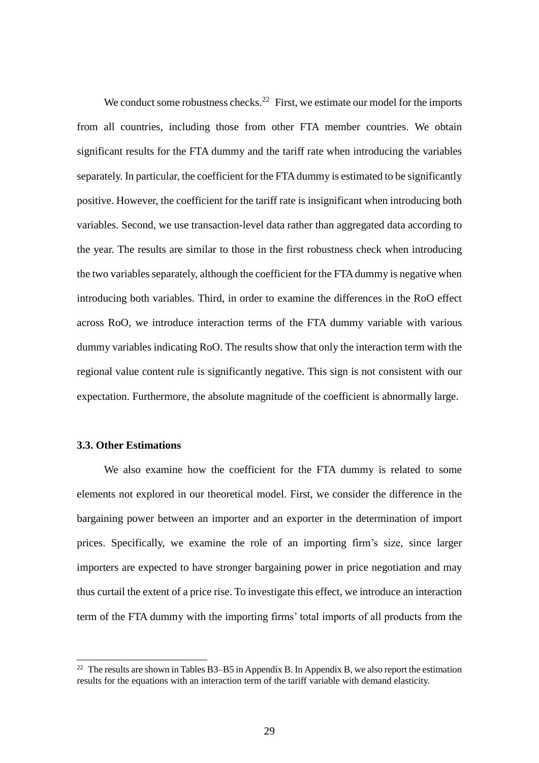We conduct some robustness checks.[22] First, we estimate our model for the imports from all countries, including those from other FTA member countries. We obtain significant results for the FTA dummy and the tariff rate when introducing the variables separately. In particular, the coefficient for the FTA dummy is estimated to be significantly positive. However, the coefficient for the tariff rate is insignificant when introducing both variables. Second, we use transaction-level data rather than aggregated data according to the year. The results are similar to those in the first robustness check when introducing the two variables separately, although the coefficient for the FTA dummy is negative when introducing both variables. Third, in order to examine the differences in the RoO effect across RoO, we introduce interaction terms of the FTA dummy variable with various dummy variables indicating RoO. The results show that only the interaction term with the regional value content rule is significantly negative. This sign is not consistent with our expectation. Furthermore, the absolute magnitude of the coefficient is abnormally large.

### 3.3. Other Estimations

We also examine how the coefficient for the FTA dummy is related to some elements not explored in our theoretical model. First, we consider the difference in the bargaining power between an importer and an exporter in the determination of import prices. Specifically, we examine the role of an importing firm's size, since larger importers are expected to have stronger bargaining power in price negotiation and may thus curtail the extent of a price rise. To investigate this effect, we introduce an interaction term of the FTA dummy with the importing firms' total imports of all products from the

[22] The results are shown in Tables B3–B5 in Appendix B. In Appendix B, we also report the estimation results for the equations with an interaction term of the tariff variable with demand elasticity.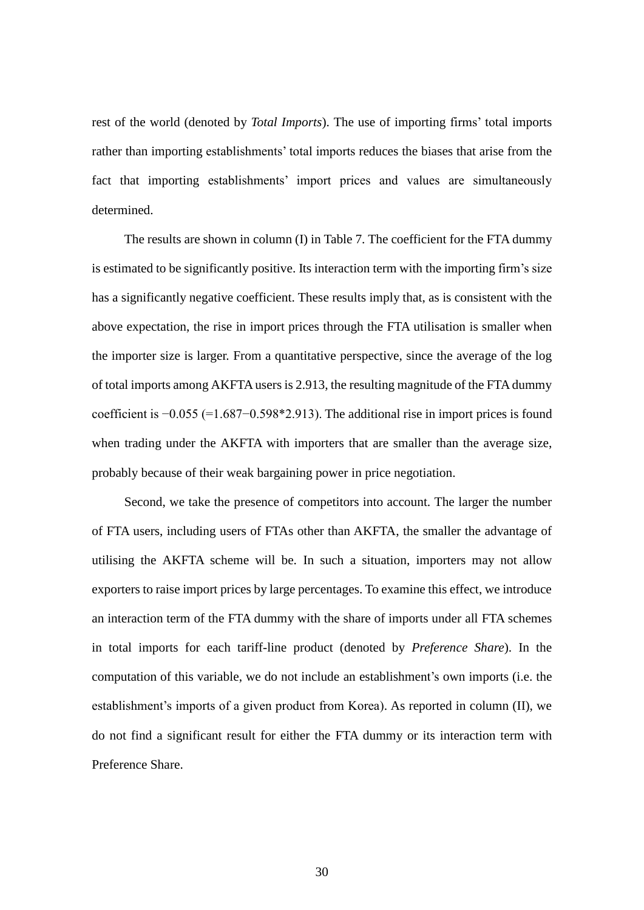rest of the world (denoted by *Total Imports*). The use of importing firms' total imports rather than importing establishments' total imports reduces the biases that arise from the fact that importing establishments' import prices and values are simultaneously determined.

The results are shown in column (I) in Table 7. The coefficient for the FTA dummy is estimated to be significantly positive. Its interaction term with the importing firm's size has a significantly negative coefficient. These results imply that, as is consistent with the above expectation, the rise in import prices through the FTA utilisation is smaller when the importer size is larger. From a quantitative perspective, since the average of the log of total imports among AKFTA users is 2.913, the resulting magnitude of the FTA dummy coefficient is −0.055 (=1.687−0.598*2.913). The additional rise in import prices is found when trading under the AKFTA with importers that are smaller than the average size, probably because of their weak bargaining power in price negotiation.

Second, we take the presence of competitors into account. The larger the number of FTA users, including users of FTAs other than AKFTA, the smaller the advantage of utilising the AKFTA scheme will be. In such a situation, importers may not allow exporters to raise import prices by large percentages. To examine this effect, we introduce an interaction term of the FTA dummy with the share of imports under all FTA schemes in total imports for each tariff-line product (denoted by *Preference Share*). In the computation of this variable, we do not include an establishment's own imports (i.e. the establishment's imports of a given product from Korea). As reported in column (II), we do not find a significant result for either the FTA dummy or its interaction term with Preference Share.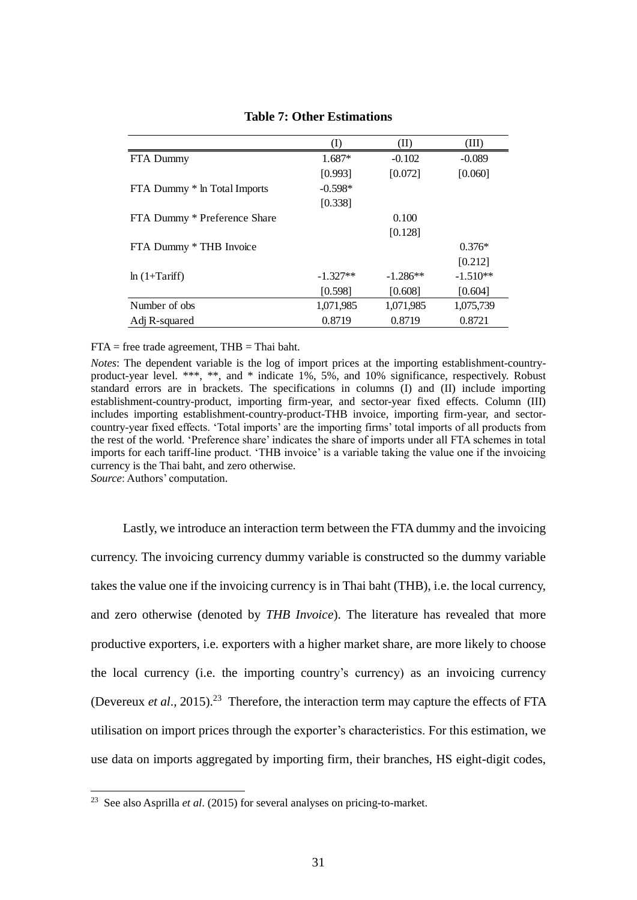**Table 7: Other Estimations**

| | (I) | (II) | (III) |
|---|---|---|---|
| FTA Dummy | 1.687* | -0.102 | -0.089 |
| | [0.993] | [0.072] | [0.060] |
| FTA Dummy * ln Total Imports | -0.598* | | |
| | [0.338] | | |
| FTA Dummy * Preference Share | | 0.100 | |
| | | [0.128] | |
| FTA Dummy * THB Invoice | | | 0.376* |
| | | | [0.212] |
| ln (1+Tariff) | -1.327** | -1.286** | -1.510** |
| | [0.598] | [0.608] | [0.604] |
| Number of obs | 1,071,985 | 1,071,985 | 1,075,739 |
| Adj R-squared | 0.8719 | 0.8719 | 0.8721 |

FTA = free trade agreement, THB = Thai baht.

*Notes*: The dependent variable is the log of import prices at the importing establishment-country-product-year level. ***, **, and * indicate 1%, 5%, and 10% significance, respectively. Robust standard errors are in brackets. The specifications in columns (I) and (II) include importing establishment-country-product, importing firm-year, and sector-year fixed effects. Column (III) includes importing establishment-country-product-THB invoice, importing firm-year, and sector-country-year fixed effects. 'Total imports' are the importing firms' total imports of all products from the rest of the world. 'Preference share' indicates the share of imports under all FTA schemes in total imports for each tariff-line product. 'THB invoice' is a variable taking the value one if the invoicing currency is the Thai baht, and zero otherwise.
*Source*: Authors' computation.

Lastly, we introduce an interaction term between the FTA dummy and the invoicing currency. The invoicing currency dummy variable is constructed so the dummy variable takes the value one if the invoicing currency is in Thai baht (THB), i.e. the local currency, and zero otherwise (denoted by *THB Invoice*). The literature has revealed that more productive exporters, i.e. exporters with a higher market share, are more likely to choose the local currency (i.e. the importing country's currency) as an invoicing currency (Devereux *et al*., 2015).[23] Therefore, the interaction term may capture the effects of FTA utilisation on import prices through the exporter's characteristics. For this estimation, we use data on imports aggregated by importing firm, their branches, HS eight-digit codes,

[23] See also Asprilla *et al*. (2015) for several analyses on pricing-to-market.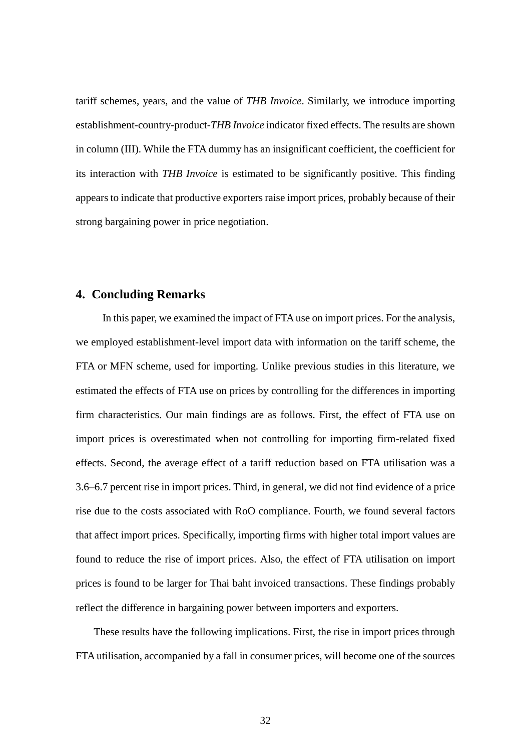tariff schemes, years, and the value of *THB Invoice*. Similarly, we introduce importing establishment-country-product-*THB Invoice* indicator fixed effects. The results are shown in column (III). While the FTA dummy has an insignificant coefficient, the coefficient for its interaction with *THB Invoice* is estimated to be significantly positive. This finding appears to indicate that productive exporters raise import prices, probably because of their strong bargaining power in price negotiation.

## 4. Concluding Remarks

In this paper, we examined the impact of FTA use on import prices. For the analysis, we employed establishment-level import data with information on the tariff scheme, the FTA or MFN scheme, used for importing. Unlike previous studies in this literature, we estimated the effects of FTA use on prices by controlling for the differences in importing firm characteristics. Our main findings are as follows. First, the effect of FTA use on import prices is overestimated when not controlling for importing firm-related fixed effects. Second, the average effect of a tariff reduction based on FTA utilisation was a 3.6–6.7 percent rise in import prices. Third, in general, we did not find evidence of a price rise due to the costs associated with RoO compliance. Fourth, we found several factors that affect import prices. Specifically, importing firms with higher total import values are found to reduce the rise of import prices. Also, the effect of FTA utilisation on import prices is found to be larger for Thai baht invoiced transactions. These findings probably reflect the difference in bargaining power between importers and exporters.

These results have the following implications. First, the rise in import prices through FTA utilisation, accompanied by a fall in consumer prices, will become one of the sources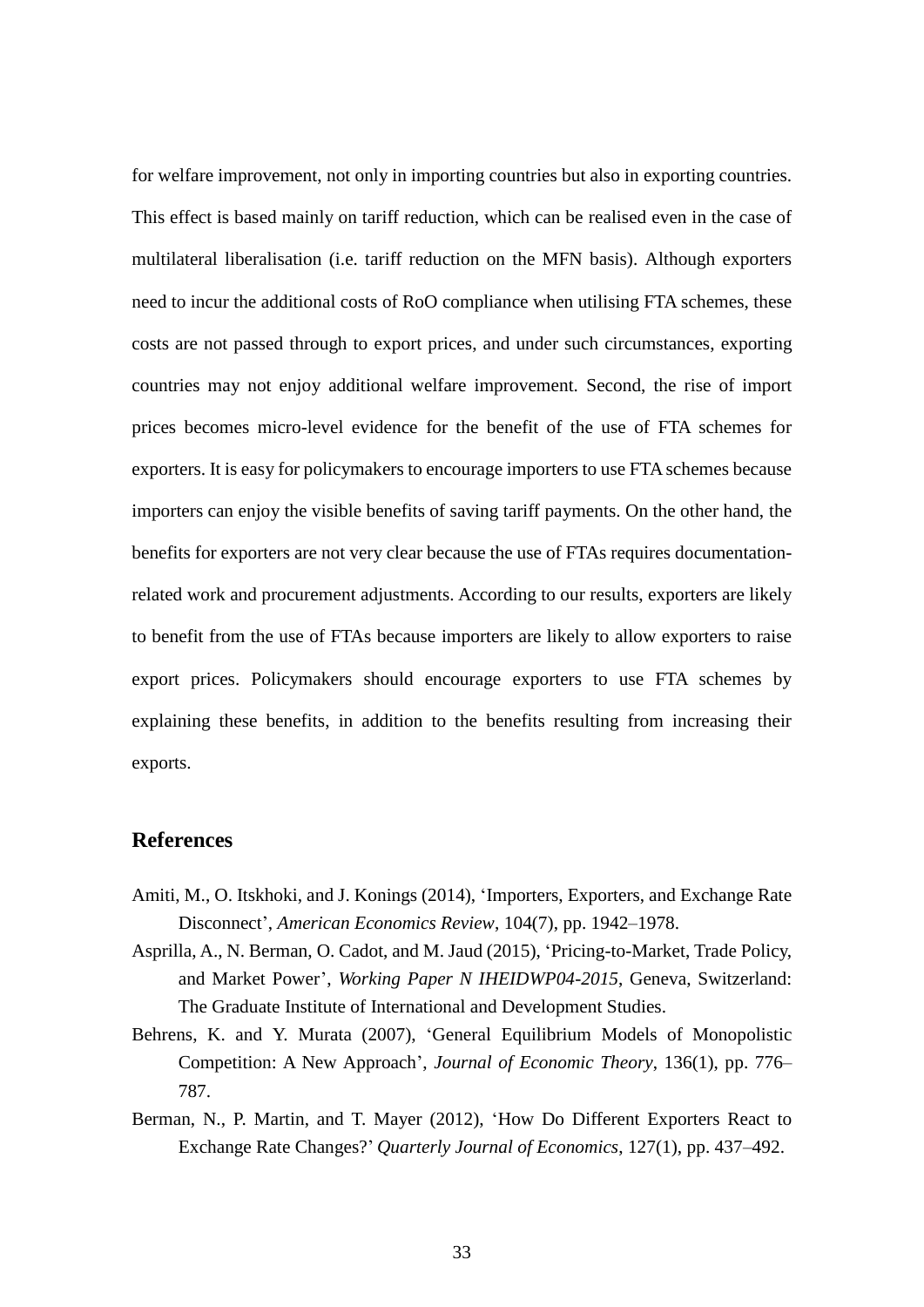for welfare improvement, not only in importing countries but also in exporting countries. This effect is based mainly on tariff reduction, which can be realised even in the case of multilateral liberalisation (i.e. tariff reduction on the MFN basis). Although exporters need to incur the additional costs of RoO compliance when utilising FTA schemes, these costs are not passed through to export prices, and under such circumstances, exporting countries may not enjoy additional welfare improvement. Second, the rise of import prices becomes micro-level evidence for the benefit of the use of FTA schemes for exporters. It is easy for policymakers to encourage importers to use FTA schemes because importers can enjoy the visible benefits of saving tariff payments. On the other hand, the benefits for exporters are not very clear because the use of FTAs requires documentation-related work and procurement adjustments. According to our results, exporters are likely to benefit from the use of FTAs because importers are likely to allow exporters to raise export prices. Policymakers should encourage exporters to use FTA schemes by explaining these benefits, in addition to the benefits resulting from increasing their exports.

## References

Amiti, M., O. Itskhoki, and J. Konings (2014), 'Importers, Exporters, and Exchange Rate Disconnect', *American Economics Review*, 104(7), pp. 1942–1978.

Asprilla, A., N. Berman, O. Cadot, and M. Jaud (2015), 'Pricing-to-Market, Trade Policy, and Market Power', *Working Paper N IHEIDWP04-2015*, Geneva, Switzerland: The Graduate Institute of International and Development Studies.

Behrens, K. and Y. Murata (2007), 'General Equilibrium Models of Monopolistic Competition: A New Approach', *Journal of Economic Theory*, 136(1), pp. 776–787.

Berman, N., P. Martin, and T. Mayer (2012), 'How Do Different Exporters React to Exchange Rate Changes?' *Quarterly Journal of Economics*, 127(1), pp. 437–492.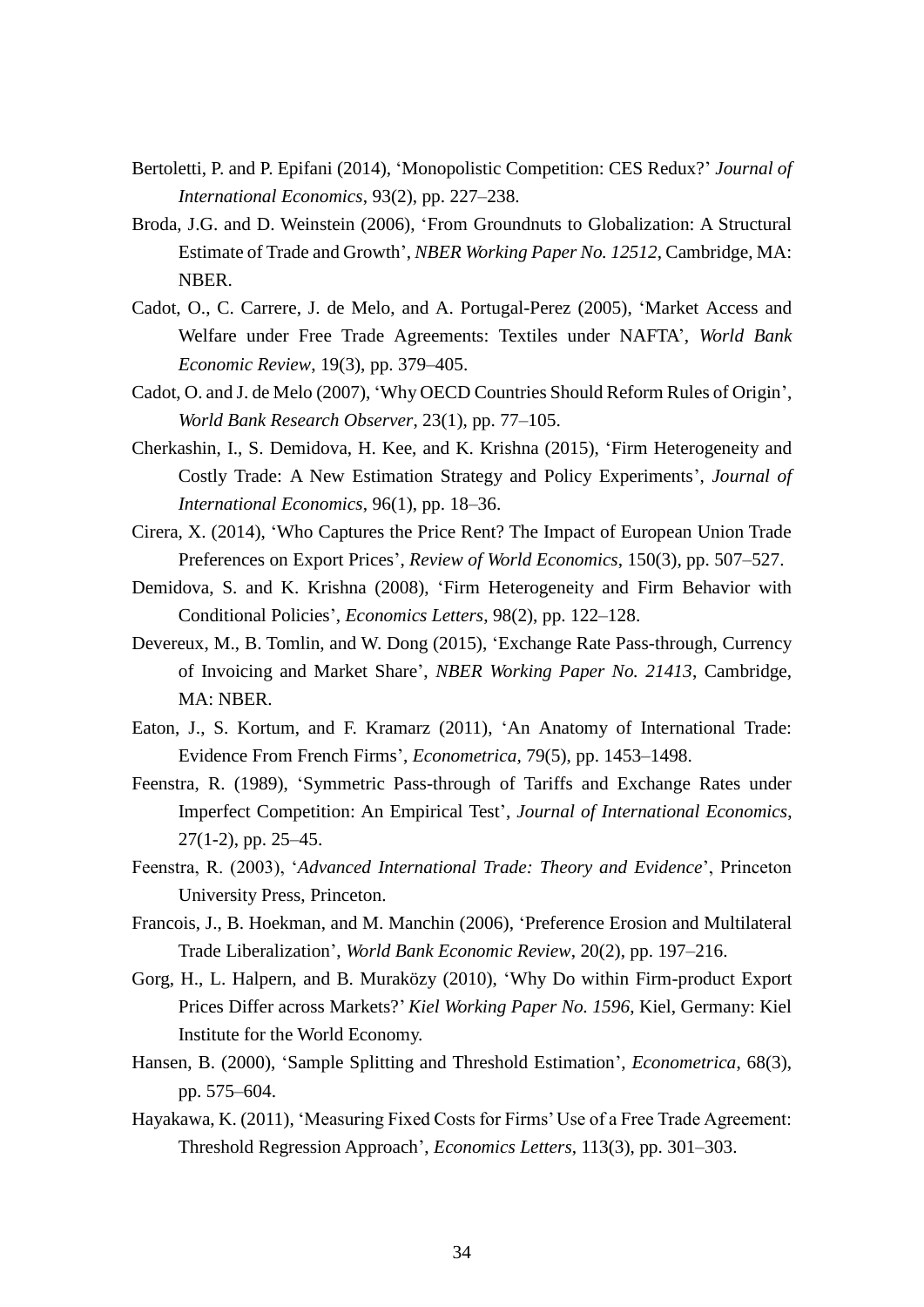Bertoletti, P. and P. Epifani (2014), 'Monopolistic Competition: CES Redux?' *Journal of International Economics*, 93(2), pp. 227–238.

Broda, J.G. and D. Weinstein (2006), 'From Groundnuts to Globalization: A Structural Estimate of Trade and Growth', *NBER Working Paper No. 12512*, Cambridge, MA: NBER.

Cadot, O., C. Carrere, J. de Melo, and A. Portugal-Perez (2005), 'Market Access and Welfare under Free Trade Agreements: Textiles under NAFTA', *World Bank Economic Review*, 19(3), pp. 379–405.

Cadot, O. and J. de Melo (2007), 'Why OECD Countries Should Reform Rules of Origin', *World Bank Research Observer*, 23(1), pp. 77–105.

Cherkashin, I., S. Demidova, H. Kee, and K. Krishna (2015), 'Firm Heterogeneity and Costly Trade: A New Estimation Strategy and Policy Experiments', *Journal of International Economics*, 96(1), pp. 18–36.

Cirera, X. (2014), 'Who Captures the Price Rent? The Impact of European Union Trade Preferences on Export Prices', *Review of World Economics*, 150(3), pp. 507–527.

Demidova, S. and K. Krishna (2008), 'Firm Heterogeneity and Firm Behavior with Conditional Policies', *Economics Letters*, 98(2), pp. 122–128.

Devereux, M., B. Tomlin, and W. Dong (2015), 'Exchange Rate Pass-through, Currency of Invoicing and Market Share', *NBER Working Paper No. 21413*, Cambridge, MA: NBER.

Eaton, J., S. Kortum, and F. Kramarz (2011), 'An Anatomy of International Trade: Evidence From French Firms', *Econometrica,* 79(5), pp. 1453–1498.

Feenstra, R. (1989), 'Symmetric Pass-through of Tariffs and Exchange Rates under Imperfect Competition: An Empirical Test', *Journal of International Economics*, 27(1-2), pp. 25–45.

Feenstra, R. (2003), '*Advanced International Trade: Theory and Evidence*', Princeton University Press, Princeton.

Francois, J., B. Hoekman, and M. Manchin (2006), 'Preference Erosion and Multilateral Trade Liberalization', *World Bank Economic Review*, 20(2), pp. 197–216.

Gorg, H., L. Halpern, and B. Muraközy (2010), 'Why Do within Firm-product Export Prices Differ across Markets?' *Kiel Working Paper No. 1596*, Kiel, Germany: Kiel Institute for the World Economy.

Hansen, B. (2000), 'Sample Splitting and Threshold Estimation', *Econometrica*, 68(3), pp. 575–604.

Hayakawa, K. (2011), 'Measuring Fixed Costs for Firms' Use of a Free Trade Agreement: Threshold Regression Approach', *Economics Letters*, 113(3), pp. 301–303.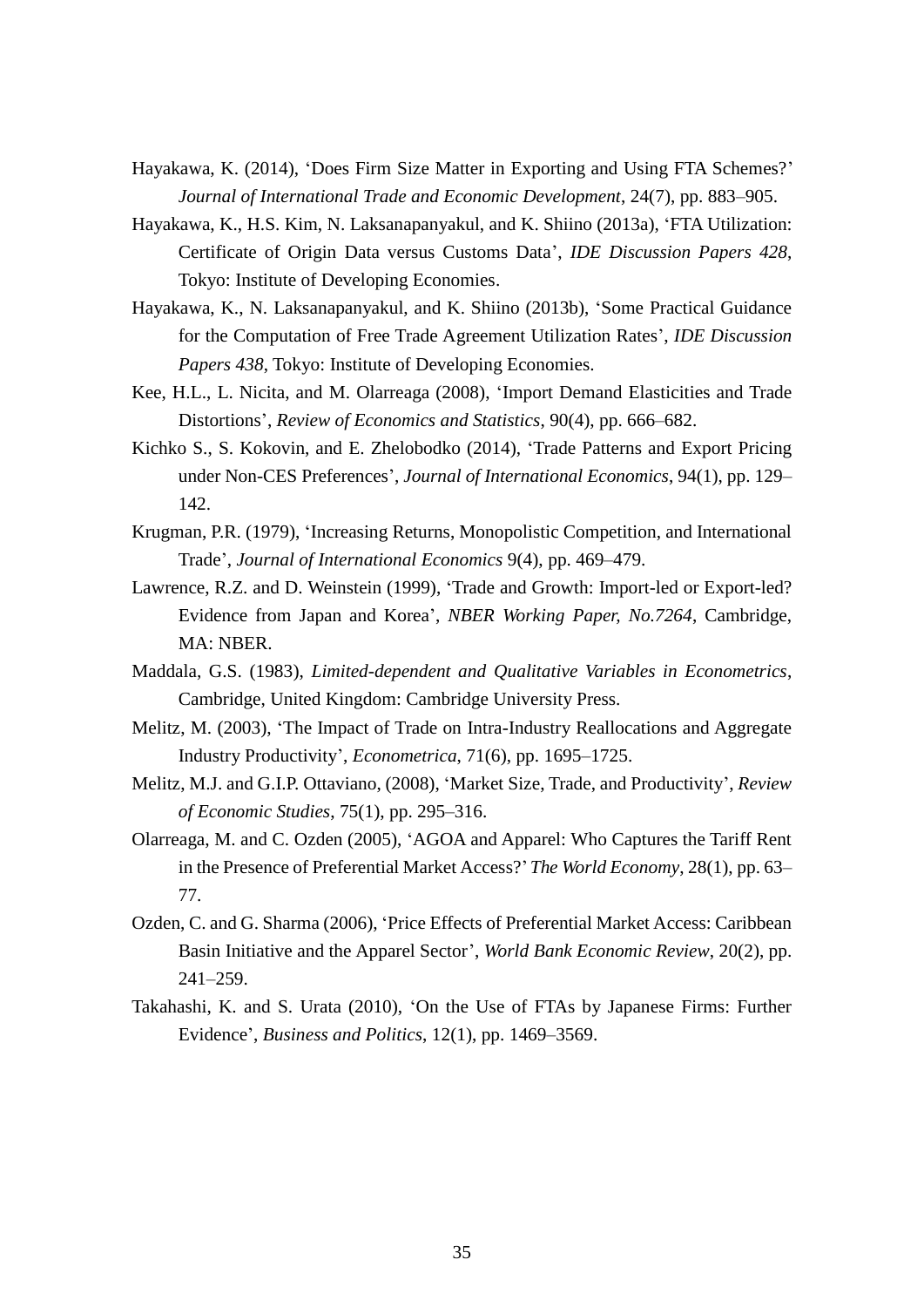Hayakawa, K. (2014), 'Does Firm Size Matter in Exporting and Using FTA Schemes?' *Journal of International Trade and Economic Development*, 24(7), pp. 883–905.

Hayakawa, K., H.S. Kim, N. Laksanapanyakul, and K. Shiino (2013a), 'FTA Utilization: Certificate of Origin Data versus Customs Data', *IDE Discussion Papers 428*, Tokyo: Institute of Developing Economies.

Hayakawa, K., N. Laksanapanyakul, and K. Shiino (2013b), 'Some Practical Guidance for the Computation of Free Trade Agreement Utilization Rates', *IDE Discussion Papers 438*, Tokyo: Institute of Developing Economies.

Kee, H.L., L. Nicita, and M. Olarreaga (2008), 'Import Demand Elasticities and Trade Distortions', *Review of Economics and Statistics*, 90(4), pp. 666–682.

Kichko S., S. Kokovin, and E. Zhelobodko (2014), 'Trade Patterns and Export Pricing under Non-CES Preferences', *Journal of International Economics*, 94(1), pp. 129–142.

Krugman, P.R. (1979), 'Increasing Returns, Monopolistic Competition, and International Trade', *Journal of International Economics* 9(4), pp. 469–479.

Lawrence, R.Z. and D. Weinstein (1999), 'Trade and Growth: Import-led or Export-led? Evidence from Japan and Korea', *NBER Working Paper, No.7264*, Cambridge, MA: NBER.

Maddala, G.S. (1983), *Limited-dependent and Qualitative Variables in Econometrics*, Cambridge, United Kingdom: Cambridge University Press.

Melitz, M. (2003), 'The Impact of Trade on Intra-Industry Reallocations and Aggregate Industry Productivity', *Econometrica*, 71(6), pp. 1695–1725.

Melitz, M.J. and G.I.P. Ottaviano, (2008), 'Market Size, Trade, and Productivity', *Review of Economic Studies*, 75(1), pp. 295–316.

Olarreaga, M. and C. Ozden (2005), 'AGOA and Apparel: Who Captures the Tariff Rent in the Presence of Preferential Market Access?' *The World Economy*, 28(1), pp. 63–77.

Ozden, C. and G. Sharma (2006), 'Price Effects of Preferential Market Access: Caribbean Basin Initiative and the Apparel Sector', *World Bank Economic Review*, 20(2), pp. 241–259.

Takahashi, K. and S. Urata (2010), 'On the Use of FTAs by Japanese Firms: Further Evidence', *Business and Politics*, 12(1), pp. 1469–3569.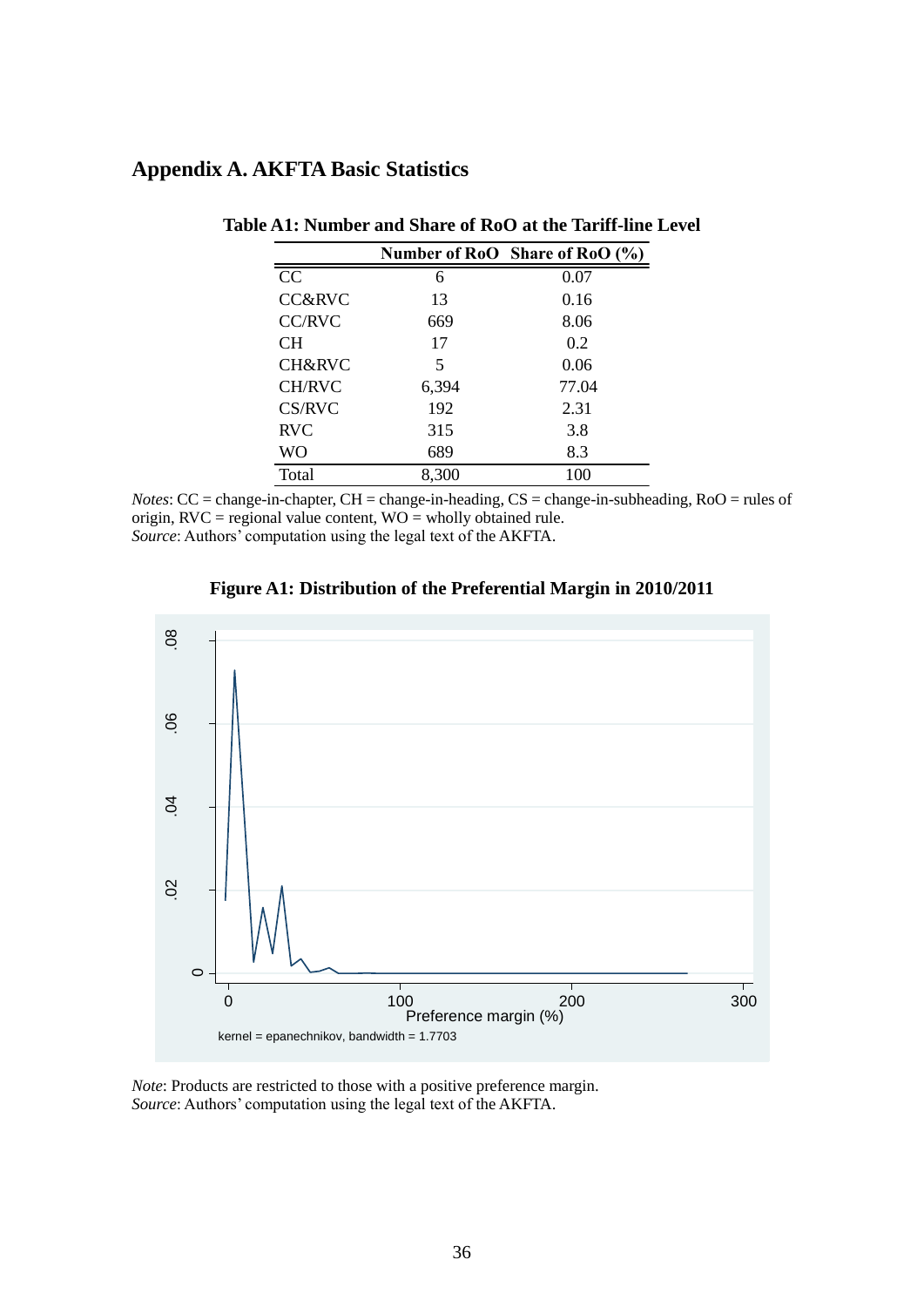## Appendix A. AKFTA Basic Statistics

**Table A1: Number and Share of RoO at the Tariff-line Level**

| | Number of RoO | Share of RoO (%) |
|---|---|---|
| CC | 6 | 0.07 |
| CC&RVC | 13 | 0.16 |
| CC/RVC | 669 | 8.06 |
| CH | 17 | 0.2 |
| CH&RVC | 5 | 0.06 |
| CH/RVC | 6,394 | 77.04 |
| CS/RVC | 192 | 2.31 |
| RVC | 315 | 3.8 |
| WO | 689 | 8.3 |
| Total | 8,300 | 100 |

*Notes*: CC = change-in-chapter, CH = change-in-heading, CS = change-in-subheading, RoO = rules of origin, RVC = regional value content, WO = wholly obtained rule.
*Source*: Authors' computation using the legal text of the AKFTA.

**Figure A1: Distribution of the Preferential Margin in 2010/2011**

*Note*: Products are restricted to those with a positive preference margin.
*Source*: Authors' computation using the legal text of the AKFTA.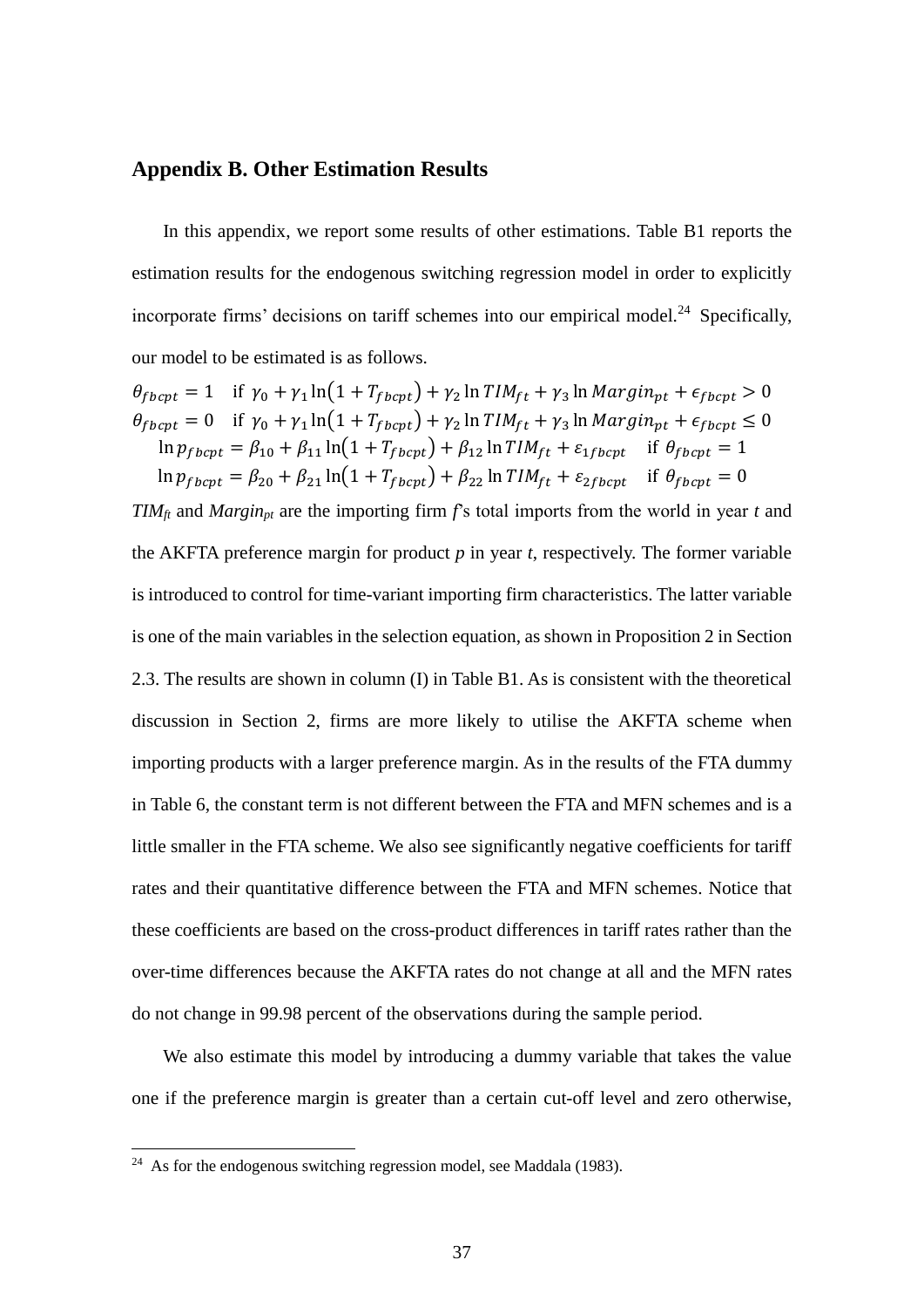## Appendix B. Other Estimation Results

In this appendix, we report some results of other estimations. Table B1 reports the estimation results for the endogenous switching regression model in order to explicitly incorporate firms' decisions on tariff schemes into our empirical model.[24] Specifically, our model to be estimated is as follows.

$$\theta_{fbcpt} = 1 \quad \text{if } \gamma_0 + \gamma_1 \ln(1 + T_{fbcpt}) + \gamma_2 \ln TIM_{ft} + \gamma_3 \ln Margin_{pt} + \epsilon_{fbcpt} > 0$$

$$\theta_{fbcpt} = 0 \quad \text{if } \gamma_0 + \gamma_1 \ln(1 + T_{fbcpt}) + \gamma_2 \ln TIM_{ft} + \gamma_3 \ln Margin_{pt} + \epsilon_{fbcpt} \leq 0$$

$$\ln p_{fbcpt} = \beta_{10} + \beta_{11} \ln(1 + T_{fbcpt}) + \beta_{12} \ln TIM_{ft} + \varepsilon_{1fbcpt} \quad \text{if } \theta_{fbcpt} = 1$$

$$\ln p_{fbcpt} = \beta_{20} + \beta_{21} \ln(1 + T_{fbcpt}) + \beta_{22} \ln TIM_{ft} + \varepsilon_{2fbcpt} \quad \text{if } \theta_{fbcpt} = 0$$

$TIM_{ft}$ and $Margin_{pt}$ are the importing firm $f$'s total imports from the world in year $t$ and the AKFTA preference margin for product $p$ in year $t$, respectively. The former variable is introduced to control for time-variant importing firm characteristics. The latter variable is one of the main variables in the selection equation, as shown in Proposition 2 in Section 2.3. The results are shown in column (I) in Table B1. As is consistent with the theoretical discussion in Section 2, firms are more likely to utilise the AKFTA scheme when importing products with a larger preference margin. As in the results of the FTA dummy in Table 6, the constant term is not different between the FTA and MFN schemes and is a little smaller in the FTA scheme. We also see significantly negative coefficients for tariff rates and their quantitative difference between the FTA and MFN schemes. Notice that these coefficients are based on the cross-product differences in tariff rates rather than the over-time differences because the AKFTA rates do not change at all and the MFN rates do not change in 99.98 percent of the observations during the sample period.

We also estimate this model by introducing a dummy variable that takes the value one if the preference margin is greater than a certain cut-off level and zero otherwise,

[24] As for the endogenous switching regression model, see Maddala (1983).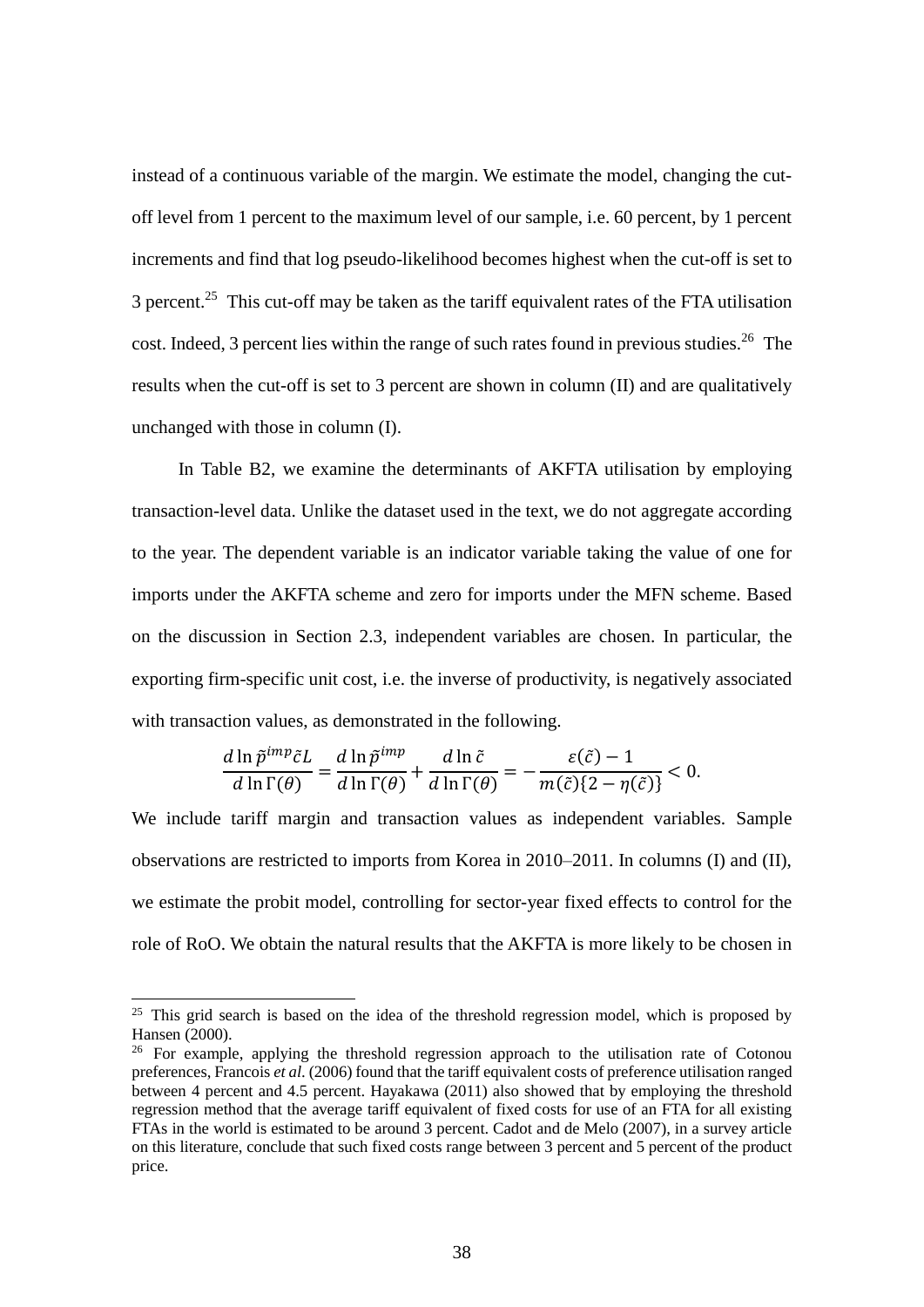instead of a continuous variable of the margin. We estimate the model, changing the cut-off level from 1 percent to the maximum level of our sample, i.e. 60 percent, by 1 percent increments and find that log pseudo-likelihood becomes highest when the cut-off is set to 3 percent.[25] This cut-off may be taken as the tariff equivalent rates of the FTA utilisation cost. Indeed, 3 percent lies within the range of such rates found in previous studies.[26] The results when the cut-off is set to 3 percent are shown in column (II) and are qualitatively unchanged with those in column (I).

In Table B2, we examine the determinants of AKFTA utilisation by employing transaction-level data. Unlike the dataset used in the text, we do not aggregate according to the year. The dependent variable is an indicator variable taking the value of one for imports under the AKFTA scheme and zero for imports under the MFN scheme. Based on the discussion in Section 2.3, independent variables are chosen. In particular, the exporting firm-specific unit cost, i.e. the inverse of productivity, is negatively associated with transaction values, as demonstrated in the following.

$$\frac{d \ln \tilde{p}^{imp} \tilde{c} L}{d \ln \Gamma(\theta)} = \frac{d \ln \tilde{p}^{imp}}{d \ln \Gamma(\theta)} + \frac{d \ln \tilde{c}}{d \ln \Gamma(\theta)} = -\frac{\varepsilon(\tilde{c}) - 1}{m(\tilde{c})\{2 - \eta(\tilde{c})\}} < 0.$$

We include tariff margin and transaction values as independent variables. Sample observations are restricted to imports from Korea in 2010–2011. In columns (I) and (II), we estimate the probit model, controlling for sector-year fixed effects to control for the role of RoO. We obtain the natural results that the AKFTA is more likely to be chosen in

---

[25] This grid search is based on the idea of the threshold regression model, which is proposed by Hansen (2000).

[26] For example, applying the threshold regression approach to the utilisation rate of Cotonou preferences, Francois *et al*. (2006) found that the tariff equivalent costs of preference utilisation ranged between 4 percent and 4.5 percent. Hayakawa (2011) also showed that by employing the threshold regression method that the average tariff equivalent of fixed costs for use of an FTA for all existing FTAs in the world is estimated to be around 3 percent. Cadot and de Melo (2007), in a survey article on this literature, conclude that such fixed costs range between 3 percent and 5 percent of the product price.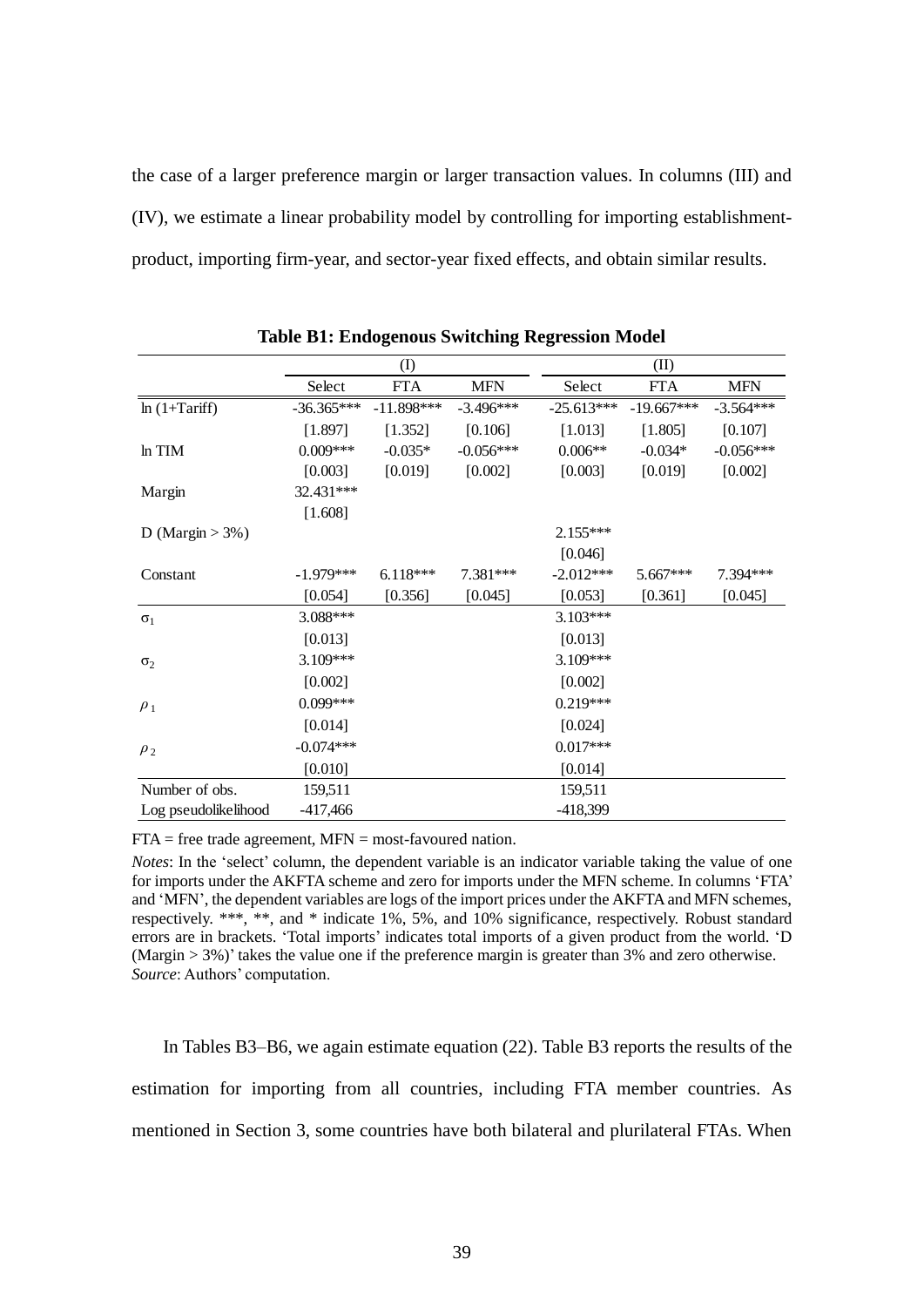the case of a larger preference margin or larger transaction values. In columns (III) and (IV), we estimate a linear probability model by controlling for importing establishment-product, importing firm-year, and sector-year fixed effects, and obtain similar results.

**Table B1: Endogenous Switching Regression Model**

| | (I) | | | (II) | | |
|---|---|---|---|---|---|---|
| | Select | FTA | MFN | Select | FTA | MFN |
| ln (1+Tariff) | -36.365*** | -11.898*** | -3.496*** | -25.613*** | -19.667*** | -3.564*** |
| | [1.897] | [1.352] | [0.106] | [1.013] | [1.805] | [0.107] |
| ln TIM | 0.009*** | -0.035* | -0.056*** | 0.006** | -0.034* | -0.056*** |
| | [0.003] | [0.019] | [0.002] | [0.003] | [0.019] | [0.002] |
| Margin | 32.431*** | | | | | |
| | [1.608] | | | | | |
| D (Margin > 3%) | | | | 2.155*** | | |
| | | | | [0.046] | | |
| Constant | -1.979*** | 6.118*** | 7.381*** | -2.012*** | 5.667*** | 7.394*** |
| | [0.054] | [0.356] | [0.045] | [0.053] | [0.361] | [0.045] |
| $\sigma_1$ | 3.088*** | | | 3.103*** | | |
| | [0.013] | | | [0.013] | | |
| $\sigma_2$ | 3.109*** | | | 3.109*** | | |
| | [0.002] | | | [0.002] | | |
| $\rho_1$ | 0.099*** | | | 0.219*** | | |
| | [0.014] | | | [0.024] | | |
| $\rho_2$ | -0.074*** | | | 0.017*** | | |
| | [0.010] | | | [0.014] | | |
| Number of obs. | 159,511 | | | 159,511 | | |
| Log pseudolikelihood | -417,466 | | | -418,399 | | |

FTA = free trade agreement, MFN = most-favoured nation.

*Notes*: In the 'select' column, the dependent variable is an indicator variable taking the value of one for imports under the AKFTA scheme and zero for imports under the MFN scheme. In columns 'FTA' and 'MFN', the dependent variables are logs of the import prices under the AKFTA and MFN schemes, respectively. ***, **, and * indicate 1%, 5%, and 10% significance, respectively. Robust standard errors are in brackets. 'Total imports' indicates total imports of a given product from the world. 'D (Margin > 3%)' takes the value one if the preference margin is greater than 3% and zero otherwise.
*Source*: Authors' computation.

In Tables B3–B6, we again estimate equation (22). Table B3 reports the results of the estimation for importing from all countries, including FTA member countries. As mentioned in Section 3, some countries have both bilateral and plurilateral FTAs. When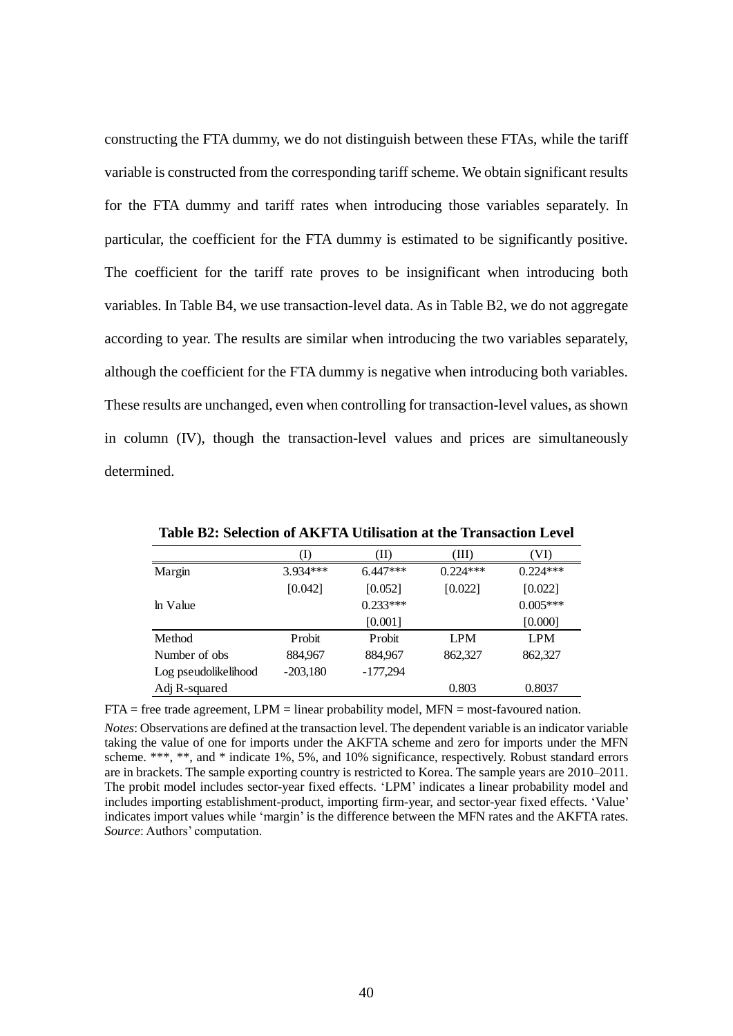constructing the FTA dummy, we do not distinguish between these FTAs, while the tariff variable is constructed from the corresponding tariff scheme. We obtain significant results for the FTA dummy and tariff rates when introducing those variables separately. In particular, the coefficient for the FTA dummy is estimated to be significantly positive. The coefficient for the tariff rate proves to be insignificant when introducing both variables. In Table B4, we use transaction-level data. As in Table B2, we do not aggregate according to year. The results are similar when introducing the two variables separately, although the coefficient for the FTA dummy is negative when introducing both variables. These results are unchanged, even when controlling for transaction-level values, as shown in column (IV), though the transaction-level values and prices are simultaneously determined.

**Table B2: Selection of AKFTA Utilisation at the Transaction Level**

| | (I) | (II) | (III) | (VI) |
|---|---|---|---|---|
| Margin | 3.934*** | 6.447*** | 0.224*** | 0.224*** |
| | [0.042] | [0.052] | [0.022] | [0.022] |
| ln Value | | 0.233*** | | 0.005*** |
| | | [0.001] | | [0.000] |
| Method | Probit | Probit | LPM | LPM |
| Number of obs | 884,967 | 884,967 | 862,327 | 862,327 |
| Log pseudolikelihood | -203,180 | -177,294 | | |
| Adj R-squared | | | 0.803 | 0.8037 |

FTA = free trade agreement, LPM = linear probability model, MFN = most-favoured nation.

*Notes*: Observations are defined at the transaction level. The dependent variable is an indicator variable taking the value of one for imports under the AKFTA scheme and zero for imports under the MFN scheme. ***, **, and * indicate 1%, 5%, and 10% significance, respectively. Robust standard errors are in brackets. The sample exporting country is restricted to Korea. The sample years are 2010–2011. The probit model includes sector-year fixed effects. 'LPM' indicates a linear probability model and includes importing establishment-product, importing firm-year, and sector-year fixed effects. 'Value' indicates import values while 'margin' is the difference between the MFN rates and the AKFTA rates.
*Source*: Authors' computation.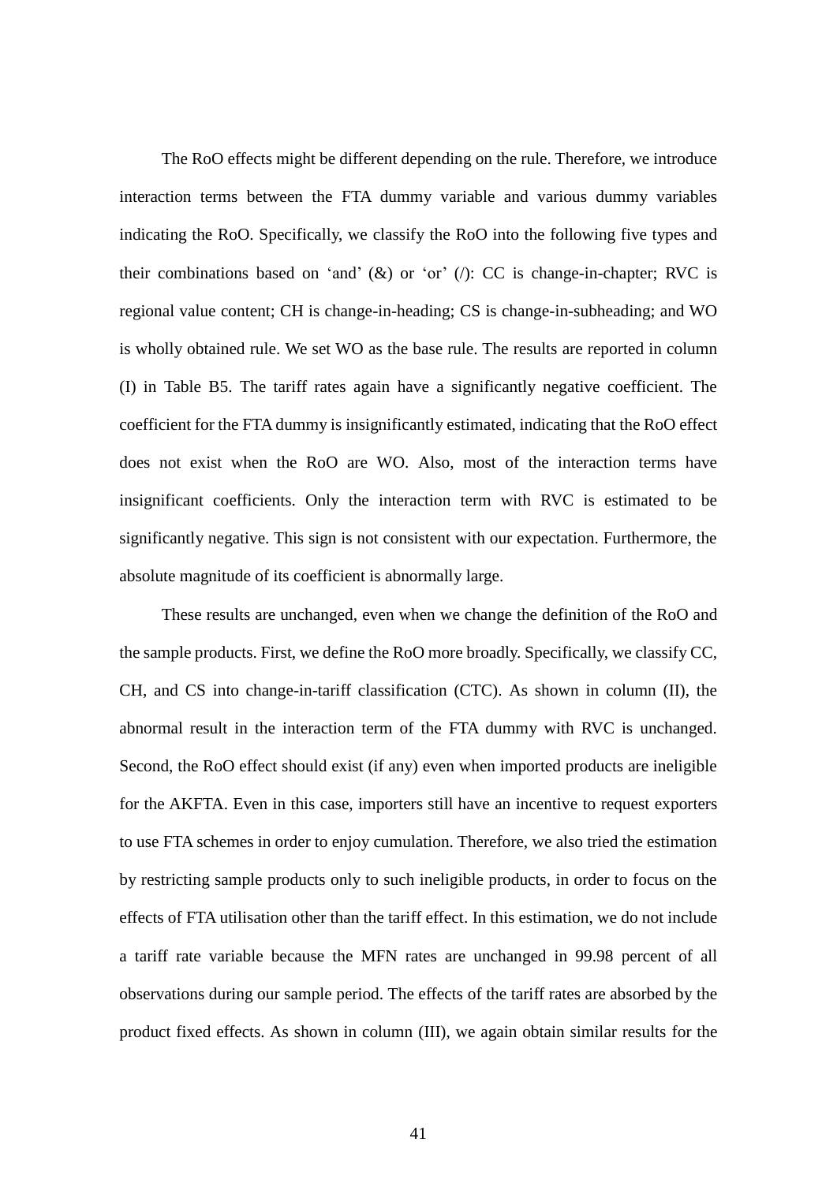The RoO effects might be different depending on the rule. Therefore, we introduce interaction terms between the FTA dummy variable and various dummy variables indicating the RoO. Specifically, we classify the RoO into the following five types and their combinations based on 'and' (&) or 'or' (/): CC is change-in-chapter; RVC is regional value content; CH is change-in-heading; CS is change-in-subheading; and WO is wholly obtained rule. We set WO as the base rule. The results are reported in column (I) in Table B5. The tariff rates again have a significantly negative coefficient. The coefficient for the FTA dummy is insignificantly estimated, indicating that the RoO effect does not exist when the RoO are WO. Also, most of the interaction terms have insignificant coefficients. Only the interaction term with RVC is estimated to be significantly negative. This sign is not consistent with our expectation. Furthermore, the absolute magnitude of its coefficient is abnormally large.

These results are unchanged, even when we change the definition of the RoO and the sample products. First, we define the RoO more broadly. Specifically, we classify CC, CH, and CS into change-in-tariff classification (CTC). As shown in column (II), the abnormal result in the interaction term of the FTA dummy with RVC is unchanged. Second, the RoO effect should exist (if any) even when imported products are ineligible for the AKFTA. Even in this case, importers still have an incentive to request exporters to use FTA schemes in order to enjoy cumulation. Therefore, we also tried the estimation by restricting sample products only to such ineligible products, in order to focus on the effects of FTA utilisation other than the tariff effect. In this estimation, we do not include a tariff rate variable because the MFN rates are unchanged in 99.98 percent of all observations during our sample period. The effects of the tariff rates are absorbed by the product fixed effects. As shown in column (III), we again obtain similar results for the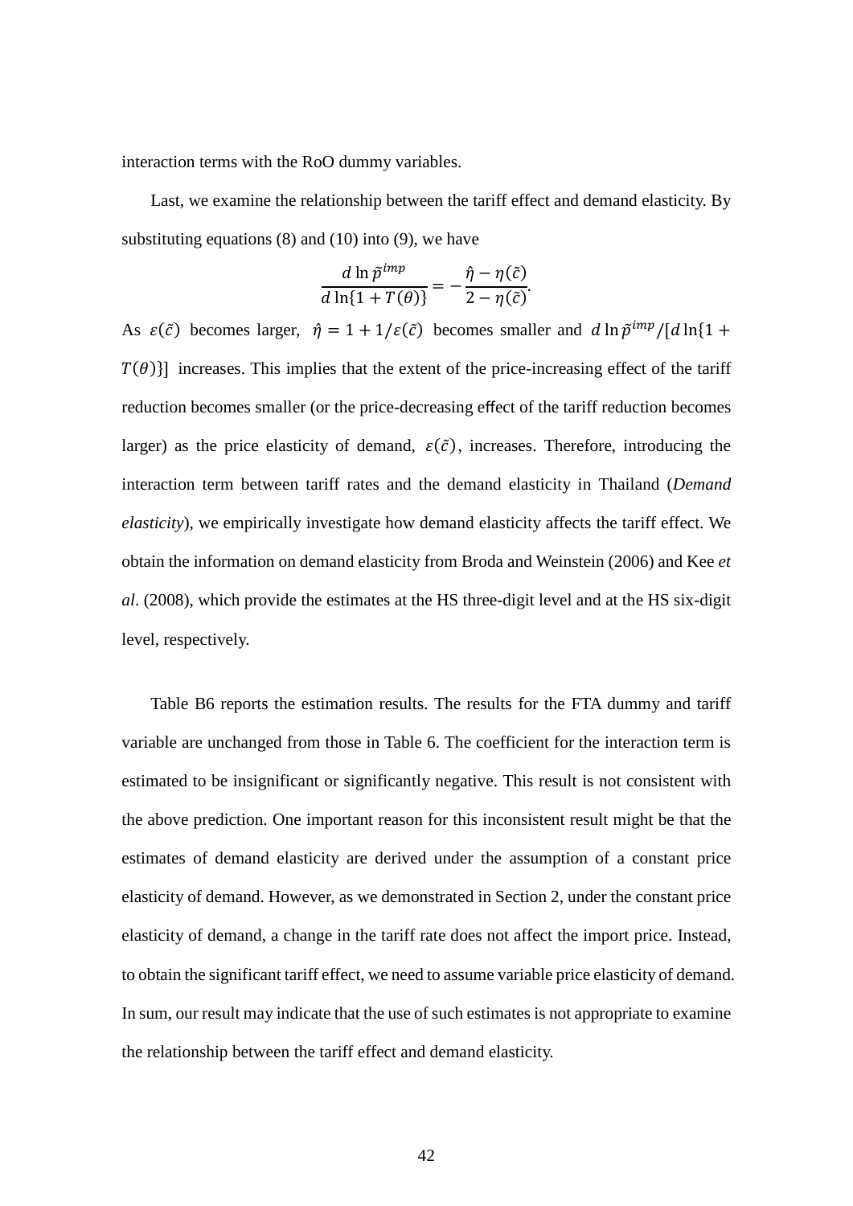interaction terms with the RoO dummy variables.

Last, we examine the relationship between the tariff effect and demand elasticity. By substituting equations (8) and (10) into (9), we have

$$\frac{d \ln \tilde{p}^{imp}}{d \ln\{1 + T(\theta)\}} = -\frac{\hat{\eta} - \eta(\tilde{c})}{2 - \eta(\tilde{c})}.$$

As $\varepsilon(\tilde{c})$ becomes larger, $\hat{\eta} = 1 + 1/\varepsilon(\tilde{c})$ becomes smaller and $d \ln \tilde{p}^{imp}/[d \ln\{1 + T(\theta)\}]$ increases. This implies that the extent of the price-increasing effect of the tariff reduction becomes smaller (or the price-decreasing effect of the tariff reduction becomes larger) as the price elasticity of demand, $\varepsilon(\tilde{c})$, increases. Therefore, introducing the interaction term between tariff rates and the demand elasticity in Thailand (*Demand elasticity*), we empirically investigate how demand elasticity affects the tariff effect. We obtain the information on demand elasticity from Broda and Weinstein (2006) and Kee *et al*. (2008), which provide the estimates at the HS three-digit level and at the HS six-digit level, respectively.

Table B6 reports the estimation results. The results for the FTA dummy and tariff variable are unchanged from those in Table 6. The coefficient for the interaction term is estimated to be insignificant or significantly negative. This result is not consistent with the above prediction. One important reason for this inconsistent result might be that the estimates of demand elasticity are derived under the assumption of a constant price elasticity of demand. However, as we demonstrated in Section 2, under the constant price elasticity of demand, a change in the tariff rate does not affect the import price. Instead, to obtain the significant tariff effect, we need to assume variable price elasticity of demand. In sum, our result may indicate that the use of such estimates is not appropriate to examine the relationship between the tariff effect and demand elasticity.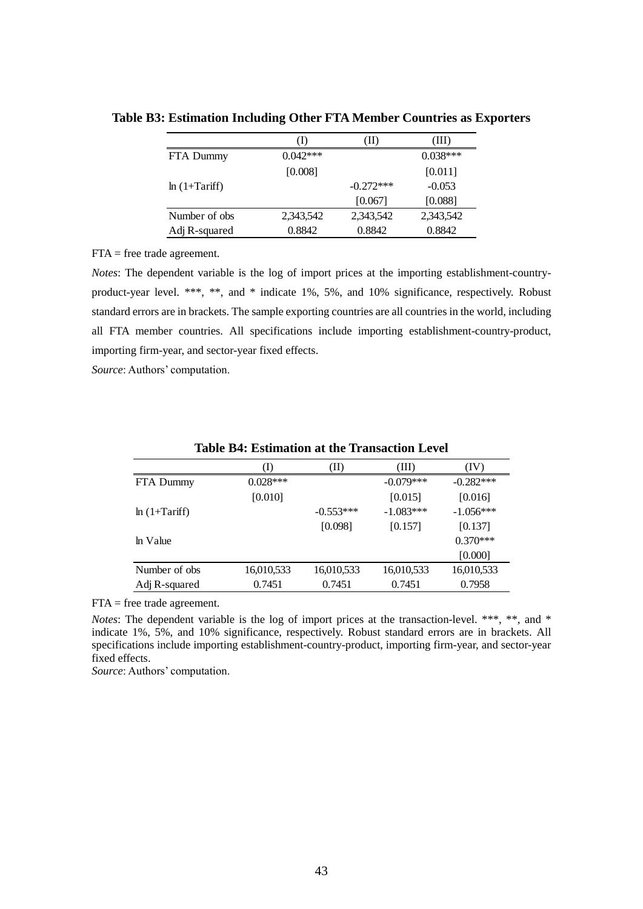**Table B3: Estimation Including Other FTA Member Countries as Exporters**

| | (I) | (II) | (III) |
|---|---|---|---|
| FTA Dummy | 0.042*** | | 0.038*** |
| | [0.008] | | [0.011] |
| ln (1+Tariff) | | -0.272*** | -0.053 |
| | | [0.067] | [0.088] |
| Number of obs | 2,343,542 | 2,343,542 | 2,343,542 |
| Adj R-squared | 0.8842 | 0.8842 | 0.8842 |

FTA = free trade agreement.

*Notes*: The dependent variable is the log of import prices at the importing establishment-country-product-year level. ***, **, and * indicate 1%, 5%, and 10% significance, respectively. Robust standard errors are in brackets. The sample exporting countries are all countries in the world, including all FTA member countries. All specifications include importing establishment-country-product, importing firm-year, and sector-year fixed effects.

*Source*: Authors' computation.

**Table B4: Estimation at the Transaction Level**

| | (I) | (II) | (III) | (IV) |
|---|---|---|---|---|
| FTA Dummy | 0.028*** | | -0.079*** | -0.282*** |
| | [0.010] | | [0.015] | [0.016] |
| ln (1+Tariff) | | -0.553*** | -1.083*** | -1.056*** |
| | | [0.098] | [0.157] | [0.137] |
| ln Value | | | | 0.370*** |
| | | | | [0.000] |
| Number of obs | 16,010,533 | 16,010,533 | 16,010,533 | 16,010,533 |
| Adj R-squared | 0.7451 | 0.7451 | 0.7451 | 0.7958 |

FTA = free trade agreement.

*Notes*: The dependent variable is the log of import prices at the transaction-level. ***, **, and * indicate 1%, 5%, and 10% significance, respectively. Robust standard errors are in brackets. All specifications include importing establishment-country-product, importing firm-year, and sector-year fixed effects.

*Source*: Authors' computation.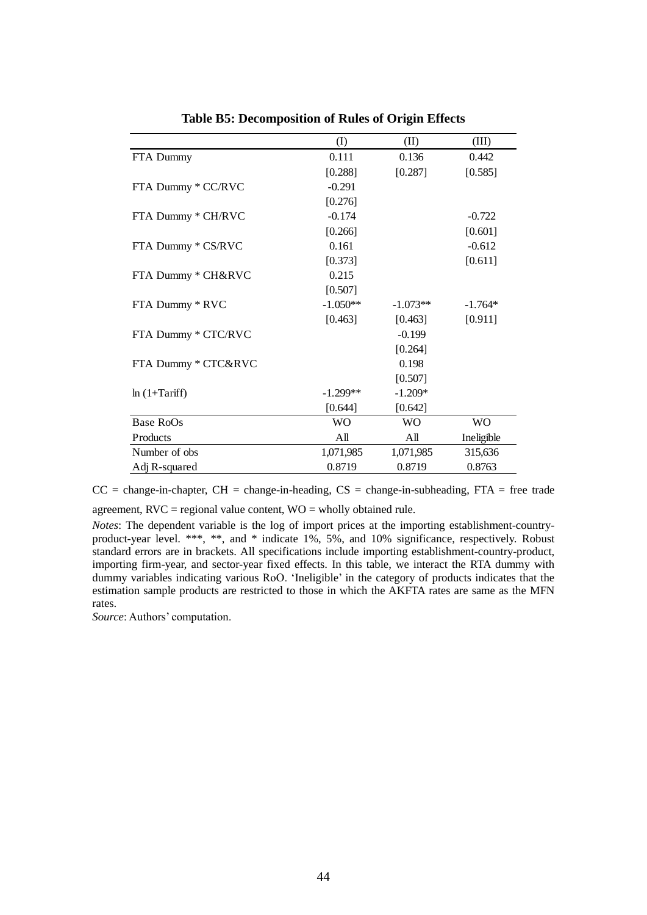**Table B5: Decomposition of Rules of Origin Effects**

| | (I) | (II) | (III) |
|---|---|---|---|
| FTA Dummy | 0.111 | 0.136 | 0.442 |
| | [0.288] | [0.287] | [0.585] |
| FTA Dummy * CC/RVC | -0.291 | | |
| | [0.276] | | |
| FTA Dummy * CH/RVC | -0.174 | | -0.722 |
| | [0.266] | | [0.601] |
| FTA Dummy * CS/RVC | 0.161 | | -0.612 |
| | [0.373] | | [0.611] |
| FTA Dummy * CH&RVC | 0.215 | | |
| | [0.507] | | |
| FTA Dummy * RVC | -1.050** | -1.073** | -1.764* |
| | [0.463] | [0.463] | [0.911] |
| FTA Dummy * CTC/RVC | | -0.199 | |
| | | [0.264] | |
| FTA Dummy * CTC&RVC | | 0.198 | |
| | | [0.507] | |
| ln (1+Tariff) | -1.299** | -1.209* | |
| | [0.644] | [0.642] | |
| Base RoOs | WO | WO | WO |
| Products | All | All | Ineligible |
| Number of obs | 1,071,985 | 1,071,985 | 315,636 |
| Adj R-squared | 0.8719 | 0.8719 | 0.8763 |

CC = change-in-chapter, CH = change-in-heading, CS = change-in-subheading, FTA = free trade agreement, RVC = regional value content, WO = wholly obtained rule.

*Notes*: The dependent variable is the log of import prices at the importing establishment-country-product-year level. ***, **, and * indicate 1%, 5%, and 10% significance, respectively. Robust standard errors are in brackets. All specifications include importing establishment-country-product, importing firm-year, and sector-year fixed effects. In this table, we interact the RTA dummy with dummy variables indicating various RoO. 'Ineligible' in the category of products indicates that the estimation sample products are restricted to those in which the AKFTA rates are same as the MFN rates.

*Source*: Authors' computation.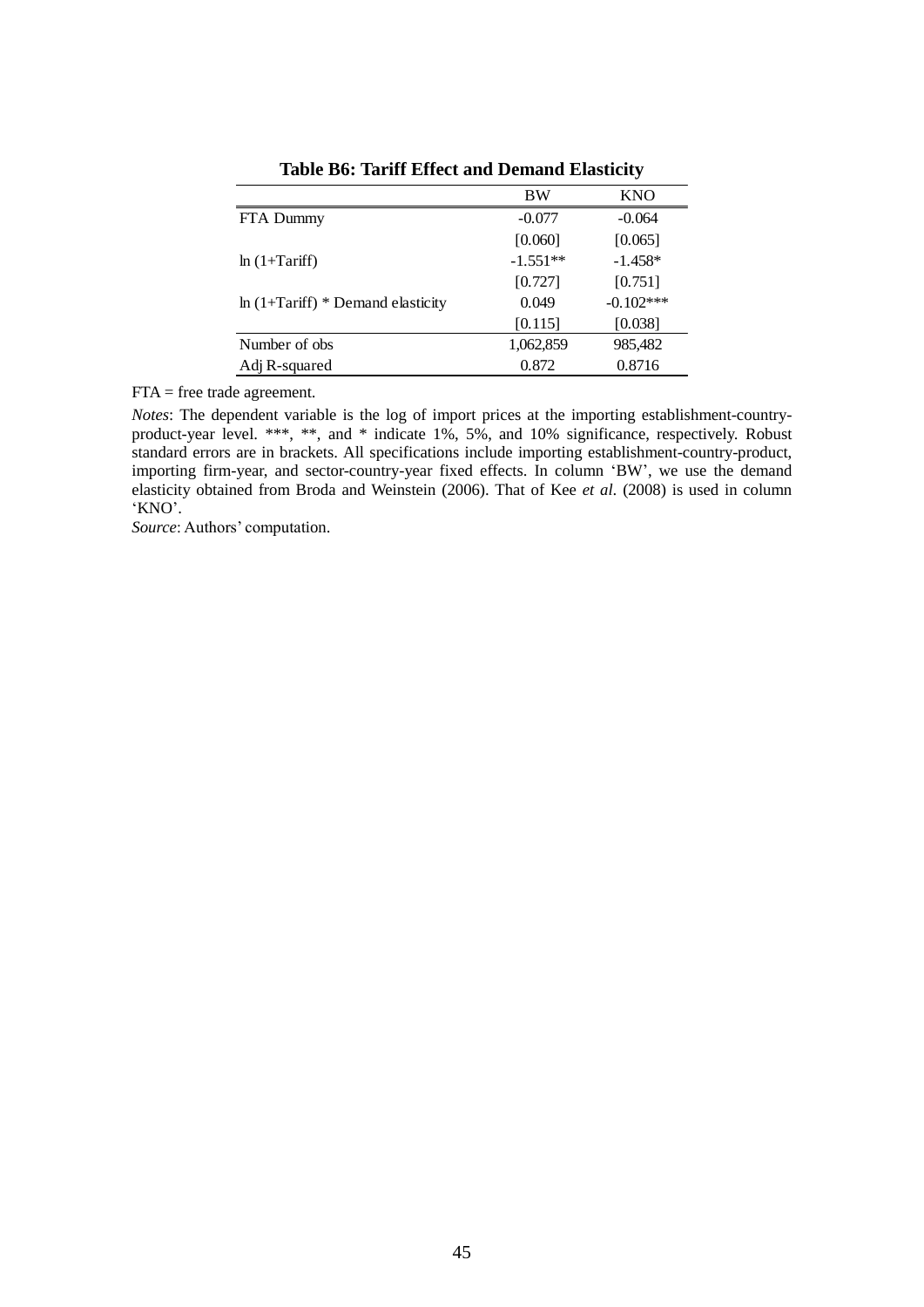**Table B6: Tariff Effect and Demand Elasticity**

| | BW | KNO |
|---|---|---|
| FTA Dummy | -0.077 | -0.064 |
| | [0.060] | [0.065] |
| ln (1+Tariff) | -1.551** | -1.458* |
| | [0.727] | [0.751] |
| ln (1+Tariff) * Demand elasticity | 0.049 | -0.102*** |
| | [0.115] | [0.038] |
| Number of obs | 1,062,859 | 985,482 |
| Adj R-squared | 0.872 | 0.8716 |

FTA = free trade agreement.

*Notes*: The dependent variable is the log of import prices at the importing establishment-country-product-year level. ***, **, and * indicate 1%, 5%, and 10% significance, respectively. Robust standard errors are in brackets. All specifications include importing establishment-country-product, importing firm-year, and sector-country-year fixed effects. In column 'BW', we use the demand elasticity obtained from Broda and Weinstein (2006). That of Kee *et al*. (2008) is used in column 'KNO'.

*Source*: Authors' computation.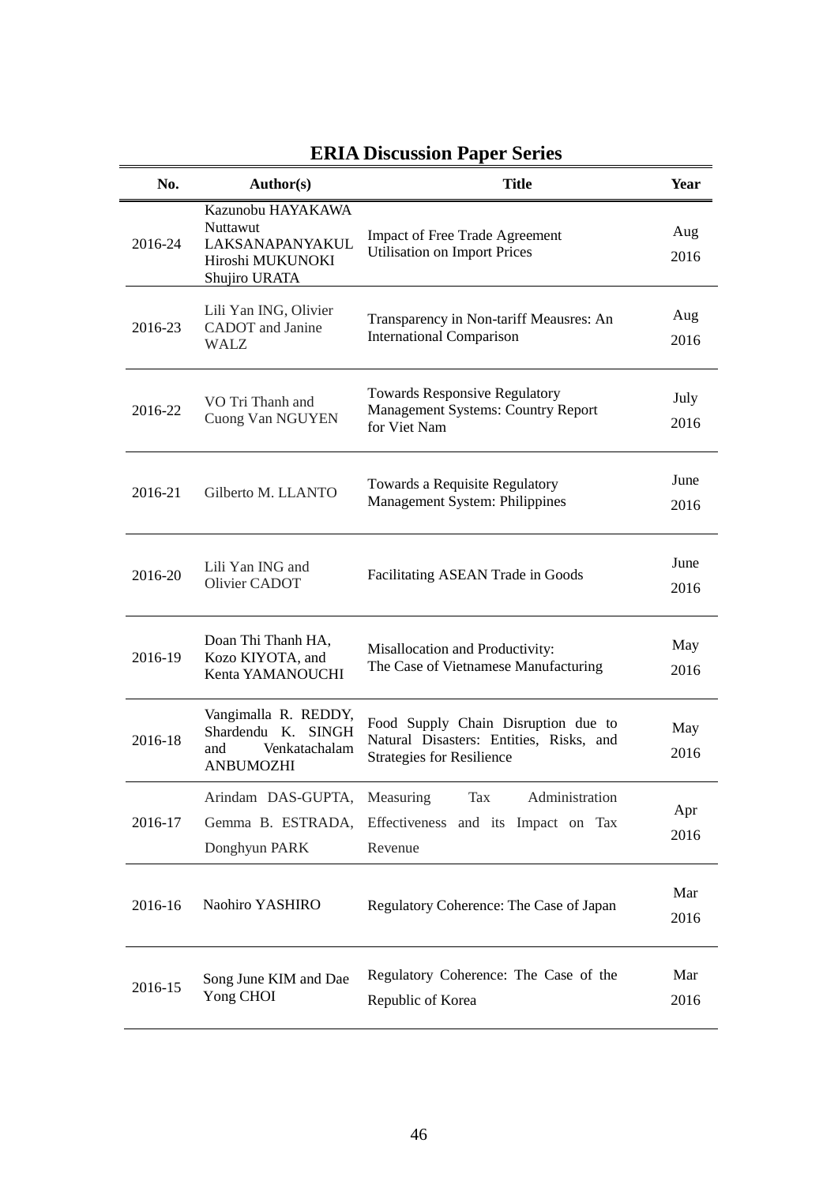# ERIA Discussion Paper Series

| No. | Author(s) | Title | Year |
|---|---|---|---|
| 2016-24 | Kazunobu HAYAKAWA Nuttawut LAKSANAPANYAKUL Hiroshi MUKUNOKI Shujiro URATA | Impact of Free Trade Agreement Utilisation on Import Prices | Aug 2016 |
| 2016-23 | Lili Yan ING, Olivier CADOT and Janine WALZ | Transparency in Non-tariff Meausres: An International Comparison | Aug 2016 |
| 2016-22 | VO Tri Thanh and Cuong Van NGUYEN | Towards Responsive Regulatory Management Systems: Country Report for Viet Nam | July 2016 |
| 2016-21 | Gilberto M. LLANTO | Towards a Requisite Regulatory Management System: Philippines | June 2016 |
| 2016-20 | Lili Yan ING and Olivier CADOT | Facilitating ASEAN Trade in Goods | June 2016 |
| 2016-19 | Doan Thi Thanh HA, Kozo KIYOTA, and Kenta YAMANOUCHI | Misallocation and Productivity: The Case of Vietnamese Manufacturing | May 2016 |
| 2016-18 | Vangimalla R. REDDY, Shardendu K. SINGH and Venkatachalam ANBUMOZHI | Food Supply Chain Disruption due to Natural Disasters: Entities, Risks, and Strategies for Resilience | May 2016 |
| 2016-17 | Arindam DAS-GUPTA, Gemma B. ESTRADA, Donghyun PARK | Measuring Tax Administration Effectiveness and its Impact on Tax Revenue | Apr 2016 |
| 2016-16 | Naohiro YASHIRO | Regulatory Coherence: The Case of Japan | Mar 2016 |
| 2016-15 | Song June KIM and Dae Yong CHOI | Regulatory Coherence: The Case of the Republic of Korea | Mar 2016 |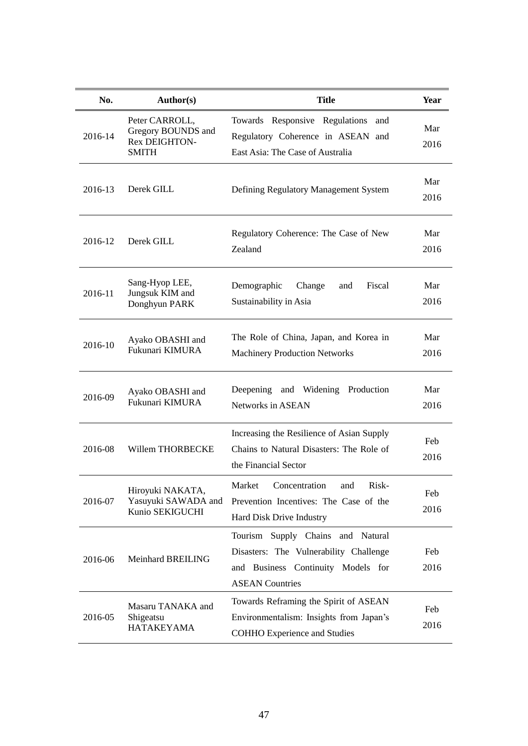| No. | Author(s) | Title | Year |
| --- | --- | --- | --- |
| 2016-14 | Peter CARROLL, Gregory BOUNDS and Rex DEIGHTON-SMITH | Towards Responsive Regulations and Regulatory Coherence in ASEAN and East Asia: The Case of Australia | Mar 2016 |
| 2016-13 | Derek GILL | Defining Regulatory Management System | Mar 2016 |
| 2016-12 | Derek GILL | Regulatory Coherence: The Case of New Zealand | Mar 2016 |
| 2016-11 | Sang-Hyop LEE, Jungsuk KIM and Donghyun PARK | Demographic Change and Fiscal Sustainability in Asia | Mar 2016 |
| 2016-10 | Ayako OBASHI and Fukunari KIMURA | The Role of China, Japan, and Korea in Machinery Production Networks | Mar 2016 |
| 2016-09 | Ayako OBASHI and Fukunari KIMURA | Deepening and Widening Production Networks in ASEAN | Mar 2016 |
| 2016-08 | Willem THORBECKE | Increasing the Resilience of Asian Supply Chains to Natural Disasters: The Role of the Financial Sector | Feb 2016 |
| 2016-07 | Hiroyuki NAKATA, Yasuyuki SAWADA and Kunio SEKIGUCHI | Market Concentration and Risk-Prevention Incentives: The Case of the Hard Disk Drive Industry | Feb 2016 |
| 2016-06 | Meinhard BREILING | Tourism Supply Chains and Natural Disasters: The Vulnerability Challenge and Business Continuity Models for ASEAN Countries | Feb 2016 |
| 2016-05 | Masaru TANAKA and Shigeatsu HATAKEYAMA | Towards Reframing the Spirit of ASEAN Environmentalism: Insights from Japan's COHHO Experience and Studies | Feb 2016 |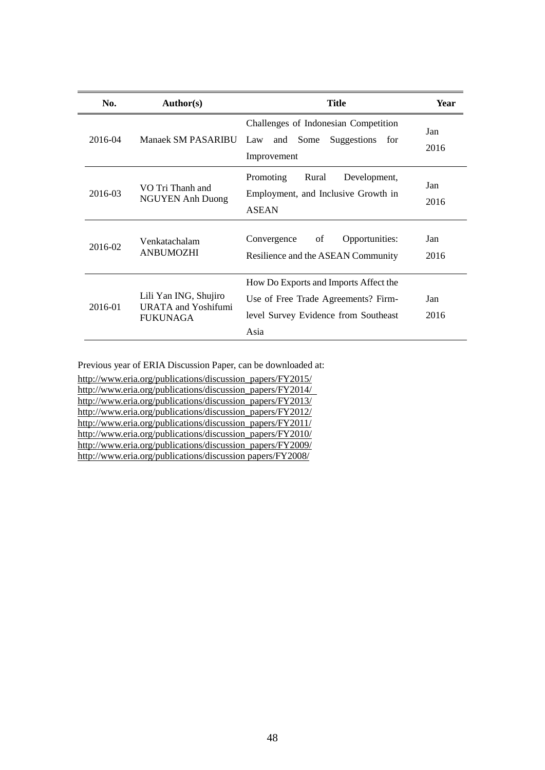| No. | Author(s) | Title | Year |
|---|---|---|---|
| 2016-04 | Manaek SM PASARIBU | Challenges of Indonesian Competition Law and Some Suggestions for Improvement | Jan 2016 |
| 2016-03 | VO Tri Thanh and NGUYEN Anh Duong | Promoting Rural Development, Employment, and Inclusive Growth in ASEAN | Jan 2016 |
| 2016-02 | Venkatachalam ANBUMOZHI | Convergence of Opportunities: Resilience and the ASEAN Community | Jan 2016 |
| 2016-01 | Lili Yan ING, Shujiro URATA and Yoshifumi FUKUNAGA | How Do Exports and Imports Affect the Use of Free Trade Agreements? Firm-level Survey Evidence from Southeast Asia | Jan 2016 |

Previous year of ERIA Discussion Paper, can be downloaded at:

http://www.eria.org/publications/discussion_papers/FY2015/
http://www.eria.org/publications/discussion_papers/FY2014/
http://www.eria.org/publications/discussion_papers/FY2013/
http://www.eria.org/publications/discussion_papers/FY2012/
http://www.eria.org/publications/discussion_papers/FY2011/
http://www.eria.org/publications/discussion_papers/FY2010/
http://www.eria.org/publications/discussion_papers/FY2009/
http://www.eria.org/publications/discussion papers/FY2008/